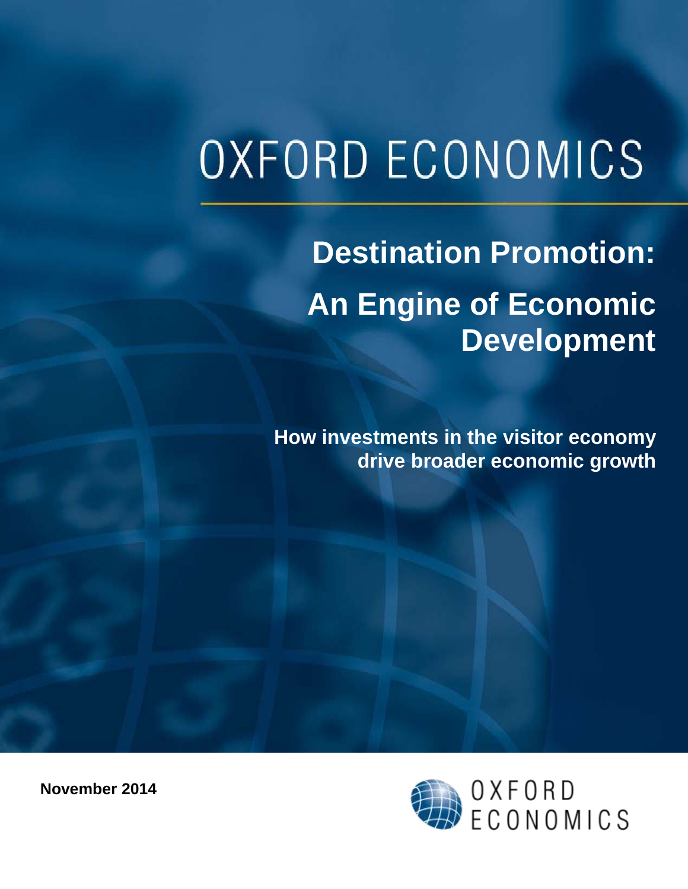OXFORD ECONOMICS

# Destination Promotion: An Engine of Economic Development

**How investments in the visitor economy drive broader economic growth**

**November 2014**

OXFORD ECONOMICS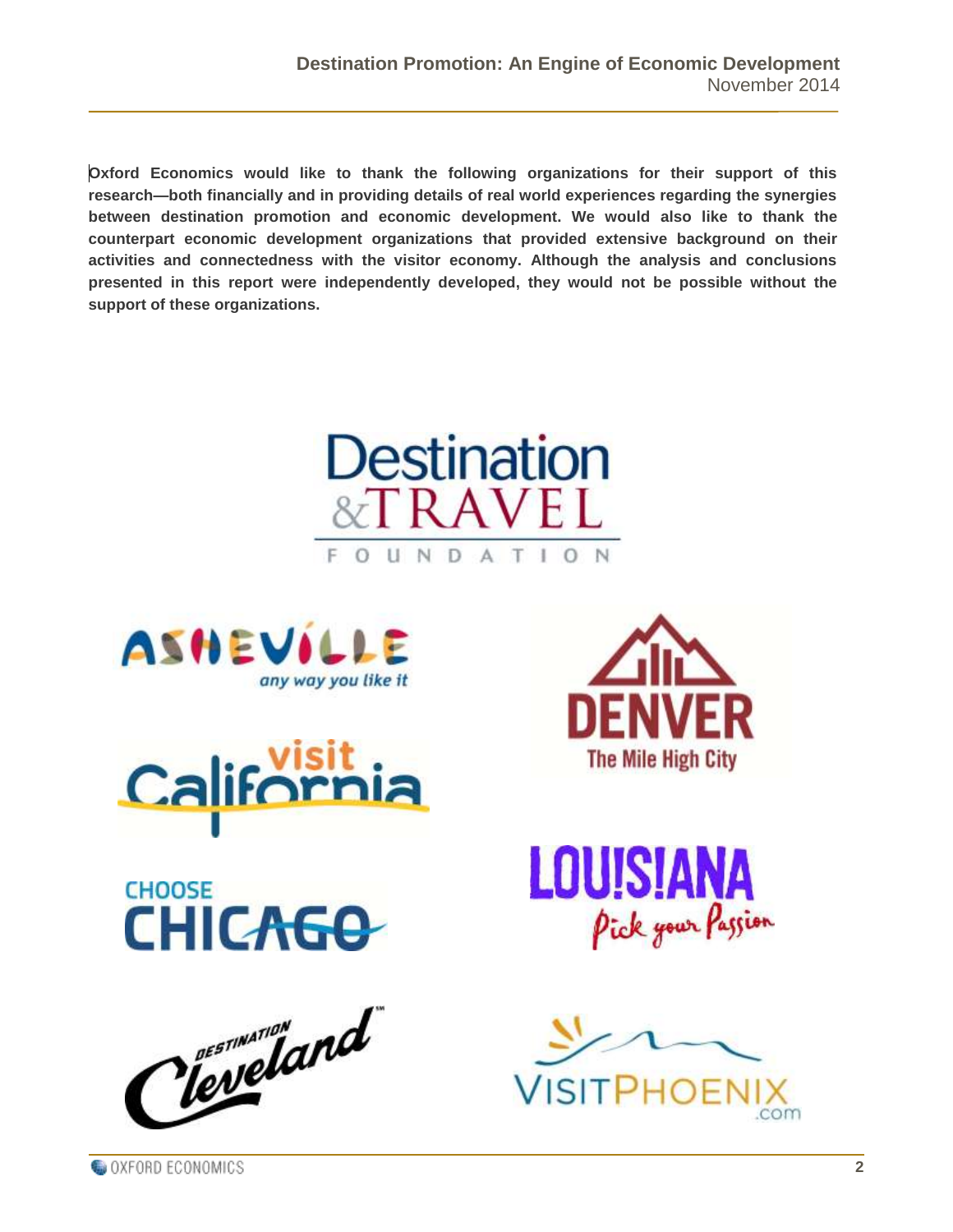**Oxford Economics would like to thank the following organizations for their support of this research—both financially and in providing details of real world experiences regarding the synergies between destination promotion and economic development. We would also like to thank the counterpart economic development organizations that provided extensive background on their activities and connectedness with the visitor economy. Although the analysis and conclusions presented in this report were independently developed, they would not be possible without the support of these organizations.**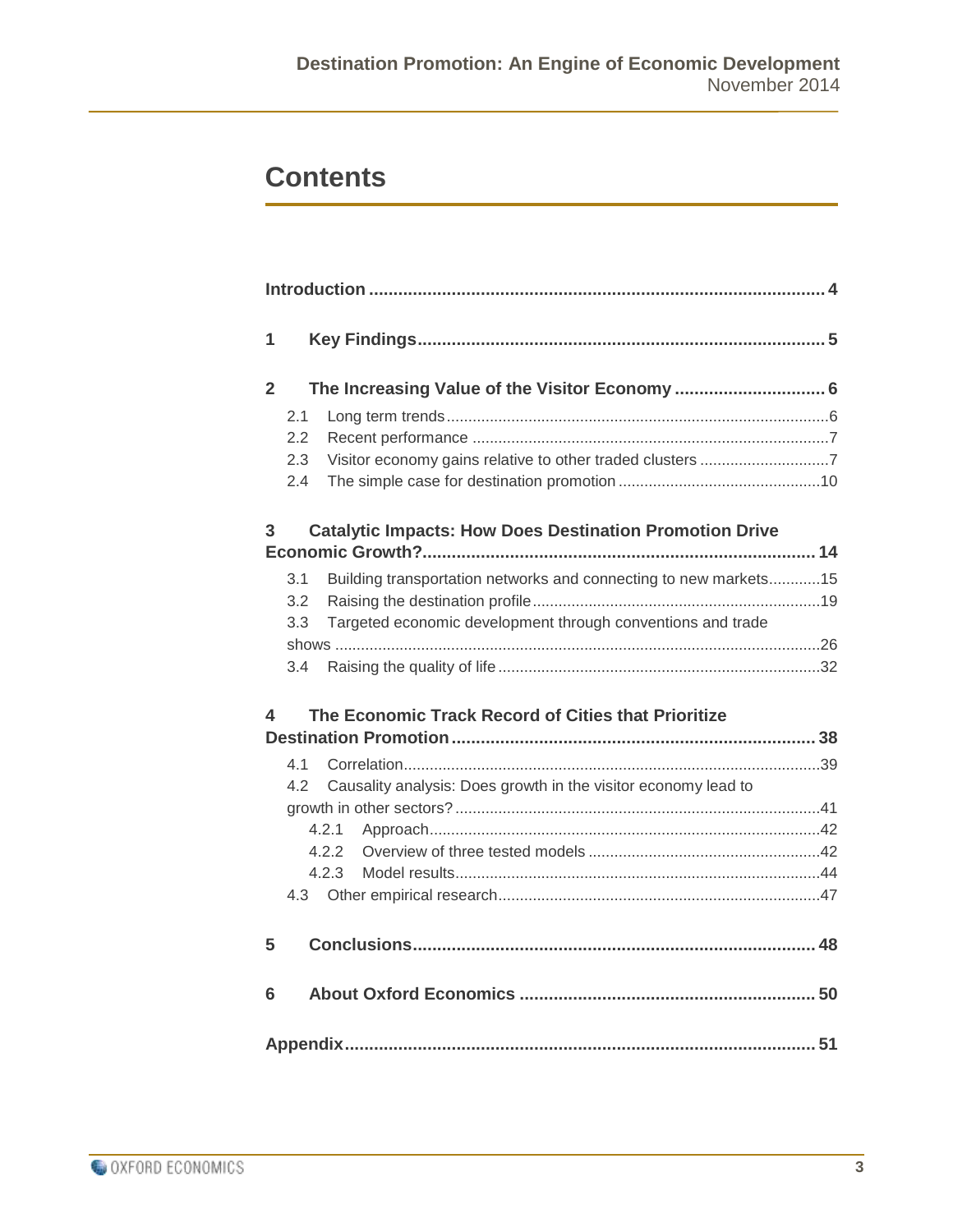# Contents

**Introduction** ..... **4**

**1 Key Findings** ..... **5**

**2 The Increasing Value of the Visitor Economy** ..... **6**

- 2.1 Long term trends ..... 6
- 2.2 Recent performance ..... 7
- 2.3 Visitor economy gains relative to other traded clusters ..... 7
- 2.4 The simple case for destination promotion ..... 10

**3 Catalytic Impacts: How Does Destination Promotion Drive Economic Growth?** ..... **14**

- 3.1 Building transportation networks and connecting to new markets ..... 15
- 3.2 Raising the destination profile ..... 19
- 3.3 Targeted economic development through conventions and trade shows ..... 26
- 3.4 Raising the quality of life ..... 32

**4 The Economic Track Record of Cities that Prioritize Destination Promotion** ..... **38**

- 4.1 Correlation ..... 39
- 4.2 Causality analysis: Does growth in the visitor economy lead to growth in other sectors? ..... 41
  - 4.2.1 Approach ..... 42
  - 4.2.2 Overview of three tested models ..... 42
  - 4.2.3 Model results ..... 44
- 4.3 Other empirical research ..... 47

**5 Conclusions** ..... **48**

**6 About Oxford Economics** ..... **50**

**Appendix** ..... **51**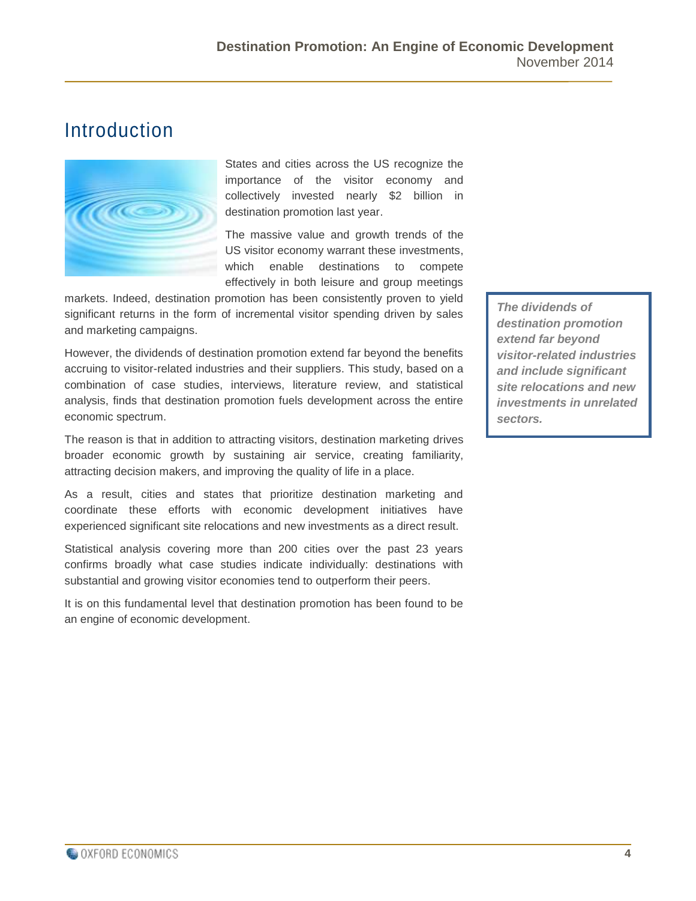# Introduction

States and cities across the US recognize the importance of the visitor economy and collectively invested nearly $2 billion in destination promotion last year.

The massive value and growth trends of the US visitor economy warrant these investments, which enable destinations to compete effectively in both leisure and group meetings markets. Indeed, destination promotion has been consistently proven to yield significant returns in the form of incremental visitor spending driven by sales and marketing campaigns.

However, the dividends of destination promotion extend far beyond the benefits accruing to visitor-related industries and their suppliers. This study, based on a combination of case studies, interviews, literature review, and statistical analysis, finds that destination promotion fuels development across the entire economic spectrum.

The reason is that in addition to attracting visitors, destination marketing drives broader economic growth by sustaining air service, creating familiarity, attracting decision makers, and improving the quality of life in a place.

As a result, cities and states that prioritize destination marketing and coordinate these efforts with economic development initiatives have experienced significant site relocations and new investments as a direct result.

Statistical analysis covering more than 200 cities over the past 23 years confirms broadly what case studies indicate individually: destinations with substantial and growing visitor economies tend to outperform their peers.

It is on this fundamental level that destination promotion has been found to be an engine of economic development.

***The dividends of destination promotion extend far beyond visitor-related industries and include significant site relocations and new investments in unrelated sectors.***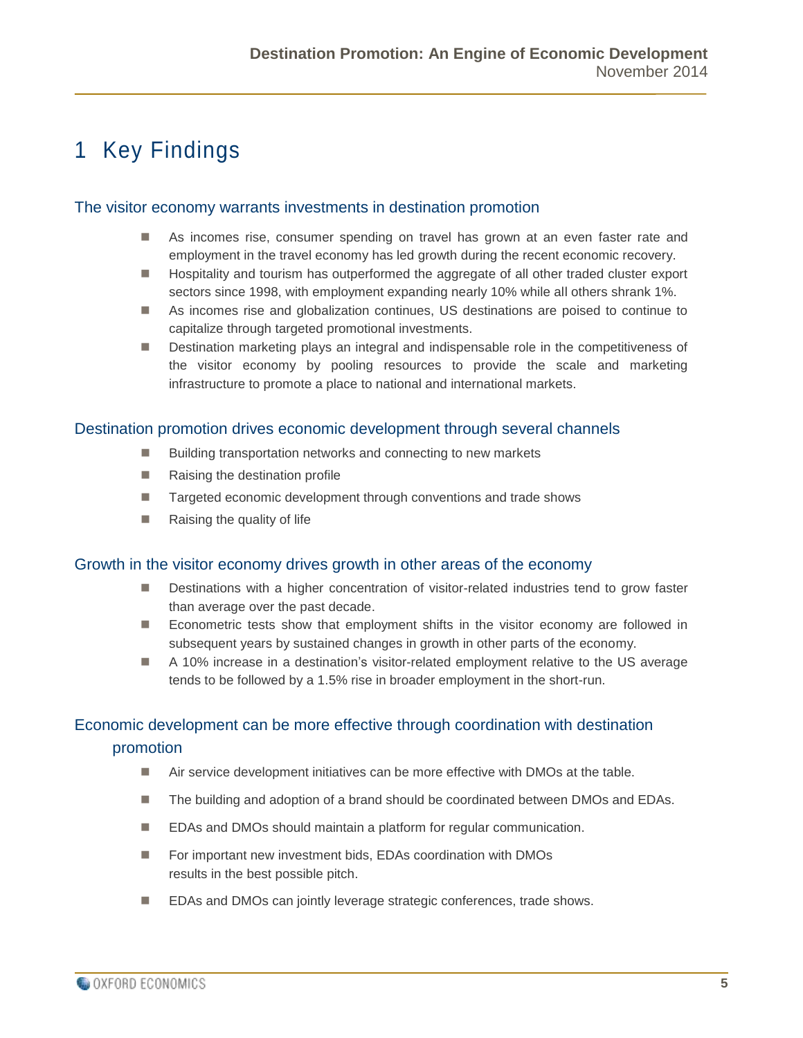# 1 Key Findings

## The visitor economy warrants investments in destination promotion

- As incomes rise, consumer spending on travel has grown at an even faster rate and employment in the travel economy has led growth during the recent economic recovery.
- Hospitality and tourism has outperformed the aggregate of all other traded cluster export sectors since 1998, with employment expanding nearly 10% while all others shrank 1%.
- As incomes rise and globalization continues, US destinations are poised to continue to capitalize through targeted promotional investments.
- Destination marketing plays an integral and indispensable role in the competitiveness of the visitor economy by pooling resources to provide the scale and marketing infrastructure to promote a place to national and international markets.

## Destination promotion drives economic development through several channels

- Building transportation networks and connecting to new markets
- Raising the destination profile
- Targeted economic development through conventions and trade shows
- Raising the quality of life

## Growth in the visitor economy drives growth in other areas of the economy

- Destinations with a higher concentration of visitor-related industries tend to grow faster than average over the past decade.
- Econometric tests show that employment shifts in the visitor economy are followed in subsequent years by sustained changes in growth in other parts of the economy.
- A 10% increase in a destination's visitor-related employment relative to the US average tends to be followed by a 1.5% rise in broader employment in the short-run.

## Economic development can be more effective through coordination with destination promotion

- Air service development initiatives can be more effective with DMOs at the table.
- The building and adoption of a brand should be coordinated between DMOs and EDAs.
- EDAs and DMOs should maintain a platform for regular communication.
- For important new investment bids, EDAs coordination with DMOs results in the best possible pitch.
- EDAs and DMOs can jointly leverage strategic conferences, trade shows.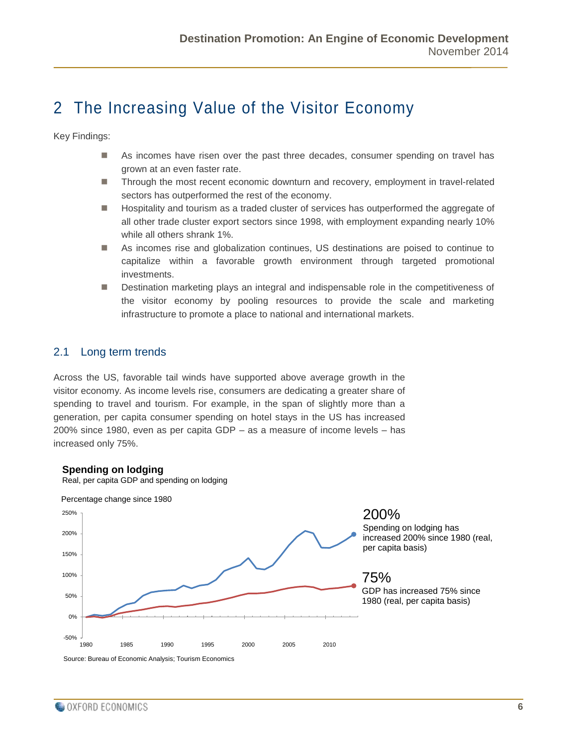# 2 The Increasing Value of the Visitor Economy

Key Findings:

- As incomes have risen over the past three decades, consumer spending on travel has grown at an even faster rate.
- Through the most recent economic downturn and recovery, employment in travel-related sectors has outperformed the rest of the economy.
- Hospitality and tourism as a traded cluster of services has outperformed the aggregate of all other trade cluster export sectors since 1998, with employment expanding nearly 10% while all others shrank 1%.
- As incomes rise and globalization continues, US destinations are poised to continue to capitalize within a favorable growth environment through targeted promotional investments.
- Destination marketing plays an integral and indispensable role in the competitiveness of the visitor economy by pooling resources to provide the scale and marketing infrastructure to promote a place to national and international markets.

## 2.1 Long term trends

Across the US, favorable tail winds have supported above average growth in the visitor economy. As income levels rise, consumers are dedicating a greater share of spending to travel and tourism. For example, in the span of slightly more than a generation, per capita consumer spending on hotel stays in the US has increased 200% since 1980, even as per capita GDP – as a measure of income levels – has increased only 75%.

**Spending on lodging**

Real, per capita GDP and spending on lodging

Percentage change since 1980

**200%** Spending on lodging has increased 200% since 1980 (real, per capita basis)

**75%** GDP has increased 75% since 1980 (real, per capita basis)

Source: Bureau of Economic Analysis; Tourism Economics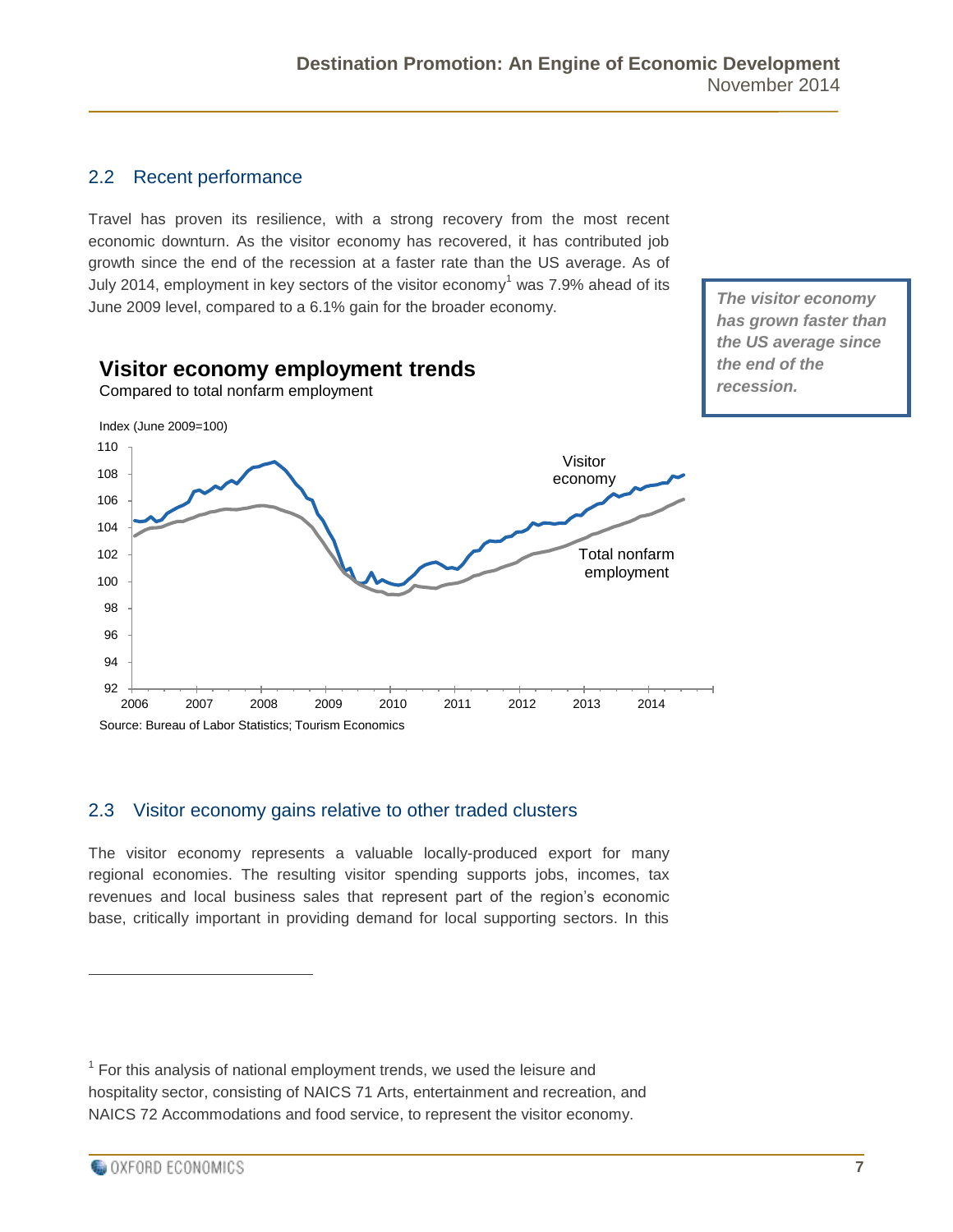## 2.2 Recent performance

Travel has proven its resilience, with a strong recovery from the most recent economic downturn. As the visitor economy has recovered, it has contributed job growth since the end of the recession at a faster rate than the US average. As of July 2014, employment in key sectors of the visitor economy[1] was 7.9% ahead of its June 2009 level, compared to a 6.1% gain for the broader economy.

***The visitor economy has grown faster than the US average since the end of the recession.***

**Visitor economy employment trends**

Compared to total nonfarm employment

Index (June 2009=100)

Source: Bureau of Labor Statistics; Tourism Economics

## 2.3 Visitor economy gains relative to other traded clusters

The visitor economy represents a valuable locally-produced export for many regional economies. The resulting visitor spending supports jobs, incomes, tax revenues and local business sales that represent part of the region's economic base, critically important in providing demand for local supporting sectors. In this

---

[1] For this analysis of national employment trends, we used the leisure and hospitality sector, consisting of NAICS 71 Arts, entertainment and recreation, and NAICS 72 Accommodations and food service, to represent the visitor economy.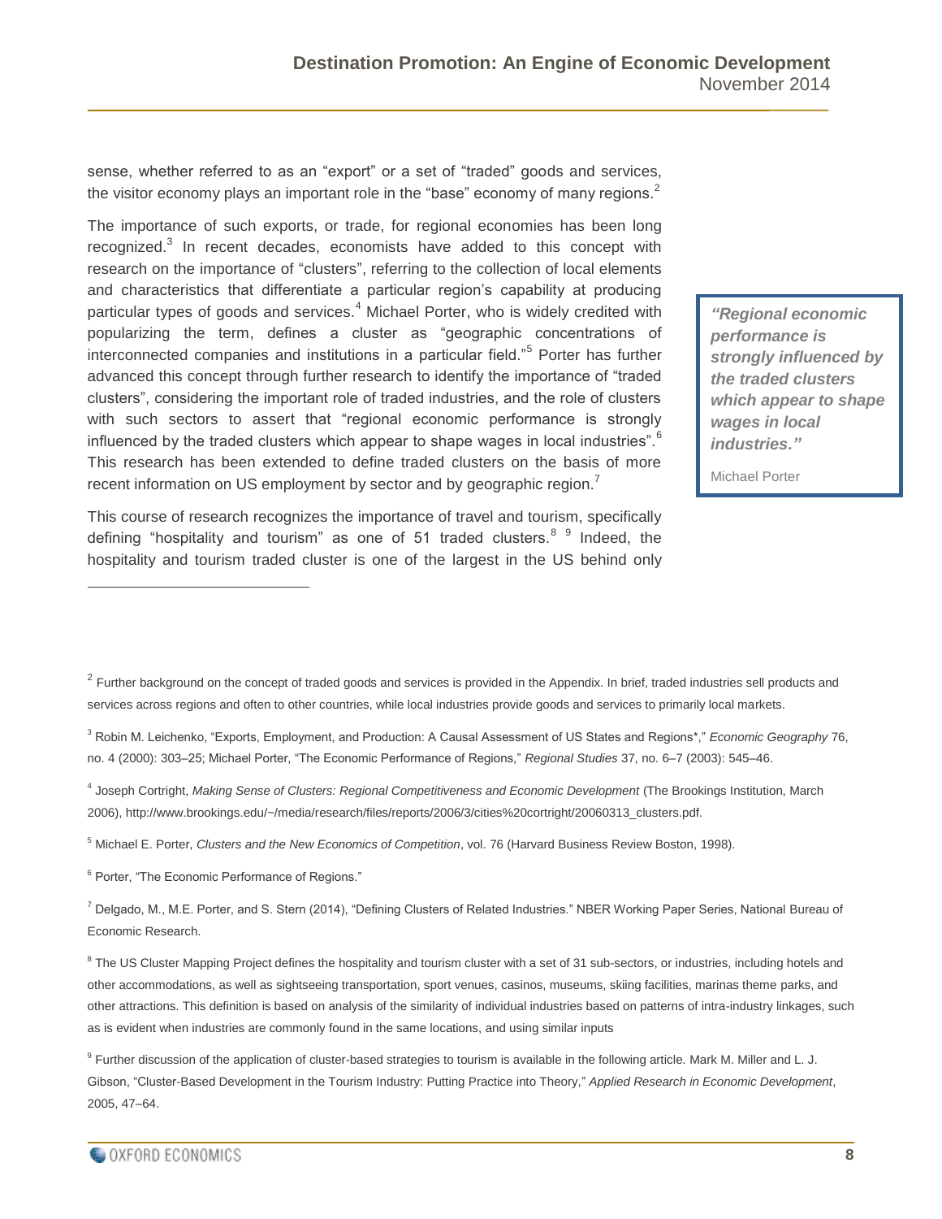sense, whether referred to as an "export" or a set of "traded" goods and services, the visitor economy plays an important role in the "base" economy of many regions.[2]

The importance of such exports, or trade, for regional economies has been long recognized.[3] In recent decades, economists have added to this concept with research on the importance of "clusters", referring to the collection of local elements and characteristics that differentiate a particular region's capability at producing particular types of goods and services.[4] Michael Porter, who is widely credited with popularizing the term, defines a cluster as "geographic concentrations of interconnected companies and institutions in a particular field."[5] Porter has further advanced this concept through further research to identify the importance of "traded clusters", considering the important role of traded industries, and the role of clusters with such sectors to assert that "regional economic performance is strongly influenced by the traded clusters which appear to shape wages in local industries".[6] This research has been extended to define traded clusters on the basis of more recent information on US employment by sector and by geographic region.[7]

> ***"Regional economic performance is strongly influenced by the traded clusters which appear to shape wages in local industries."***
>
> Michael Porter

This course of research recognizes the importance of travel and tourism, specifically defining "hospitality and tourism" as one of 51 traded clusters.[8] [9] Indeed, the hospitality and tourism traded cluster is one of the largest in the US behind only

---

[2] Further background on the concept of traded goods and services is provided in the Appendix. In brief, traded industries sell products and services across regions and often to other countries, while local industries provide goods and services to primarily local markets.

[3] Robin M. Leichenko, "Exports, Employment, and Production: A Causal Assessment of US States and Regions*," *Economic Geography* 76, no. 4 (2000): 303–25; Michael Porter, "The Economic Performance of Regions," *Regional Studies* 37, no. 6–7 (2003): 545–46.

[4] Joseph Cortright, *Making Sense of Clusters: Regional Competitiveness and Economic Development* (The Brookings Institution, March 2006), http://www.brookings.edu/~/media/research/files/reports/2006/3/cities%20cortright/20060313_clusters.pdf.

[5] Michael E. Porter, *Clusters and the New Economics of Competition*, vol. 76 (Harvard Business Review Boston, 1998).

[6] Porter, "The Economic Performance of Regions."

[7] Delgado, M., M.E. Porter, and S. Stern (2014), "Defining Clusters of Related Industries." NBER Working Paper Series, National Bureau of Economic Research.

[8] The US Cluster Mapping Project defines the hospitality and tourism cluster with a set of 31 sub-sectors, or industries, including hotels and other accommodations, as well as sightseeing transportation, sport venues, casinos, museums, skiing facilities, marinas theme parks, and other attractions. This definition is based on analysis of the similarity of individual industries based on patterns of intra-industry linkages, such as is evident when industries are commonly found in the same locations, and using similar inputs

[9] Further discussion of the application of cluster-based strategies to tourism is available in the following article. Mark M. Miller and L. J. Gibson, "Cluster-Based Development in the Tourism Industry: Putting Practice into Theory," *Applied Research in Economic Development*, 2005, 47–64.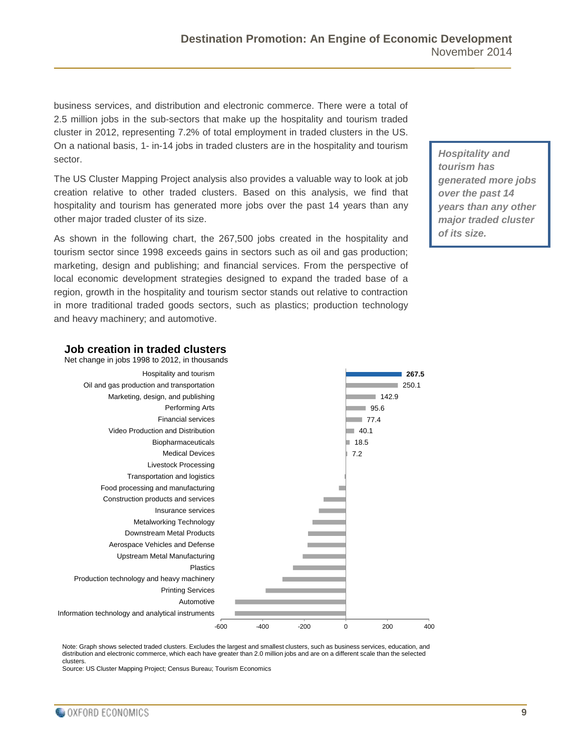business services, and distribution and electronic commerce. There were a total of 2.5 million jobs in the sub-sectors that make up the hospitality and tourism traded cluster in 2012, representing 7.2% of total employment in traded clusters in the US. On a national basis, 1- in-14 jobs in traded clusters are in the hospitality and tourism sector.

The US Cluster Mapping Project analysis also provides a valuable way to look at job creation relative to other traded clusters. Based on this analysis, we find that hospitality and tourism has generated more jobs over the past 14 years than any other major traded cluster of its size.

> ***Hospitality and tourism has generated more jobs over the past 14 years than any other major traded cluster of its size.***

As shown in the following chart, the 267,500 jobs created in the hospitality and tourism sector since 1998 exceeds gains in sectors such as oil and gas production; marketing, design and publishing; and financial services. From the perspective of local economic development strategies designed to expand the traded base of a region, growth in the hospitality and tourism sector stands out relative to contraction in more traditional traded goods sectors, such as plastics; production technology and heavy machinery; and automotive.

**Job creation in traded clusters**

Net change in jobs 1998 to 2012, in thousands

| Cluster | Net change (thousands) |
|---|---|
| Hospitality and tourism | **267.5** |
| Oil and gas production and transportation | 250.1 |
| Marketing, design, and publishing | 142.9 |
| Performing Arts | 95.6 |
| Financial services | 77.4 |
| Video Production and Distribution | 40.1 |
| Biopharmaceuticals | 18.5 |
| Medical Devices | 7.2 |
| Livestock Processing | |
| Transportation and logistics | |
| Food processing and manufacturing | |
| Construction products and services | |
| Insurance services | |
| Metalworking Technology | |
| Downstream Metal Products | |
| Aerospace Vehicles and Defense | |
| Upstream Metal Manufacturing | |
| Plastics | |
| Production technology and heavy machinery | |
| Printing Services | |
| Automotive | |
| Information technology and analytical instruments | |

Note: Graph shows selected traded clusters. Excludes the largest and smallest clusters, such as business services, education, and distribution and electronic commerce, which each have greater than 2.0 million jobs and are on a different scale than the selected clusters.
Source: US Cluster Mapping Project; Census Bureau; Tourism Economics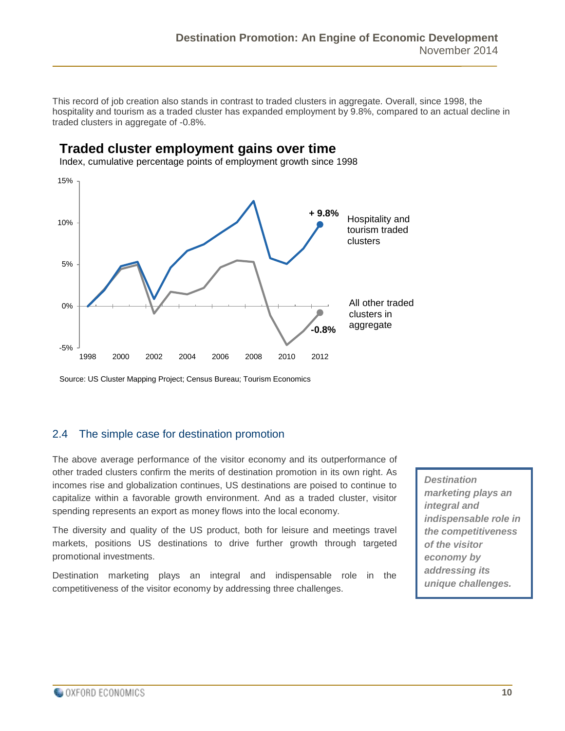This record of job creation also stands in contrast to traded clusters in aggregate. Overall, since 1998, the hospitality and tourism as a traded cluster has expanded employment by 9.8%, compared to an actual decline in traded clusters in aggregate of -0.8%.

### Traded cluster employment gains over time

Index, cumulative percentage points of employment growth since 1998

Source: US Cluster Mapping Project; Census Bureau; Tourism Economics

## 2.4 The simple case for destination promotion

The above average performance of the visitor economy and its outperformance of other traded clusters confirm the merits of destination promotion in its own right. As incomes rise and globalization continues, US destinations are poised to continue to capitalize within a favorable growth environment. And as a traded cluster, visitor spending represents an export as money flows into the local economy.

The diversity and quality of the US product, both for leisure and meetings travel markets, positions US destinations to drive further growth through targeted promotional investments.

Destination marketing plays an integral and indispensable role in the competitiveness of the visitor economy by addressing three challenges.

***Destination marketing plays an integral and indispensable role in the competitiveness of the visitor economy by addressing its unique challenges.***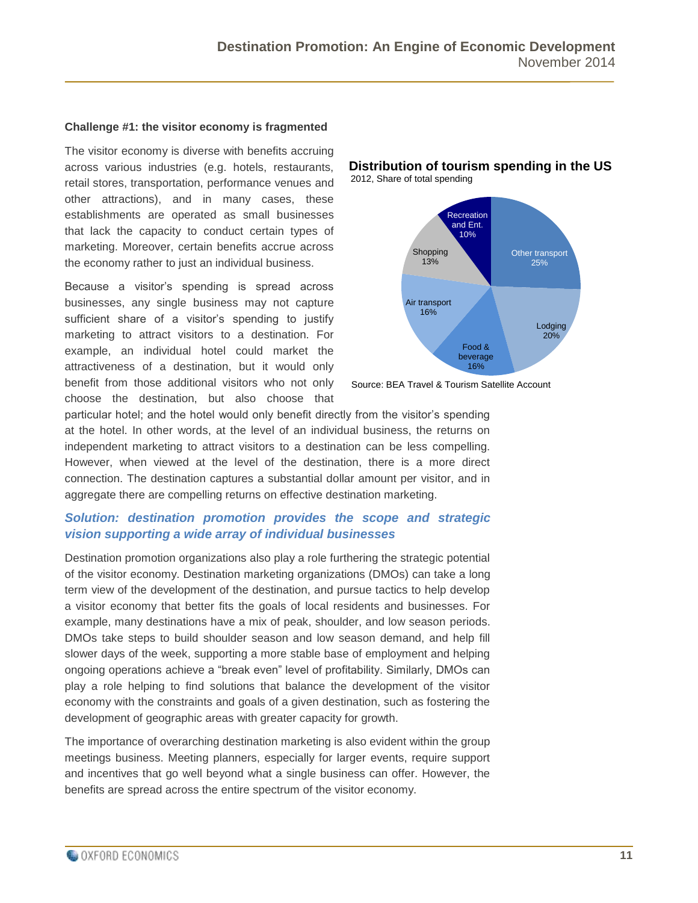### Challenge #1: the visitor economy is fragmented

The visitor economy is diverse with benefits accruing across various industries (e.g. hotels, restaurants, retail stores, transportation, performance venues and other attractions), and in many cases, these establishments are operated as small businesses that lack the capacity to conduct certain types of marketing. Moreover, certain benefits accrue across the economy rather to just an individual business.

**Distribution of tourism spending in the US**
2012, Share of total spending

| Category | Share |
|---|---|
| Other transport | 25% |
| Lodging | 20% |
| Food & beverage | 16% |
| Air transport | 16% |
| Shopping | 13% |
| Recreation and Ent. | 10% |

Source: BEA Travel & Tourism Satellite Account

Because a visitor's spending is spread across businesses, any single business may not capture sufficient share of a visitor's spending to justify marketing to attract visitors to a destination. For example, an individual hotel could market the attractiveness of a destination, but it would only benefit from those additional visitors who not only choose the destination, but also choose that particular hotel; and the hotel would only benefit directly from the visitor's spending at the hotel. In other words, at the level of an individual business, the returns on independent marketing to attract visitors to a destination can be less compelling. However, when viewed at the level of the destination, there is a more direct connection. The destination captures a substantial dollar amount per visitor, and in aggregate there are compelling returns on effective destination marketing.

### *Solution: destination promotion provides the scope and strategic vision supporting a wide array of individual businesses*

Destination promotion organizations also play a role furthering the strategic potential of the visitor economy. Destination marketing organizations (DMOs) can take a long term view of the development of the destination, and pursue tactics to help develop a visitor economy that better fits the goals of local residents and businesses. For example, many destinations have a mix of peak, shoulder, and low season periods. DMOs take steps to build shoulder season and low season demand, and help fill slower days of the week, supporting a more stable base of employment and helping ongoing operations achieve a "break even" level of profitability. Similarly, DMOs can play a role helping to find solutions that balance the development of the visitor economy with the constraints and goals of a given destination, such as fostering the development of geographic areas with greater capacity for growth.

The importance of overarching destination marketing is also evident within the group meetings business. Meeting planners, especially for larger events, require support and incentives that go well beyond what a single business can offer. However, the benefits are spread across the entire spectrum of the visitor economy.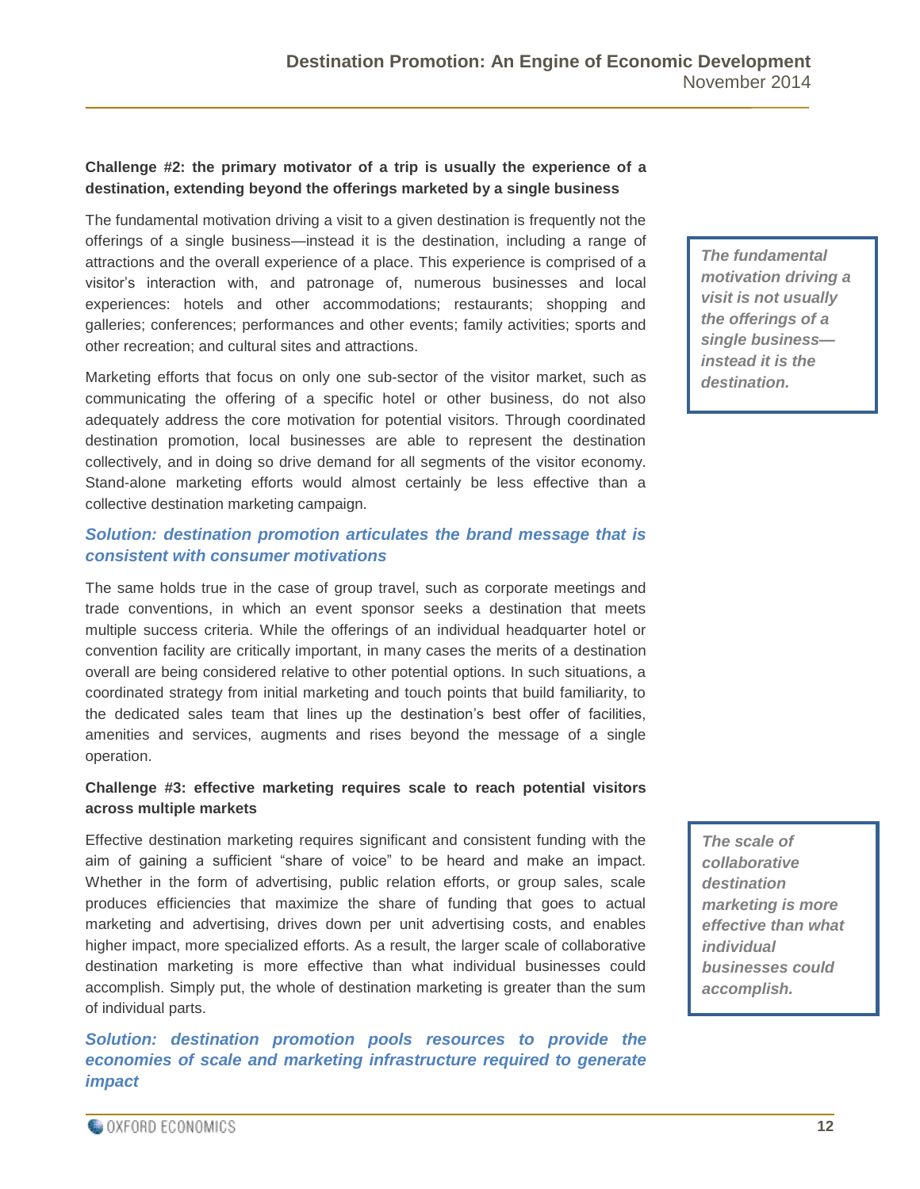**Challenge #2: the primary motivator of a trip is usually the experience of a destination, extending beyond the offerings marketed by a single business**

The fundamental motivation driving a visit to a given destination is frequently not the offerings of a single business—instead it is the destination, including a range of attractions and the overall experience of a place. This experience is comprised of a visitor's interaction with, and patronage of, numerous businesses and local experiences: hotels and other accommodations; restaurants; shopping and galleries; conferences; performances and other events; family activities; sports and other recreation; and cultural sites and attractions.

> ***The fundamental motivation driving a visit is not usually the offerings of a single business—instead it is the destination.***

Marketing efforts that focus on only one sub-sector of the visitor market, such as communicating the offering of a specific hotel or other business, do not also adequately address the core motivation for potential visitors. Through coordinated destination promotion, local businesses are able to represent the destination collectively, and in doing so drive demand for all segments of the visitor economy. Stand-alone marketing efforts would almost certainly be less effective than a collective destination marketing campaign.

***Solution: destination promotion articulates the brand message that is consistent with consumer motivations***

The same holds true in the case of group travel, such as corporate meetings and trade conventions, in which an event sponsor seeks a destination that meets multiple success criteria. While the offerings of an individual headquarter hotel or convention facility are critically important, in many cases the merits of a destination overall are being considered relative to other potential options. In such situations, a coordinated strategy from initial marketing and touch points that build familiarity, to the dedicated sales team that lines up the destination's best offer of facilities, amenities and services, augments and rises beyond the message of a single operation.

**Challenge #3: effective marketing requires scale to reach potential visitors across multiple markets**

Effective destination marketing requires significant and consistent funding with the aim of gaining a sufficient "share of voice" to be heard and make an impact. Whether in the form of advertising, public relation efforts, or group sales, scale produces efficiencies that maximize the share of funding that goes to actual marketing and advertising, drives down per unit advertising costs, and enables higher impact, more specialized efforts. As a result, the larger scale of collaborative destination marketing is more effective than what individual businesses could accomplish. Simply put, the whole of destination marketing is greater than the sum of individual parts.

> ***The scale of collaborative destination marketing is more effective than what individual businesses could accomplish.***

***Solution: destination promotion pools resources to provide the economies of scale and marketing infrastructure required to generate impact***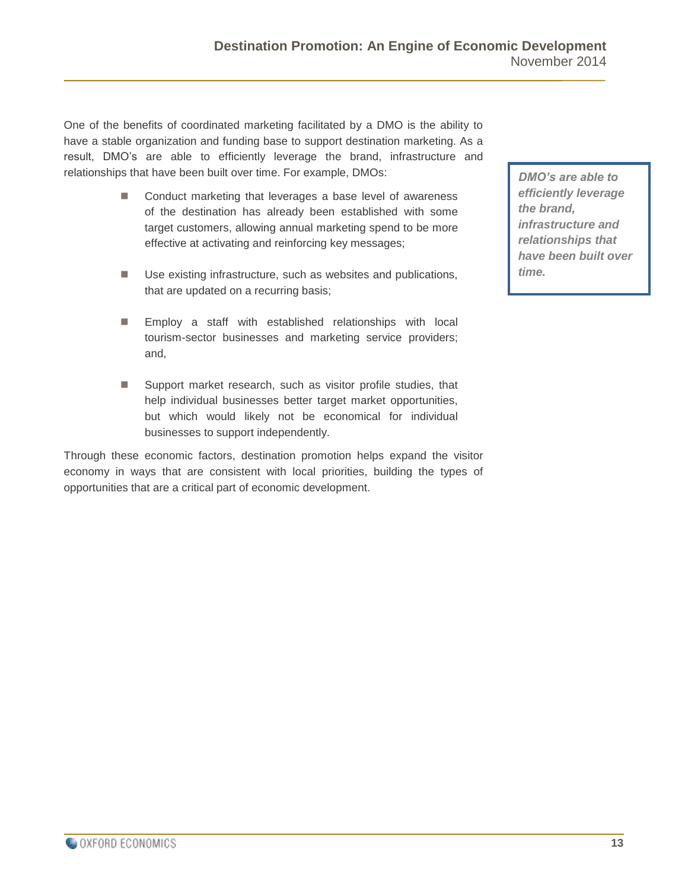One of the benefits of coordinated marketing facilitated by a DMO is the ability to have a stable organization and funding base to support destination marketing. As a result, DMO's are able to efficiently leverage the brand, infrastructure and relationships that have been built over time. For example, DMOs:

- Conduct marketing that leverages a base level of awareness of the destination has already been established with some target customers, allowing annual marketing spend to be more effective at activating and reinforcing key messages;
- Use existing infrastructure, such as websites and publications, that are updated on a recurring basis;
- Employ a staff with established relationships with local tourism-sector businesses and marketing service providers; and,
- Support market research, such as visitor profile studies, that help individual businesses better target market opportunities, but which would likely not be economical for individual businesses to support independently.

> ***DMO's are able to efficiently leverage the brand, infrastructure and relationships that have been built over time.***

Through these economic factors, destination promotion helps expand the visitor economy in ways that are consistent with local priorities, building the types of opportunities that are a critical part of economic development.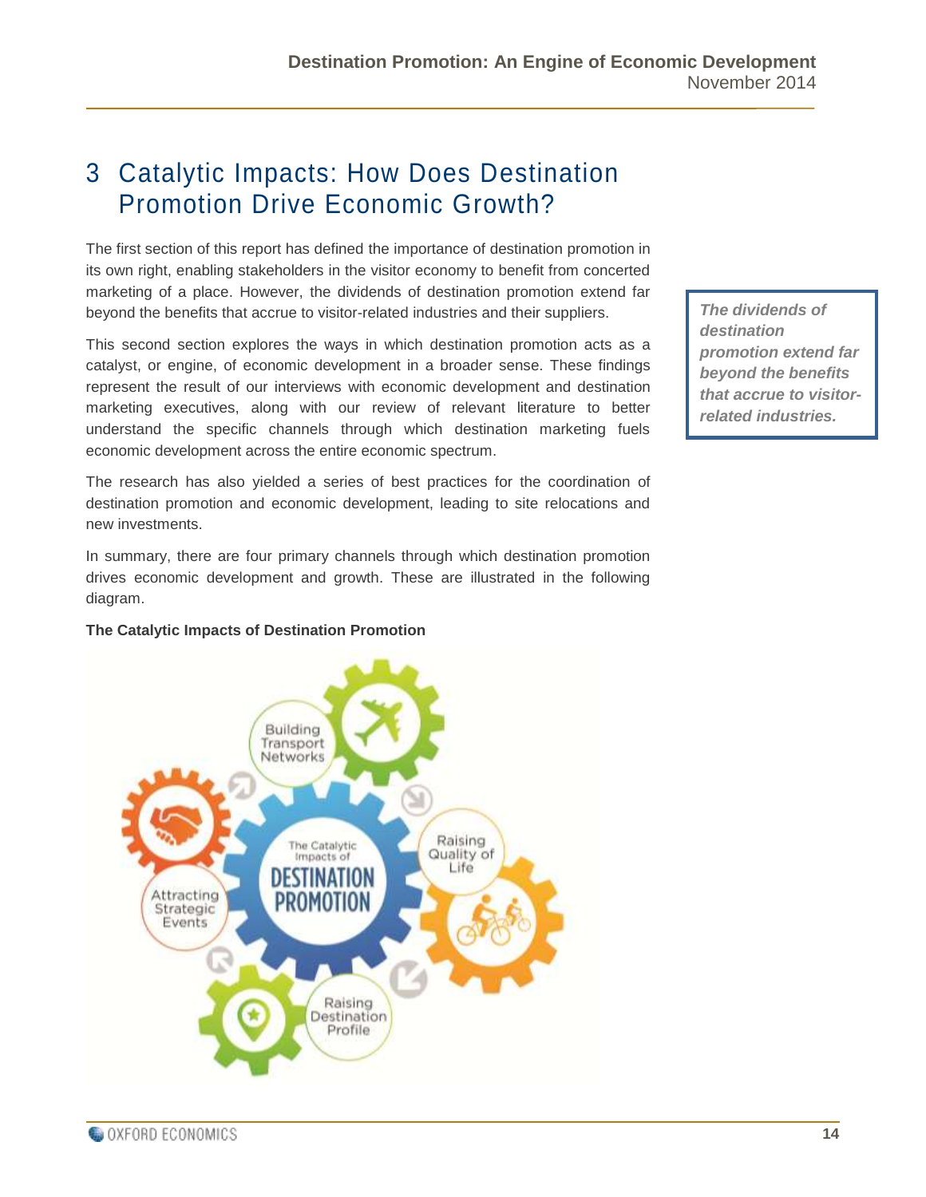# 3 Catalytic Impacts: How Does Destination Promotion Drive Economic Growth?

The first section of this report has defined the importance of destination promotion in its own right, enabling stakeholders in the visitor economy to benefit from concerted marketing of a place. However, the dividends of destination promotion extend far beyond the benefits that accrue to visitor-related industries and their suppliers.

*The dividends of destination promotion extend far beyond the benefits that accrue to visitor-related industries.*

This second section explores the ways in which destination promotion acts as a catalyst, or engine, of economic development in a broader sense. These findings represent the result of our interviews with economic development and destination marketing executives, along with our review of relevant literature to better understand the specific channels through which destination marketing fuels economic development across the entire economic spectrum.

The research has also yielded a series of best practices for the coordination of destination promotion and economic development, leading to site relocations and new investments.

In summary, there are four primary channels through which destination promotion drives economic development and growth. These are illustrated in the following diagram.

**The Catalytic Impacts of Destination Promotion**

The Catalytic Impacts of DESTINATION PROMOTION

- Building Transport Networks
- Raising Quality of Life
- Raising Destination Profile
- Attracting Strategic Events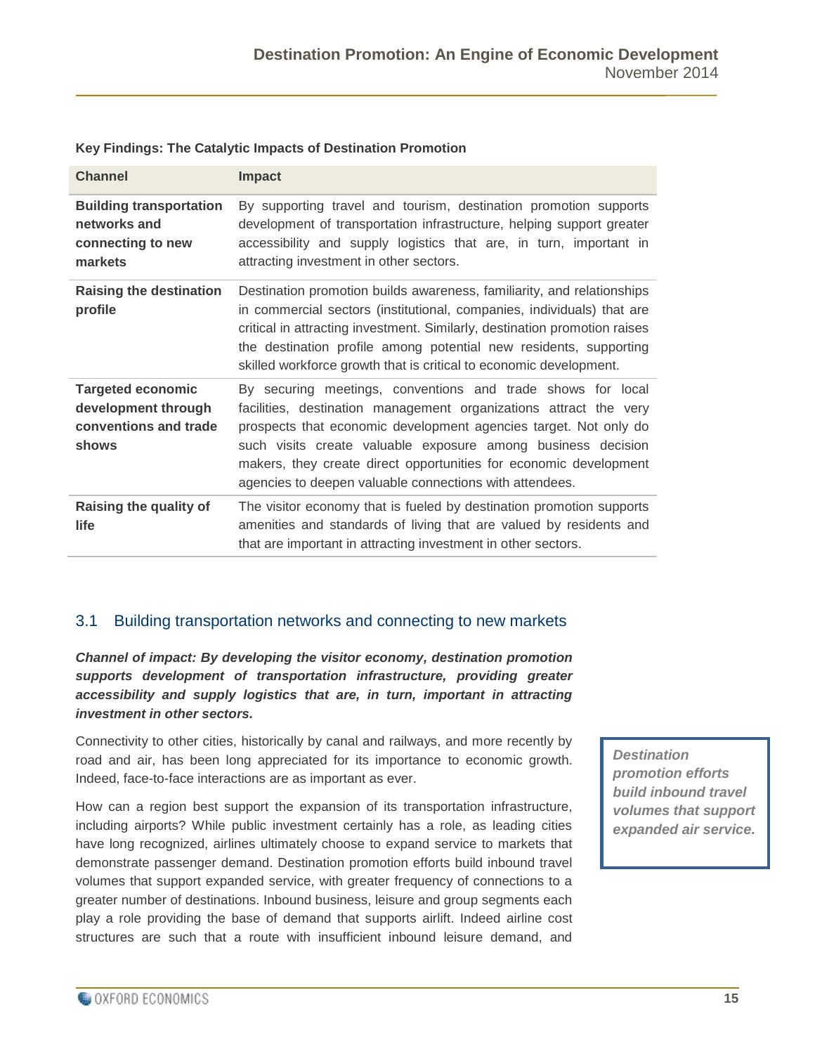**Key Findings: The Catalytic Impacts of Destination Promotion**

| Channel | Impact |
|---|---|
| **Building transportation networks and connecting to new markets** | By supporting travel and tourism, destination promotion supports development of transportation infrastructure, helping support greater accessibility and supply logistics that are, in turn, important in attracting investment in other sectors. |
| **Raising the destination profile** | Destination promotion builds awareness, familiarity, and relationships in commercial sectors (institutional, companies, individuals) that are critical in attracting investment. Similarly, destination promotion raises the destination profile among potential new residents, supporting skilled workforce growth that is critical to economic development. |
| **Targeted economic development through conventions and trade shows** | By securing meetings, conventions and trade shows for local facilities, destination management organizations attract the very prospects that economic development agencies target. Not only do such visits create valuable exposure among business decision makers, they create direct opportunities for economic development agencies to deepen valuable connections with attendees. |
| **Raising the quality of life** | The visitor economy that is fueled by destination promotion supports amenities and standards of living that are valued by residents and that are important in attracting investment in other sectors. |

## 3.1 Building transportation networks and connecting to new markets

***Channel of impact: By developing the visitor economy, destination promotion supports development of transportation infrastructure, providing greater accessibility and supply logistics that are, in turn, important in attracting investment in other sectors.***

Connectivity to other cities, historically by canal and railways, and more recently by road and air, has been long appreciated for its importance to economic growth. Indeed, face-to-face interactions are as important as ever.

*Destination promotion efforts build inbound travel volumes that support expanded air service.*

How can a region best support the expansion of its transportation infrastructure, including airports? While public investment certainly has a role, as leading cities have long recognized, airlines ultimately choose to expand service to markets that demonstrate passenger demand. Destination promotion efforts build inbound travel volumes that support expanded service, with greater frequency of connections to a greater number of destinations. Inbound business, leisure and group segments each play a role providing the base of demand that supports airlift. Indeed airline cost structures are such that a route with insufficient inbound leisure demand, and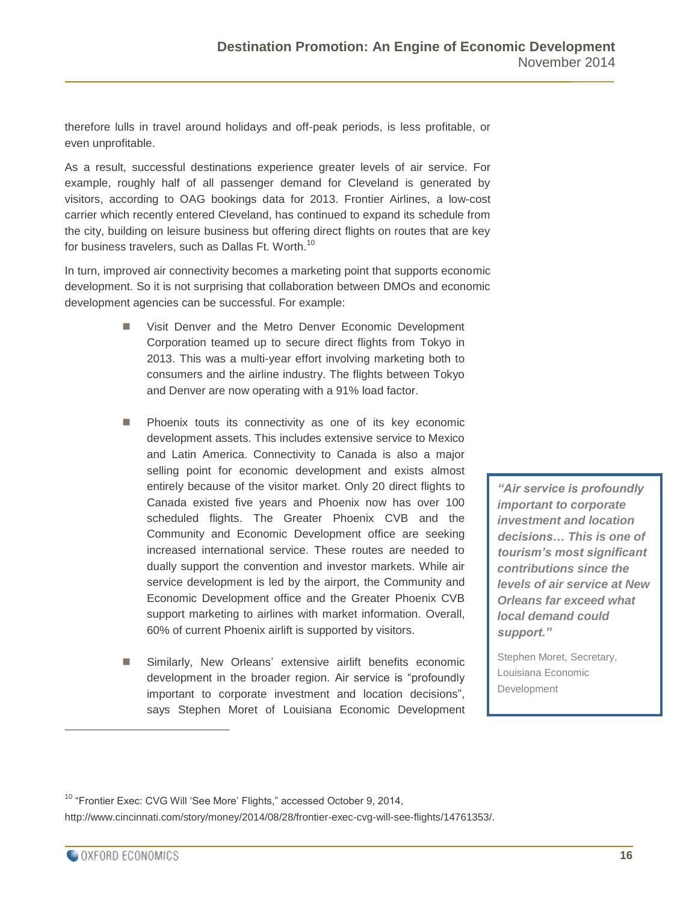therefore lulls in travel around holidays and off-peak periods, is less profitable, or even unprofitable.

As a result, successful destinations experience greater levels of air service. For example, roughly half of all passenger demand for Cleveland is generated by visitors, according to OAG bookings data for 2013. Frontier Airlines, a low-cost carrier which recently entered Cleveland, has continued to expand its schedule from the city, building on leisure business but offering direct flights on routes that are key for business travelers, such as Dallas Ft. Worth.[10]

In turn, improved air connectivity becomes a marketing point that supports economic development. So it is not surprising that collaboration between DMOs and economic development agencies can be successful. For example:

- Visit Denver and the Metro Denver Economic Development Corporation teamed up to secure direct flights from Tokyo in 2013. This was a multi-year effort involving marketing both to consumers and the airline industry. The flights between Tokyo and Denver are now operating with a 91% load factor.

- Phoenix touts its connectivity as one of its key economic development assets. This includes extensive service to Mexico and Latin America. Connectivity to Canada is also a major selling point for economic development and exists almost entirely because of the visitor market. Only 20 direct flights to Canada existed five years and Phoenix now has over 100 scheduled flights. The Greater Phoenix CVB and the Community and Economic Development office are seeking increased international service. These routes are needed to dually support the convention and investor markets. While air service development is led by the airport, the Community and Economic Development office and the Greater Phoenix CVB support marketing to airlines with market information. Overall, 60% of current Phoenix airlift is supported by visitors.

- Similarly, New Orleans' extensive airlift benefits economic development in the broader region. Air service is "profoundly important to corporate investment and location decisions", says Stephen Moret of Louisiana Economic Development

> ***"Air service is profoundly important to corporate investment and location decisions… This is one of tourism's most significant contributions since the levels of air service at New Orleans far exceed what local demand could support."***
>
> Stephen Moret, Secretary, Louisiana Economic Development

[10] "Frontier Exec: CVG Will 'See More' Flights," accessed October 9, 2014, http://www.cincinnati.com/story/money/2014/08/28/frontier-exec-cvg-will-see-flights/14761353/.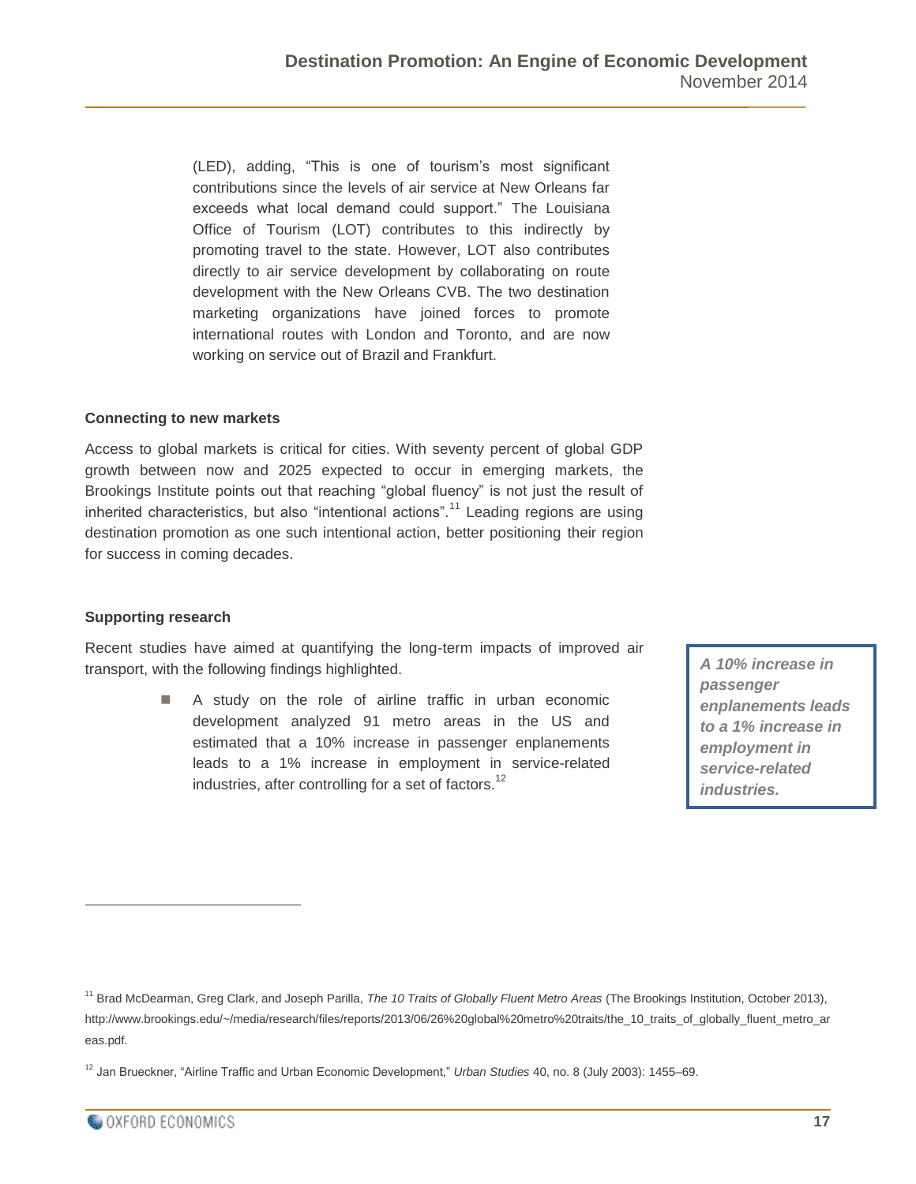(LED), adding, "This is one of tourism's most significant contributions since the levels of air service at New Orleans far exceeds what local demand could support." The Louisiana Office of Tourism (LOT) contributes to this indirectly by promoting travel to the state. However, LOT also contributes directly to air service development by collaborating on route development with the New Orleans CVB. The two destination marketing organizations have joined forces to promote international routes with London and Toronto, and are now working on service out of Brazil and Frankfurt.

### Connecting to new markets

Access to global markets is critical for cities. With seventy percent of global GDP growth between now and 2025 expected to occur in emerging markets, the Brookings Institute points out that reaching "global fluency" is not just the result of inherited characteristics, but also "intentional actions".[11] Leading regions are using destination promotion as one such intentional action, better positioning their region for success in coming decades.

### Supporting research

Recent studies have aimed at quantifying the long-term impacts of improved air transport, with the following findings highlighted.

- A study on the role of airline traffic in urban economic development analyzed 91 metro areas in the US and estimated that a 10% increase in passenger enplanements leads to a 1% increase in employment in service-related industries, after controlling for a set of factors.[12]

> ***A 10% increase in passenger enplanements leads to a 1% increase in employment in service-related industries.***

---

[11] Brad McDearman, Greg Clark, and Joseph Parilla, *The 10 Traits of Globally Fluent Metro Areas* (The Brookings Institution, October 2013), http://www.brookings.edu/~/media/research/files/reports/2013/06/26%20global%20metro%20traits/the_10_traits_of_globally_fluent_metro_areas.pdf.

[12] Jan Brueckner, "Airline Traffic and Urban Economic Development," *Urban Studies* 40, no. 8 (July 2003): 1455–69.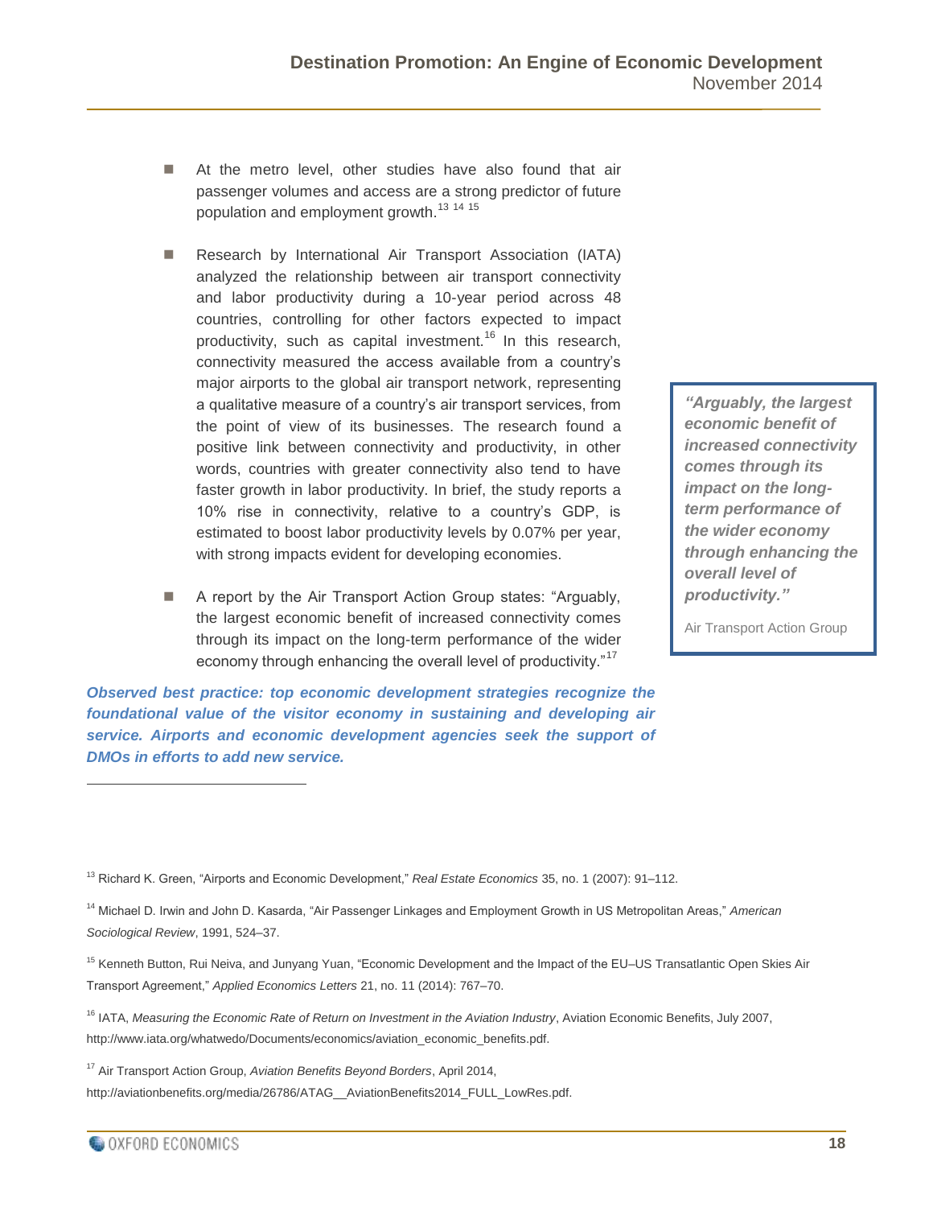- At the metro level, other studies have also found that air passenger volumes and access are a strong predictor of future population and employment growth.[13] [14] [15]

- Research by International Air Transport Association (IATA) analyzed the relationship between air transport connectivity and labor productivity during a 10-year period across 48 countries, controlling for other factors expected to impact productivity, such as capital investment.[16] In this research, connectivity measured the access available from a country's major airports to the global air transport network, representing a qualitative measure of a country's air transport services, from the point of view of its businesses. The research found a positive link between connectivity and productivity, in other words, countries with greater connectivity also tend to have faster growth in labor productivity. In brief, the study reports a 10% rise in connectivity, relative to a country's GDP, is estimated to boost labor productivity levels by 0.07% per year, with strong impacts evident for developing economies.

- A report by the Air Transport Action Group states: "Arguably, the largest economic benefit of increased connectivity comes through its impact on the long-term performance of the wider economy through enhancing the overall level of productivity."[17]

> ***"Arguably, the largest economic benefit of increased connectivity comes through its impact on the long-term performance of the wider economy through enhancing the overall level of productivity."***
>
> Air Transport Action Group

***Observed best practice: top economic development strategies recognize the foundational value of the visitor economy in sustaining and developing air service. Airports and economic development agencies seek the support of DMOs in efforts to add new service.***

---

[13] Richard K. Green, "Airports and Economic Development," *Real Estate Economics* 35, no. 1 (2007): 91–112.

[14] Michael D. Irwin and John D. Kasarda, "Air Passenger Linkages and Employment Growth in US Metropolitan Areas," *American Sociological Review*, 1991, 524–37.

[15] Kenneth Button, Rui Neiva, and Junyang Yuan, "Economic Development and the Impact of the EU–US Transatlantic Open Skies Air Transport Agreement," *Applied Economics Letters* 21, no. 11 (2014): 767–70.

[16] IATA, *Measuring the Economic Rate of Return on Investment in the Aviation Industry*, Aviation Economic Benefits, July 2007, http://www.iata.org/whatwedo/Documents/economics/aviation_economic_benefits.pdf.

[17] Air Transport Action Group, *Aviation Benefits Beyond Borders*, April 2014, http://aviationbenefits.org/media/26786/ATAG__AviationBenefits2014_FULL_LowRes.pdf.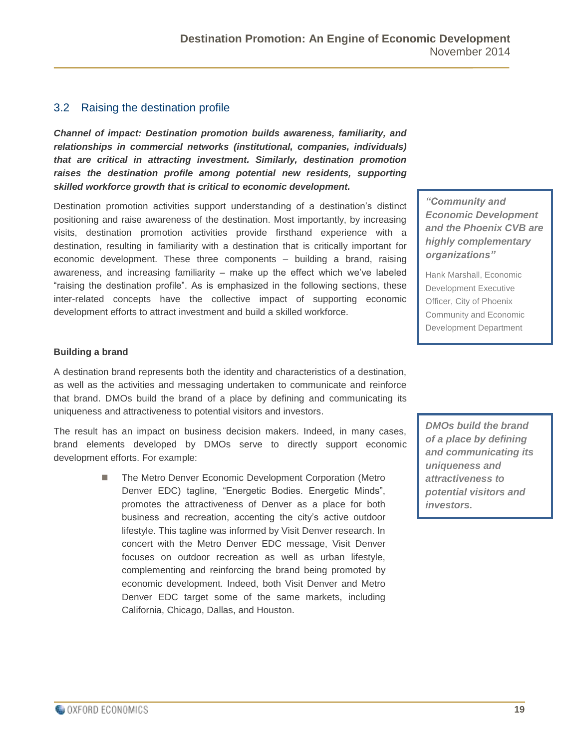## 3.2 Raising the destination profile

***Channel of impact: Destination promotion builds awareness, familiarity, and relationships in commercial networks (institutional, companies, individuals) that are critical in attracting investment. Similarly, destination promotion raises the destination profile among potential new residents, supporting skilled workforce growth that is critical to economic development.***

Destination promotion activities support understanding of a destination's distinct positioning and raise awareness of the destination. Most importantly, by increasing visits, destination promotion activities provide firsthand experience with a destination, resulting in familiarity with a destination that is critically important for economic development. These three components – building a brand, raising awareness, and increasing familiarity – make up the effect which we've labeled "raising the destination profile". As is emphasized in the following sections, these inter-related concepts have the collective impact of supporting economic development efforts to attract investment and build a skilled workforce.

> ***"Community and Economic Development and the Phoenix CVB are highly complementary organizations"***
>
> Hank Marshall, Economic Development Executive Officer, City of Phoenix Community and Economic Development Department

**Building a brand**

A destination brand represents both the identity and characteristics of a destination, as well as the activities and messaging undertaken to communicate and reinforce that brand. DMOs build the brand of a place by defining and communicating its uniqueness and attractiveness to potential visitors and investors.

> ***DMOs build the brand of a place by defining and communicating its uniqueness and attractiveness to potential visitors and investors.***

The result has an impact on business decision makers. Indeed, in many cases, brand elements developed by DMOs serve to directly support economic development efforts. For example:

- The Metro Denver Economic Development Corporation (Metro Denver EDC) tagline, "Energetic Bodies. Energetic Minds", promotes the attractiveness of Denver as a place for both business and recreation, accenting the city's active outdoor lifestyle. This tagline was informed by Visit Denver research. In concert with the Metro Denver EDC message, Visit Denver focuses on outdoor recreation as well as urban lifestyle, complementing and reinforcing the brand being promoted by economic development. Indeed, both Visit Denver and Metro Denver EDC target some of the same markets, including California, Chicago, Dallas, and Houston.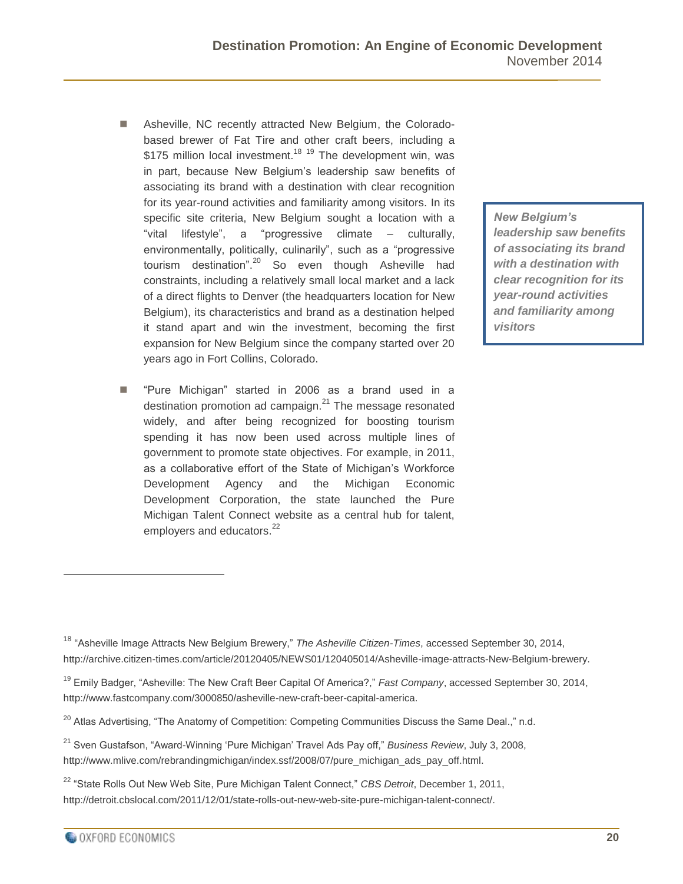- Asheville, NC recently attracted New Belgium, the Colorado-based brewer of Fat Tire and other craft beers, including a $175 million local investment.[18] [19] The development win, was in part, because New Belgium's leadership saw benefits of associating its brand with a destination with clear recognition for its year-round activities and familiarity among visitors. In its specific site criteria, New Belgium sought a location with a "vital lifestyle", a "progressive climate – culturally, environmentally, politically, culinarily", such as a "progressive tourism destination".[20] So even though Asheville had constraints, including a relatively small local market and a lack of a direct flights to Denver (the headquarters location for New Belgium), its characteristics and brand as a destination helped it stand apart and win the investment, becoming the first expansion for New Belgium since the company started over 20 years ago in Fort Collins, Colorado.

> ***New Belgium's leadership saw benefits of associating its brand with a destination with clear recognition for its year-round activities and familiarity among visitors***

- "Pure Michigan" started in 2006 as a brand used in a destination promotion ad campaign.[21] The message resonated widely, and after being recognized for boosting tourism spending it has now been used across multiple lines of government to promote state objectives. For example, in 2011, as a collaborative effort of the State of Michigan's Workforce Development Agency and the Michigan Economic Development Corporation, the state launched the Pure Michigan Talent Connect website as a central hub for talent, employers and educators.[22]

---

[18] "Asheville Image Attracts New Belgium Brewery," *The Asheville Citizen-Times*, accessed September 30, 2014, http://archive.citizen-times.com/article/20120405/NEWS01/120405014/Asheville-image-attracts-New-Belgium-brewery.

[19] Emily Badger, "Asheville: The New Craft Beer Capital Of America?," *Fast Company*, accessed September 30, 2014, http://www.fastcompany.com/3000850/asheville-new-craft-beer-capital-america.

[20] Atlas Advertising, "The Anatomy of Competition: Competing Communities Discuss the Same Deal.," n.d.

[21] Sven Gustafson, "Award-Winning 'Pure Michigan' Travel Ads Pay off," *Business Review*, July 3, 2008, http://www.mlive.com/rebrandingmichigan/index.ssf/2008/07/pure_michigan_ads_pay_off.html.

[22] "State Rolls Out New Web Site, Pure Michigan Talent Connect," *CBS Detroit*, December 1, 2011, http://detroit.cbslocal.com/2011/12/01/state-rolls-out-new-web-site-pure-michigan-talent-connect/.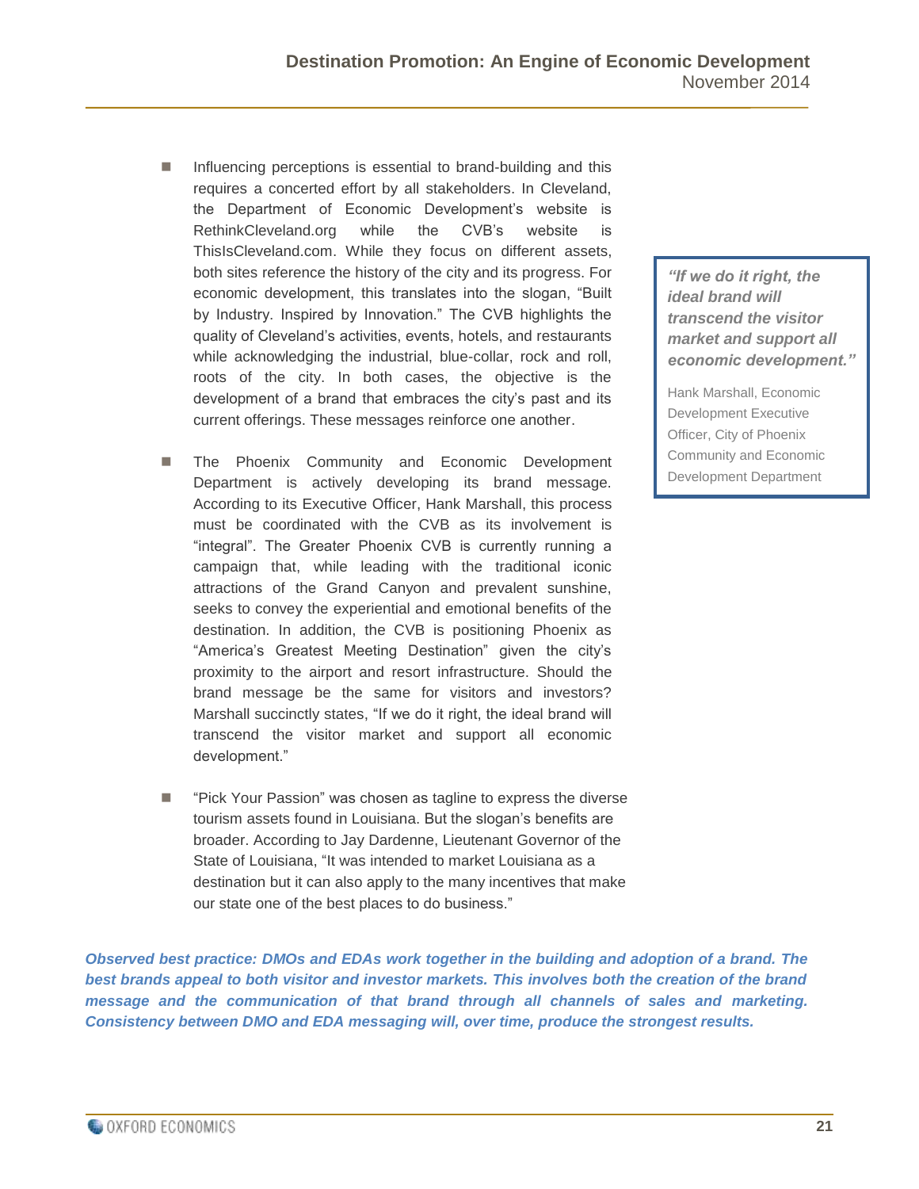- Influencing perceptions is essential to brand-building and this requires a concerted effort by all stakeholders. In Cleveland, the Department of Economic Development's website is RethinkCleveland.org while the CVB's website is ThisIsCleveland.com. While they focus on different assets, both sites reference the history of the city and its progress. For economic development, this translates into the slogan, "Built by Industry. Inspired by Innovation." The CVB highlights the quality of Cleveland's activities, events, hotels, and restaurants while acknowledging the industrial, blue-collar, rock and roll, roots of the city. In both cases, the objective is the development of a brand that embraces the city's past and its current offerings. These messages reinforce one another.

- The Phoenix Community and Economic Development Department is actively developing its brand message. According to its Executive Officer, Hank Marshall, this process must be coordinated with the CVB as its involvement is "integral". The Greater Phoenix CVB is currently running a campaign that, while leading with the traditional iconic attractions of the Grand Canyon and prevalent sunshine, seeks to convey the experiential and emotional benefits of the destination. In addition, the CVB is positioning Phoenix as "America's Greatest Meeting Destination" given the city's proximity to the airport and resort infrastructure. Should the brand message be the same for visitors and investors? Marshall succinctly states, "If we do it right, the ideal brand will transcend the visitor market and support all economic development."

- "Pick Your Passion" was chosen as tagline to express the diverse tourism assets found in Louisiana. But the slogan's benefits are broader. According to Jay Dardenne, Lieutenant Governor of the State of Louisiana, "It was intended to market Louisiana as a destination but it can also apply to the many incentives that make our state one of the best places to do business."

> ***"If we do it right, the ideal brand will transcend the visitor market and support all economic development."***
>
> Hank Marshall, Economic Development Executive Officer, City of Phoenix Community and Economic Development Department

***Observed best practice: DMOs and EDAs work together in the building and adoption of a brand. The best brands appeal to both visitor and investor markets. This involves both the creation of the brand message and the communication of that brand through all channels of sales and marketing. Consistency between DMO and EDA messaging will, over time, produce the strongest results.***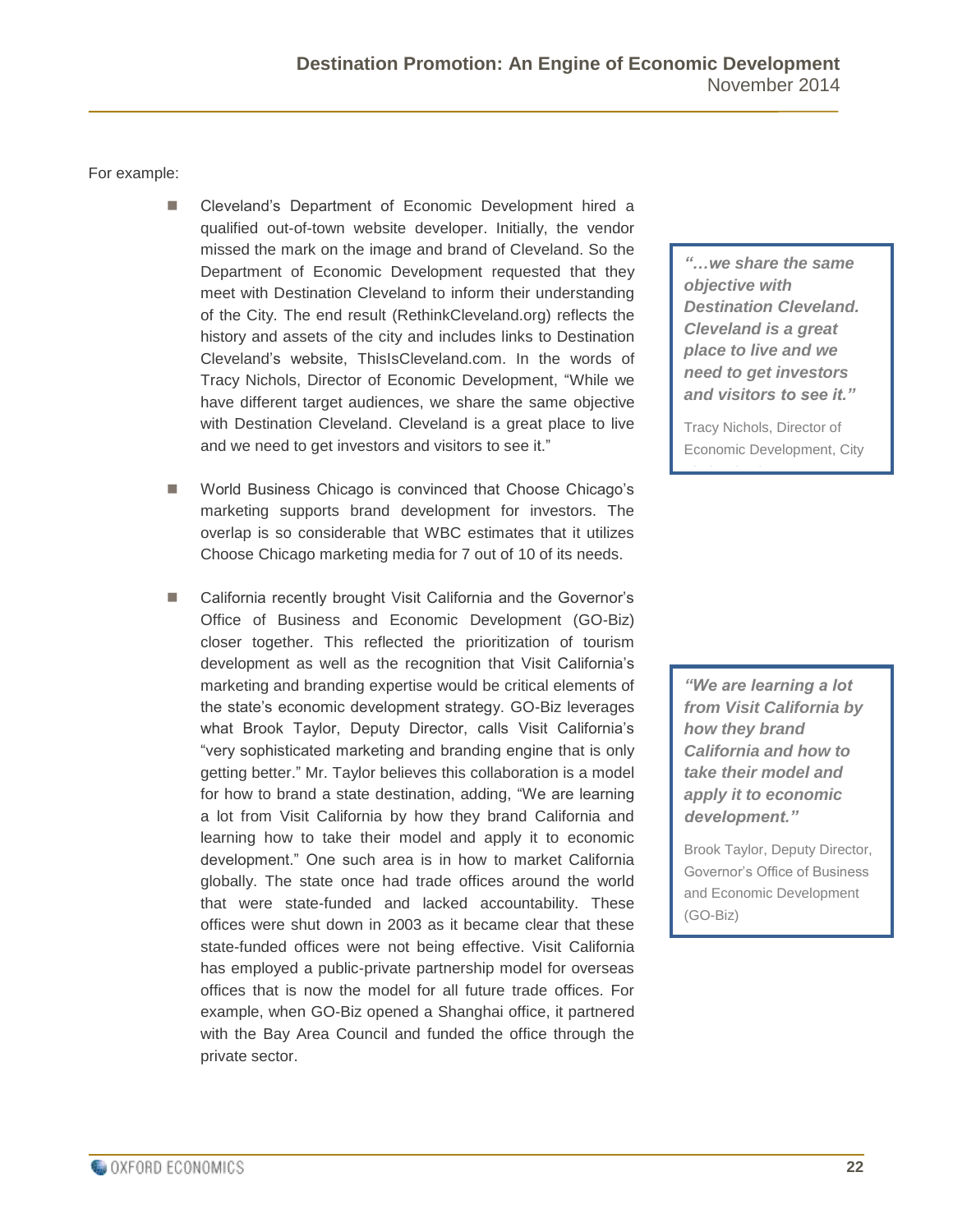For example:

- Cleveland's Department of Economic Development hired a qualified out-of-town website developer. Initially, the vendor missed the mark on the image and brand of Cleveland. So the Department of Economic Development requested that they meet with Destination Cleveland to inform their understanding of the City. The end result (RethinkCleveland.org) reflects the history and assets of the city and includes links to Destination Cleveland's website, ThisIsCleveland.com. In the words of Tracy Nichols, Director of Economic Development, "While we have different target audiences, we share the same objective with Destination Cleveland. Cleveland is a great place to live and we need to get investors and visitors to see it."

> ***"…we share the same objective with Destination Cleveland. Cleveland is a great place to live and we need to get investors and visitors to see it."***
>
> Tracy Nichols, Director of Economic Development, City

- World Business Chicago is convinced that Choose Chicago's marketing supports brand development for investors. The overlap is so considerable that WBC estimates that it utilizes Choose Chicago marketing media for 7 out of 10 of its needs.

- California recently brought Visit California and the Governor's Office of Business and Economic Development (GO-Biz) closer together. This reflected the prioritization of tourism development as well as the recognition that Visit California's marketing and branding expertise would be critical elements of the state's economic development strategy. GO-Biz leverages what Brook Taylor, Deputy Director, calls Visit California's "very sophisticated marketing and branding engine that is only getting better." Mr. Taylor believes this collaboration is a model for how to brand a state destination, adding, "We are learning a lot from Visit California by how they brand California and learning how to take their model and apply it to economic development." One such area is in how to market California globally. The state once had trade offices around the world that were state-funded and lacked accountability. These offices were shut down in 2003 as it became clear that these state-funded offices were not being effective. Visit California has employed a public-private partnership model for overseas offices that is now the model for all future trade offices. For example, when GO-Biz opened a Shanghai office, it partnered with the Bay Area Council and funded the office through the private sector.

> ***"We are learning a lot from Visit California by how they brand California and how to take their model and apply it to economic development."***
>
> Brook Taylor, Deputy Director, Governor's Office of Business and Economic Development (GO-Biz)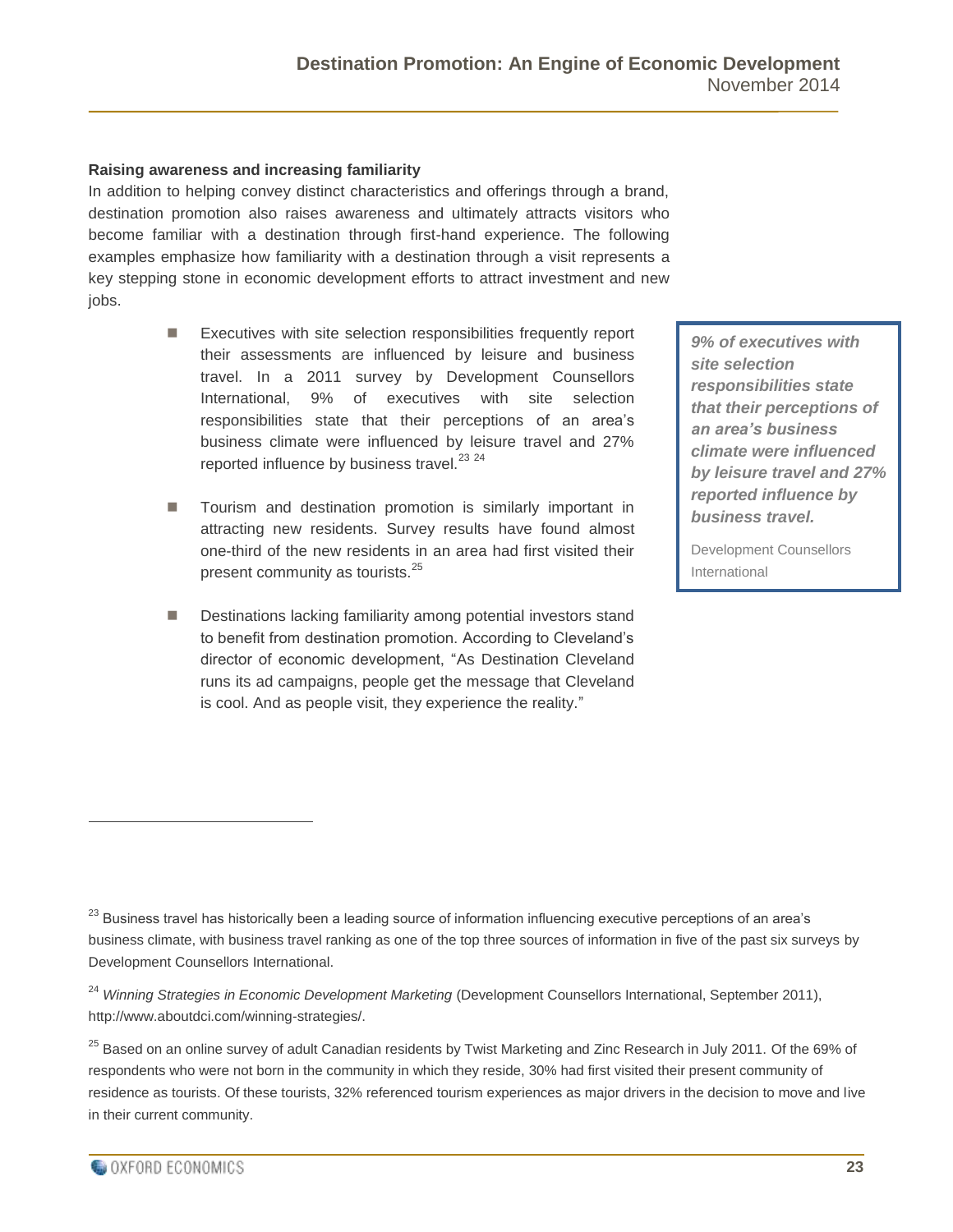**Raising awareness and increasing familiarity**

In addition to helping convey distinct characteristics and offerings through a brand, destination promotion also raises awareness and ultimately attracts visitors who become familiar with a destination through first-hand experience. The following examples emphasize how familiarity with a destination through a visit represents a key stepping stone in economic development efforts to attract investment and new jobs.

- Executives with site selection responsibilities frequently report their assessments are influenced by leisure and business travel. In a 2011 survey by Development Counsellors International, 9% of executives with site selection responsibilities state that their perceptions of an area's business climate were influenced by leisure travel and 27% reported influence by business travel.[23] [24]

- Tourism and destination promotion is similarly important in attracting new residents. Survey results have found almost one-third of the new residents in an area had first visited their present community as tourists.[25]

- Destinations lacking familiarity among potential investors stand to benefit from destination promotion. According to Cleveland's director of economic development, "As Destination Cleveland runs its ad campaigns, people get the message that Cleveland is cool. And as people visit, they experience the reality."

> ***9% of executives with site selection responsibilities state that their perceptions of an area's business climate were influenced by leisure travel and 27% reported influence by business travel.***
>
> Development Counsellors International

---

[23] Business travel has historically been a leading source of information influencing executive perceptions of an area's business climate, with business travel ranking as one of the top three sources of information in five of the past six surveys by Development Counsellors International.

[24] *Winning Strategies in Economic Development Marketing* (Development Counsellors International, September 2011), http://www.aboutdci.com/winning-strategies/.

[25] Based on an online survey of adult Canadian residents by Twist Marketing and Zinc Research in July 2011. Of the 69% of respondents who were not born in the community in which they reside, 30% had first visited their present community of residence as tourists. Of these tourists, 32% referenced tourism experiences as major drivers in the decision to move and live in their current community.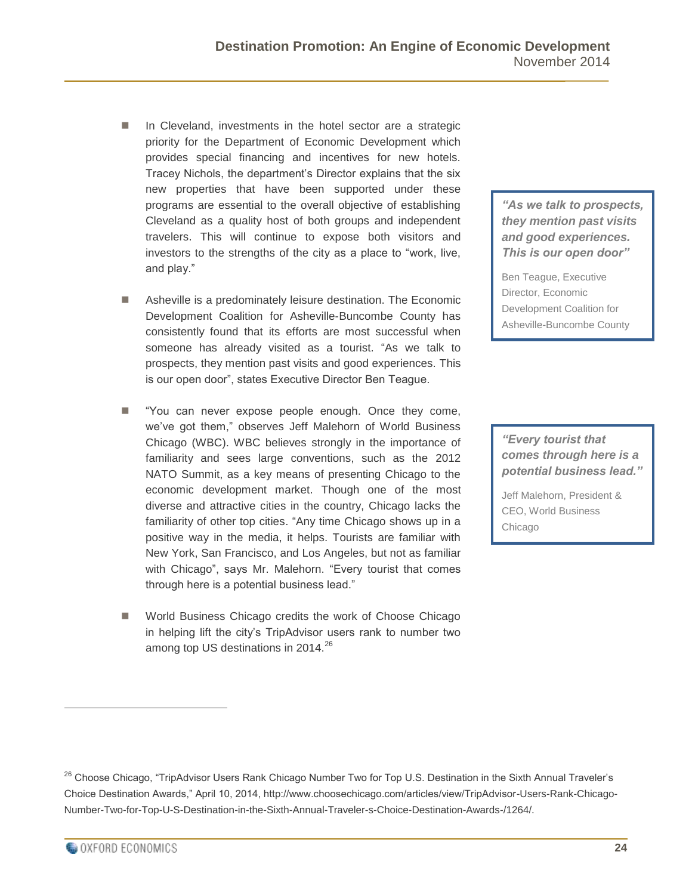- In Cleveland, investments in the hotel sector are a strategic priority for the Department of Economic Development which provides special financing and incentives for new hotels. Tracey Nichols, the department's Director explains that the six new properties that have been supported under these programs are essential to the overall objective of establishing Cleveland as a quality host of both groups and independent travelers. This will continue to expose both visitors and investors to the strengths of the city as a place to "work, live, and play."

> ***"As we talk to prospects, they mention past visits and good experiences. This is our open door"***
>
> Ben Teague, Executive Director, Economic Development Coalition for Asheville-Buncombe County

- Asheville is a predominately leisure destination. The Economic Development Coalition for Asheville-Buncombe County has consistently found that its efforts are most successful when someone has already visited as a tourist. "As we talk to prospects, they mention past visits and good experiences. This is our open door", states Executive Director Ben Teague.

- "You can never expose people enough. Once they come, we've got them," observes Jeff Malehorn of World Business Chicago (WBC). WBC believes strongly in the importance of familiarity and sees large conventions, such as the 2012 NATO Summit, as a key means of presenting Chicago to the economic development market. Though one of the most diverse and attractive cities in the country, Chicago lacks the familiarity of other top cities. "Any time Chicago shows up in a positive way in the media, it helps. Tourists are familiar with New York, San Francisco, and Los Angeles, but not as familiar with Chicago", says Mr. Malehorn. "Every tourist that comes through here is a potential business lead."

> ***"Every tourist that comes through here is a potential business lead."***
>
> Jeff Malehorn, President & CEO, World Business Chicago

- World Business Chicago credits the work of Choose Chicago in helping lift the city's TripAdvisor users rank to number two among top US destinations in 2014.[26]

---

[26] Choose Chicago, "TripAdvisor Users Rank Chicago Number Two for Top U.S. Destination in the Sixth Annual Traveler's Choice Destination Awards," April 10, 2014, http://www.choosechicago.com/articles/view/TripAdvisor-Users-Rank-Chicago-Number-Two-for-Top-U-S-Destination-in-the-Sixth-Annual-Traveler-s-Choice-Destination-Awards-/1264/.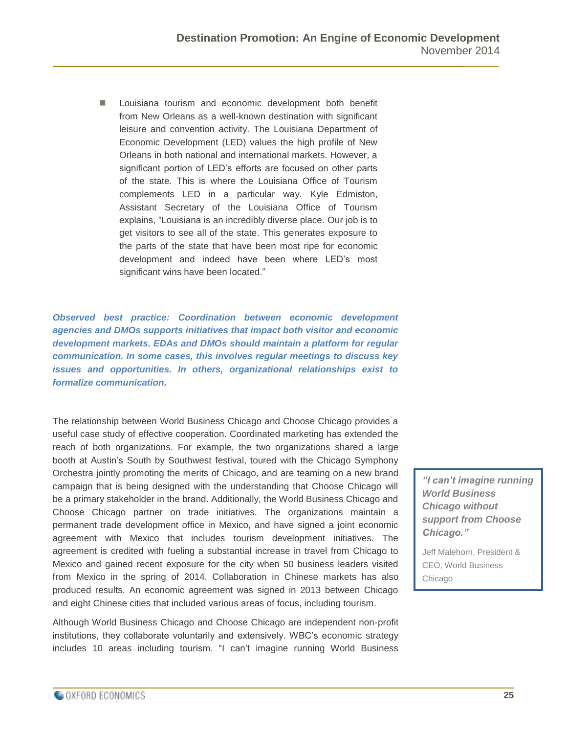- Louisiana tourism and economic development both benefit from New Orleans as a well-known destination with significant leisure and convention activity. The Louisiana Department of Economic Development (LED) values the high profile of New Orleans in both national and international markets. However, a significant portion of LED's efforts are focused on other parts of the state. This is where the Louisiana Office of Tourism complements LED in a particular way. Kyle Edmiston, Assistant Secretary of the Louisiana Office of Tourism explains, "Louisiana is an incredibly diverse place. Our job is to get visitors to see all of the state. This generates exposure to the parts of the state that have been most ripe for economic development and indeed have been where LED's most significant wins have been located."

***Observed best practice: Coordination between economic development agencies and DMOs supports initiatives that impact both visitor and economic development markets. EDAs and DMOs should maintain a platform for regular communication. In some cases, this involves regular meetings to discuss key issues and opportunities. In others, organizational relationships exist to formalize communication.***

The relationship between World Business Chicago and Choose Chicago provides a useful case study of effective cooperation. Coordinated marketing has extended the reach of both organizations. For example, the two organizations shared a large booth at Austin's South by Southwest festival, toured with the Chicago Symphony Orchestra jointly promoting the merits of Chicago, and are teaming on a new brand campaign that is being designed with the understanding that Choose Chicago will be a primary stakeholder in the brand. Additionally, the World Business Chicago and Choose Chicago partner on trade initiatives. The organizations maintain a permanent trade development office in Mexico, and have signed a joint economic agreement with Mexico that includes tourism development initiatives. The agreement is credited with fueling a substantial increase in travel from Chicago to Mexico and gained recent exposure for the city when 50 business leaders visited from Mexico in the spring of 2014. Collaboration in Chinese markets has also produced results. An economic agreement was signed in 2013 between Chicago and eight Chinese cities that included various areas of focus, including tourism.

> ***"I can't imagine running World Business Chicago without support from Choose Chicago."***
>
> Jeff Malehorn, President & CEO, World Business Chicago

Although World Business Chicago and Choose Chicago are independent non-profit institutions, they collaborate voluntarily and extensively. WBC's economic strategy includes 10 areas including tourism. "I can't imagine running World Business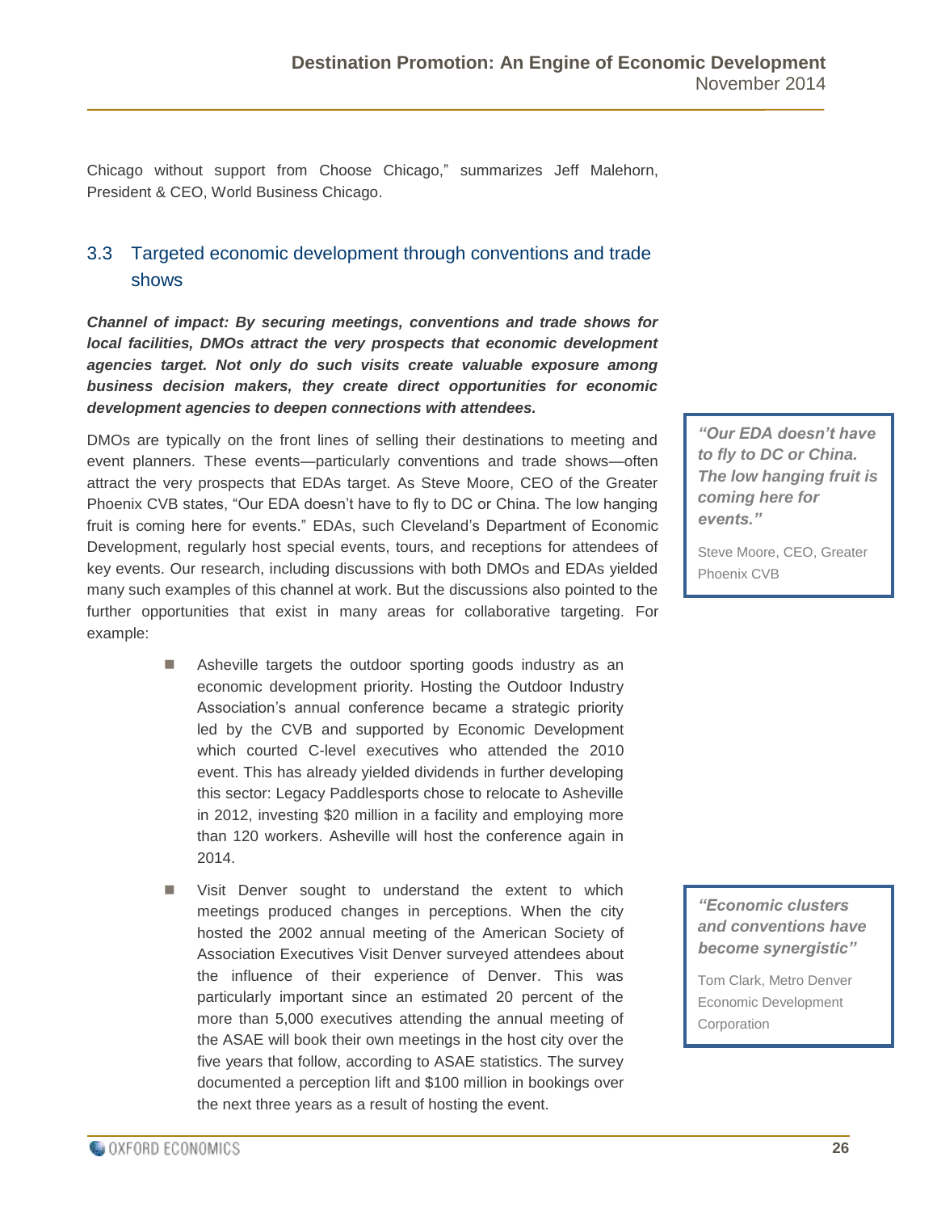Chicago without support from Choose Chicago," summarizes Jeff Malehorn, President & CEO, World Business Chicago.

## 3.3 Targeted economic development through conventions and trade shows

***Channel of impact: By securing meetings, conventions and trade shows for local facilities, DMOs attract the very prospects that economic development agencies target. Not only do such visits create valuable exposure among business decision makers, they create direct opportunities for economic development agencies to deepen connections with attendees.***

DMOs are typically on the front lines of selling their destinations to meeting and event planners. These events—particularly conventions and trade shows—often attract the very prospects that EDAs target. As Steve Moore, CEO of the Greater Phoenix CVB states, "Our EDA doesn't have to fly to DC or China. The low hanging fruit is coming here for events." EDAs, such Cleveland's Department of Economic Development, regularly host special events, tours, and receptions for attendees of key events. Our research, including discussions with both DMOs and EDAs yielded many such examples of this channel at work. But the discussions also pointed to the further opportunities that exist in many areas for collaborative targeting. For example:

> ***"Our EDA doesn't have to fly to DC or China. The low hanging fruit is coming here for events."***
>
> Steve Moore, CEO, Greater Phoenix CVB

- Asheville targets the outdoor sporting goods industry as an economic development priority. Hosting the Outdoor Industry Association's annual conference became a strategic priority led by the CVB and supported by Economic Development which courted C-level executives who attended the 2010 event. This has already yielded dividends in further developing this sector: Legacy Paddlesports chose to relocate to Asheville in 2012, investing $20 million in a facility and employing more than 120 workers. Asheville will host the conference again in 2014.
- Visit Denver sought to understand the extent to which meetings produced changes in perceptions. When the city hosted the 2002 annual meeting of the American Society of Association Executives Visit Denver surveyed attendees about the influence of their experience of Denver. This was particularly important since an estimated 20 percent of the more than 5,000 executives attending the annual meeting of the ASAE will book their own meetings in the host city over the five years that follow, according to ASAE statistics. The survey documented a perception lift and $100 million in bookings over the next three years as a result of hosting the event.

> ***"Economic clusters and conventions have become synergistic"***
>
> Tom Clark, Metro Denver Economic Development Corporation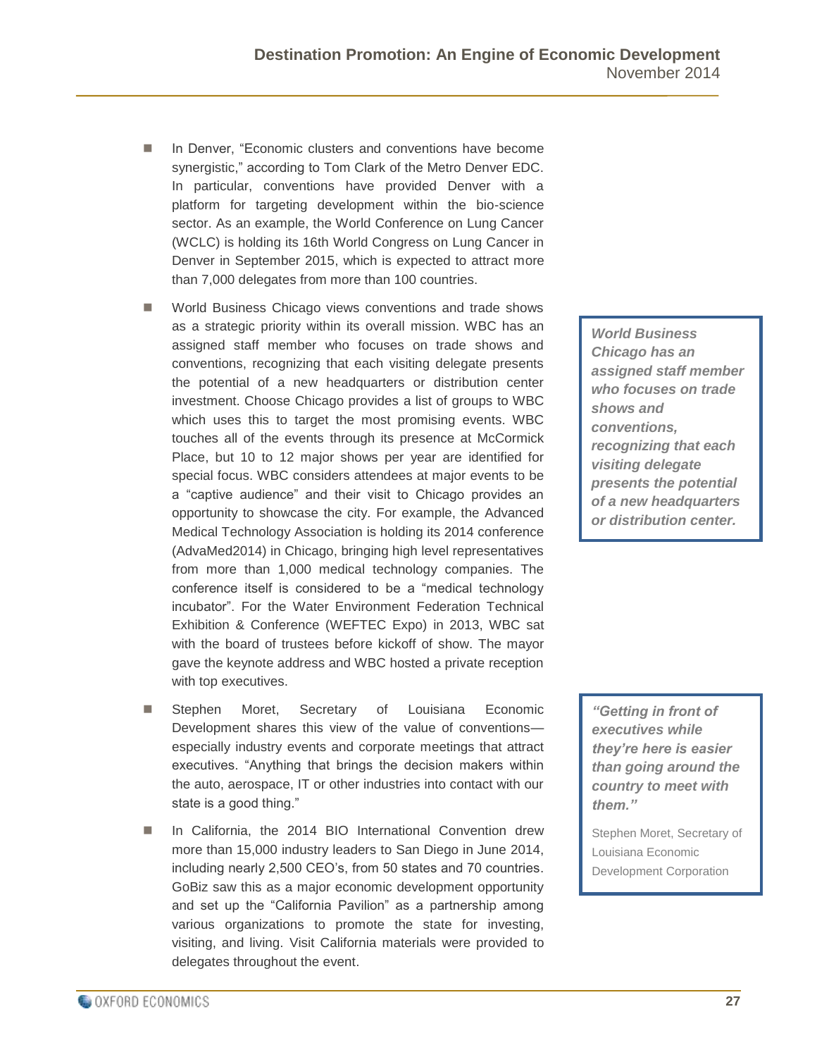- In Denver, "Economic clusters and conventions have become synergistic," according to Tom Clark of the Metro Denver EDC. In particular, conventions have provided Denver with a platform for targeting development within the bio-science sector. As an example, the World Conference on Lung Cancer (WCLC) is holding its 16th World Congress on Lung Cancer in Denver in September 2015, which is expected to attract more than 7,000 delegates from more than 100 countries.

- World Business Chicago views conventions and trade shows as a strategic priority within its overall mission. WBC has an assigned staff member who focuses on trade shows and conventions, recognizing that each visiting delegate presents the potential of a new headquarters or distribution center investment. Choose Chicago provides a list of groups to WBC which uses this to target the most promising events. WBC touches all of the events through its presence at McCormick Place, but 10 to 12 major shows per year are identified for special focus. WBC considers attendees at major events to be a "captive audience" and their visit to Chicago provides an opportunity to showcase the city. For example, the Advanced Medical Technology Association is holding its 2014 conference (AdvaMed2014) in Chicago, bringing high level representatives from more than 1,000 medical technology companies. The conference itself is considered to be a "medical technology incubator". For the Water Environment Federation Technical Exhibition & Conference (WEFTEC Expo) in 2013, WBC sat with the board of trustees before kickoff of show. The mayor gave the keynote address and WBC hosted a private reception with top executives.

> ***World Business Chicago has an assigned staff member who focuses on trade shows and conventions, recognizing that each visiting delegate presents the potential of a new headquarters or distribution center.***

- Stephen Moret, Secretary of Louisiana Economic Development shares this view of the value of conventions—especially industry events and corporate meetings that attract executives. "Anything that brings the decision makers within the auto, aerospace, IT or other industries into contact with our state is a good thing."

> ***"Getting in front of executives while they're here is easier than going around the country to meet with them."***
>
> Stephen Moret, Secretary of Louisiana Economic Development Corporation

- In California, the 2014 BIO International Convention drew more than 15,000 industry leaders to San Diego in June 2014, including nearly 2,500 CEO's, from 50 states and 70 countries. GoBiz saw this as a major economic development opportunity and set up the "California Pavilion" as a partnership among various organizations to promote the state for investing, visiting, and living. Visit California materials were provided to delegates throughout the event.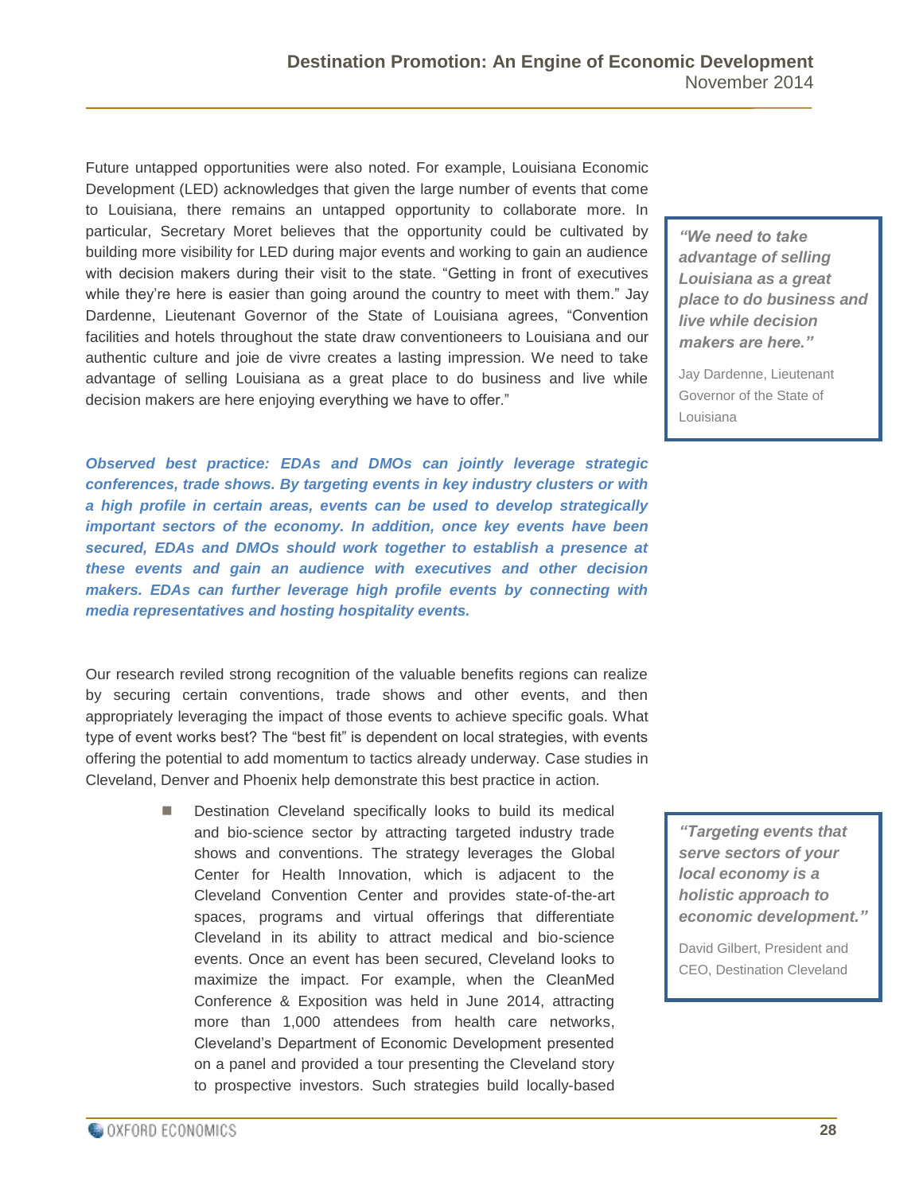Future untapped opportunities were also noted. For example, Louisiana Economic Development (LED) acknowledges that given the large number of events that come to Louisiana, there remains an untapped opportunity to collaborate more. In particular, Secretary Moret believes that the opportunity could be cultivated by building more visibility for LED during major events and working to gain an audience with decision makers during their visit to the state. "Getting in front of executives while they're here is easier than going around the country to meet with them." Jay Dardenne, Lieutenant Governor of the State of Louisiana agrees, "Convention facilities and hotels throughout the state draw conventioneers to Louisiana and our authentic culture and joie de vivre creates a lasting impression. We need to take advantage of selling Louisiana as a great place to do business and live while decision makers are here enjoying everything we have to offer."

> ***"We need to take advantage of selling Louisiana as a great place to do business and live while decision makers are here."***
>
> Jay Dardenne, Lieutenant Governor of the State of Louisiana

***Observed best practice: EDAs and DMOs can jointly leverage strategic conferences, trade shows. By targeting events in key industry clusters or with a high profile in certain areas, events can be used to develop strategically important sectors of the economy. In addition, once key events have been secured, EDAs and DMOs should work together to establish a presence at these events and gain an audience with executives and other decision makers. EDAs can further leverage high profile events by connecting with media representatives and hosting hospitality events.***

Our research reviled strong recognition of the valuable benefits regions can realize by securing certain conventions, trade shows and other events, and then appropriately leveraging the impact of those events to achieve specific goals. What type of event works best? The "best fit" is dependent on local strategies, with events offering the potential to add momentum to tactics already underway. Case studies in Cleveland, Denver and Phoenix help demonstrate this best practice in action.

- Destination Cleveland specifically looks to build its medical and bio-science sector by attracting targeted industry trade shows and conventions. The strategy leverages the Global Center for Health Innovation, which is adjacent to the Cleveland Convention Center and provides state-of-the-art spaces, programs and virtual offerings that differentiate Cleveland in its ability to attract medical and bio-science events. Once an event has been secured, Cleveland looks to maximize the impact. For example, when the CleanMed Conference & Exposition was held in June 2014, attracting more than 1,000 attendees from health care networks, Cleveland's Department of Economic Development presented on a panel and provided a tour presenting the Cleveland story to prospective investors. Such strategies build locally-based

> ***"Targeting events that serve sectors of your local economy is a holistic approach to economic development."***
>
> David Gilbert, President and CEO, Destination Cleveland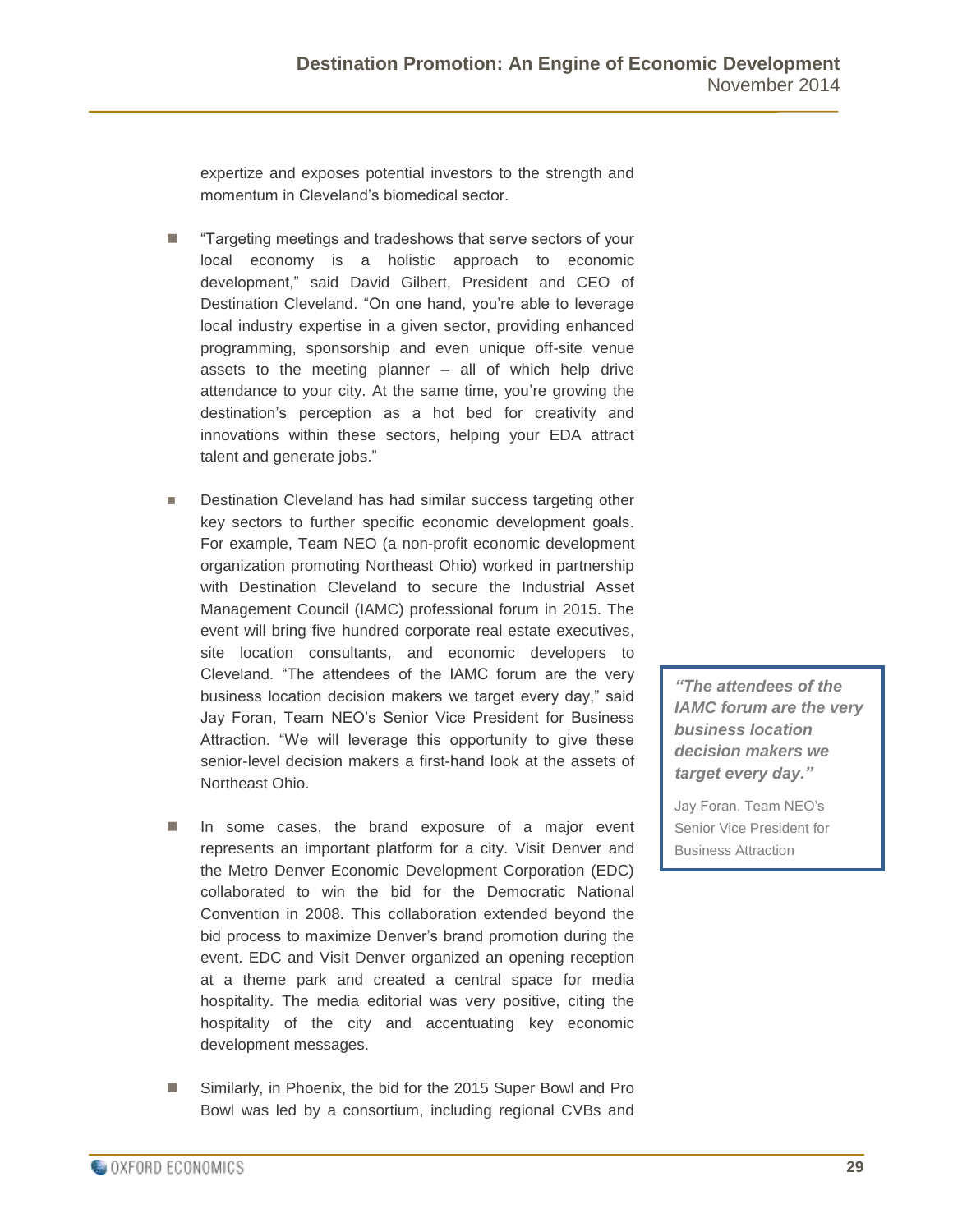expertize and exposes potential investors to the strength and momentum in Cleveland's biomedical sector.

- "Targeting meetings and tradeshows that serve sectors of your local economy is a holistic approach to economic development," said David Gilbert, President and CEO of Destination Cleveland. "On one hand, you're able to leverage local industry expertise in a given sector, providing enhanced programming, sponsorship and even unique off-site venue assets to the meeting planner – all of which help drive attendance to your city. At the same time, you're growing the destination's perception as a hot bed for creativity and innovations within these sectors, helping your EDA attract talent and generate jobs."

- Destination Cleveland has had similar success targeting other key sectors to further specific economic development goals. For example, Team NEO (a non-profit economic development organization promoting Northeast Ohio) worked in partnership with Destination Cleveland to secure the Industrial Asset Management Council (IAMC) professional forum in 2015. The event will bring five hundred corporate real estate executives, site location consultants, and economic developers to Cleveland. "The attendees of the IAMC forum are the very business location decision makers we target every day," said Jay Foran, Team NEO's Senior Vice President for Business Attraction. "We will leverage this opportunity to give these senior-level decision makers a first-hand look at the assets of Northeast Ohio.

> ***"The attendees of the IAMC forum are the very business location decision makers we target every day."***
>
> Jay Foran, Team NEO's Senior Vice President for Business Attraction

- In some cases, the brand exposure of a major event represents an important platform for a city. Visit Denver and the Metro Denver Economic Development Corporation (EDC) collaborated to win the bid for the Democratic National Convention in 2008. This collaboration extended beyond the bid process to maximize Denver's brand promotion during the event. EDC and Visit Denver organized an opening reception at a theme park and created a central space for media hospitality. The media editorial was very positive, citing the hospitality of the city and accentuating key economic development messages.

- Similarly, in Phoenix, the bid for the 2015 Super Bowl and Pro Bowl was led by a consortium, including regional CVBs and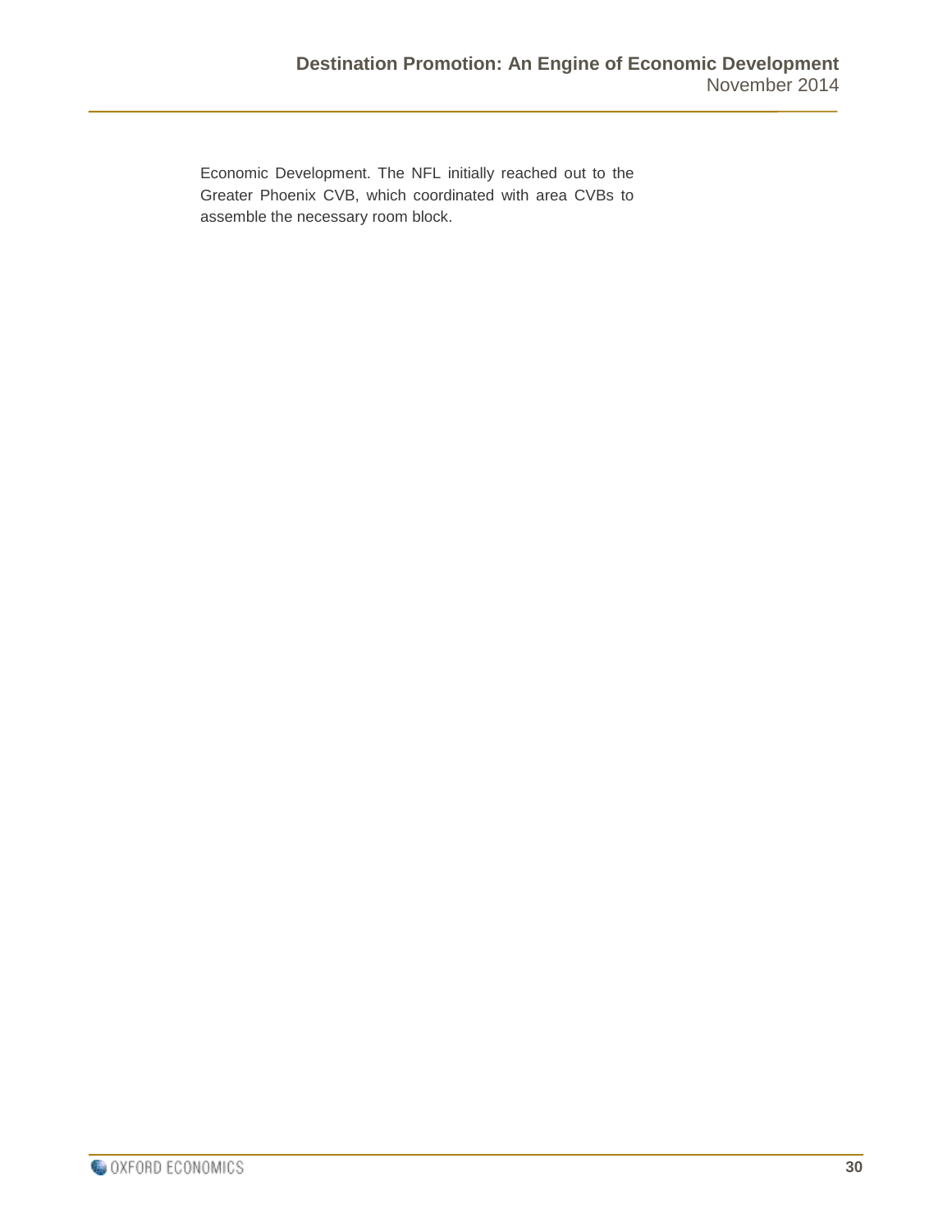Economic Development. The NFL initially reached out to the Greater Phoenix CVB, which coordinated with area CVBs to assemble the necessary room block.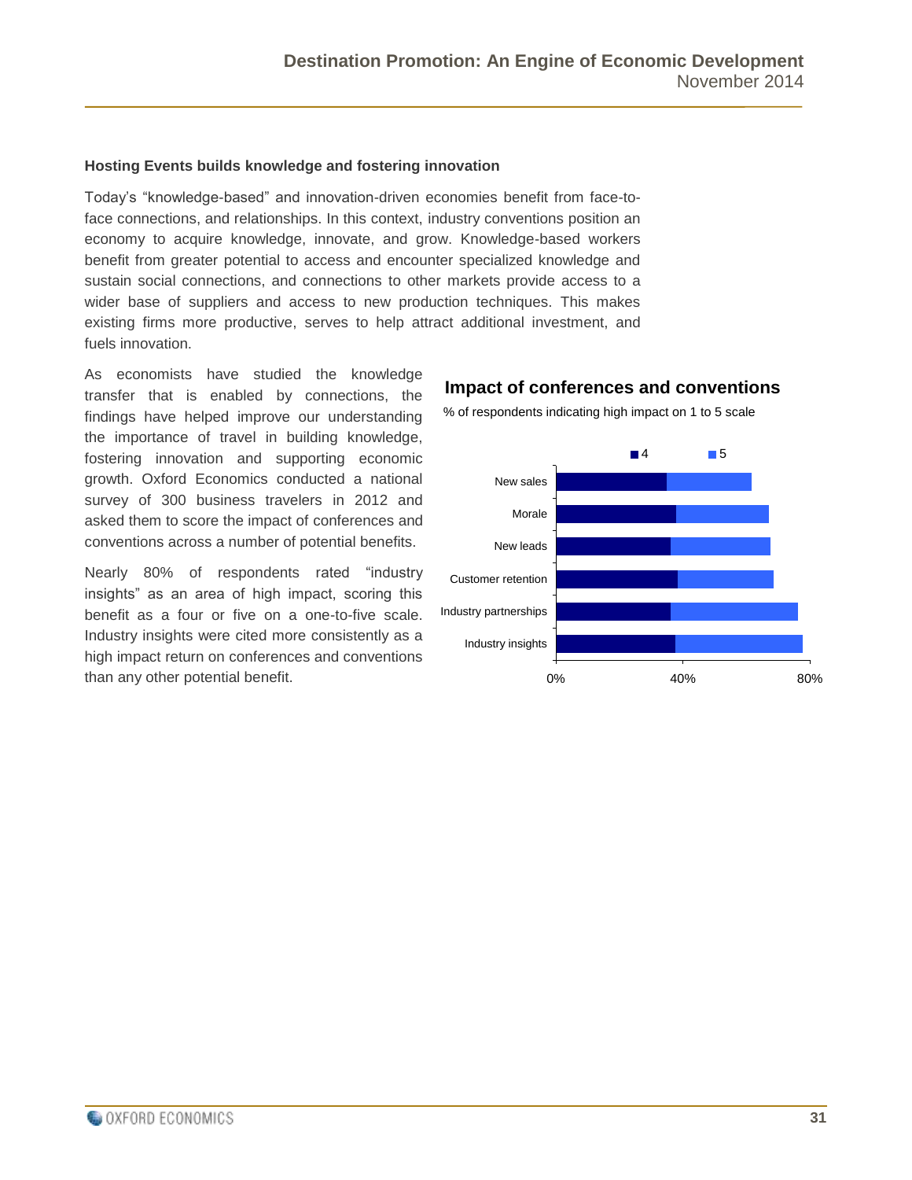### Hosting Events builds knowledge and fostering innovation

Today's "knowledge-based" and innovation-driven economies benefit from face-to-face connections, and relationships. In this context, industry conventions position an economy to acquire knowledge, innovate, and grow. Knowledge-based workers benefit from greater potential to access and encounter specialized knowledge and sustain social connections, and connections to other markets provide access to a wider base of suppliers and access to new production techniques. This makes existing firms more productive, serves to help attract additional investment, and fuels innovation.

As economists have studied the knowledge transfer that is enabled by connections, the findings have helped improve our understanding the importance of travel in building knowledge, fostering innovation and supporting economic growth. Oxford Economics conducted a national survey of 300 business travelers in 2012 and asked them to score the impact of conferences and conventions across a number of potential benefits.

Nearly 80% of respondents rated "industry insights" as an area of high impact, scoring this benefit as a four or five on a one-to-five scale. Industry insights were cited more consistently as a high impact return on conferences and conventions than any other potential benefit.

**Impact of conferences and conventions**

% of respondents indicating high impact on 1 to 5 scale

Legend: 4, 5

Categories: New sales, Morale, New leads, Customer retention, Industry partnerships, Industry insights

Axis: 0%, 40%, 80%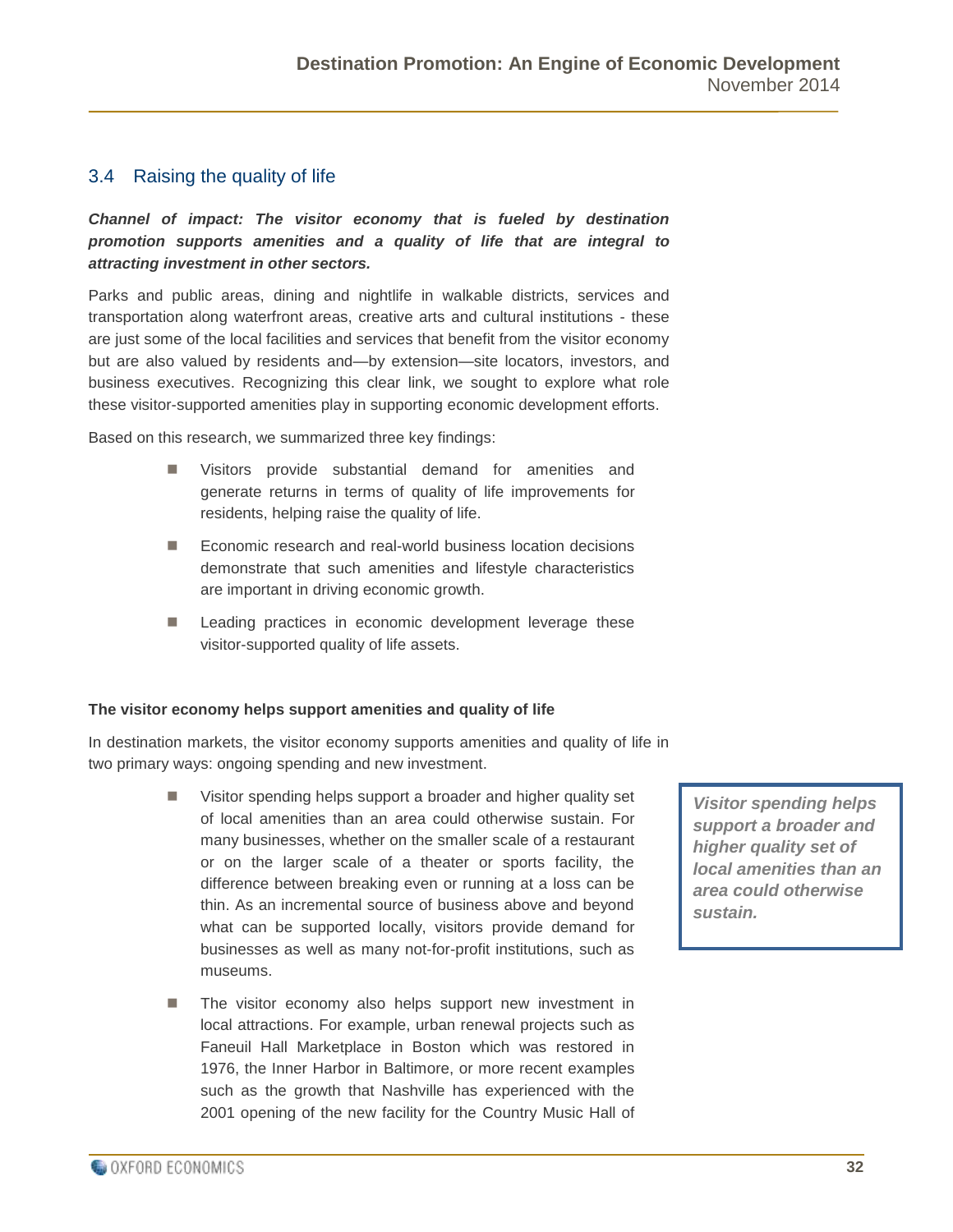## 3.4 Raising the quality of life

***Channel of impact: The visitor economy that is fueled by destination promotion supports amenities and a quality of life that are integral to attracting investment in other sectors.***

Parks and public areas, dining and nightlife in walkable districts, services and transportation along waterfront areas, creative arts and cultural institutions - these are just some of the local facilities and services that benefit from the visitor economy but are also valued by residents and—by extension—site locators, investors, and business executives. Recognizing this clear link, we sought to explore what role these visitor-supported amenities play in supporting economic development efforts.

Based on this research, we summarized three key findings:

- Visitors provide substantial demand for amenities and generate returns in terms of quality of life improvements for residents, helping raise the quality of life.
- Economic research and real-world business location decisions demonstrate that such amenities and lifestyle characteristics are important in driving economic growth.
- Leading practices in economic development leverage these visitor-supported quality of life assets.

**The visitor economy helps support amenities and quality of life**

In destination markets, the visitor economy supports amenities and quality of life in two primary ways: ongoing spending and new investment.

- Visitor spending helps support a broader and higher quality set of local amenities than an area could otherwise sustain. For many businesses, whether on the smaller scale of a restaurant or on the larger scale of a theater or sports facility, the difference between breaking even or running at a loss can be thin. As an incremental source of business above and beyond what can be supported locally, visitors provide demand for businesses as well as many not-for-profit institutions, such as museums.
- The visitor economy also helps support new investment in local attractions. For example, urban renewal projects such as Faneuil Hall Marketplace in Boston which was restored in 1976, the Inner Harbor in Baltimore, or more recent examples such as the growth that Nashville has experienced with the 2001 opening of the new facility for the Country Music Hall of

> ***Visitor spending helps support a broader and higher quality set of local amenities than an area could otherwise sustain.***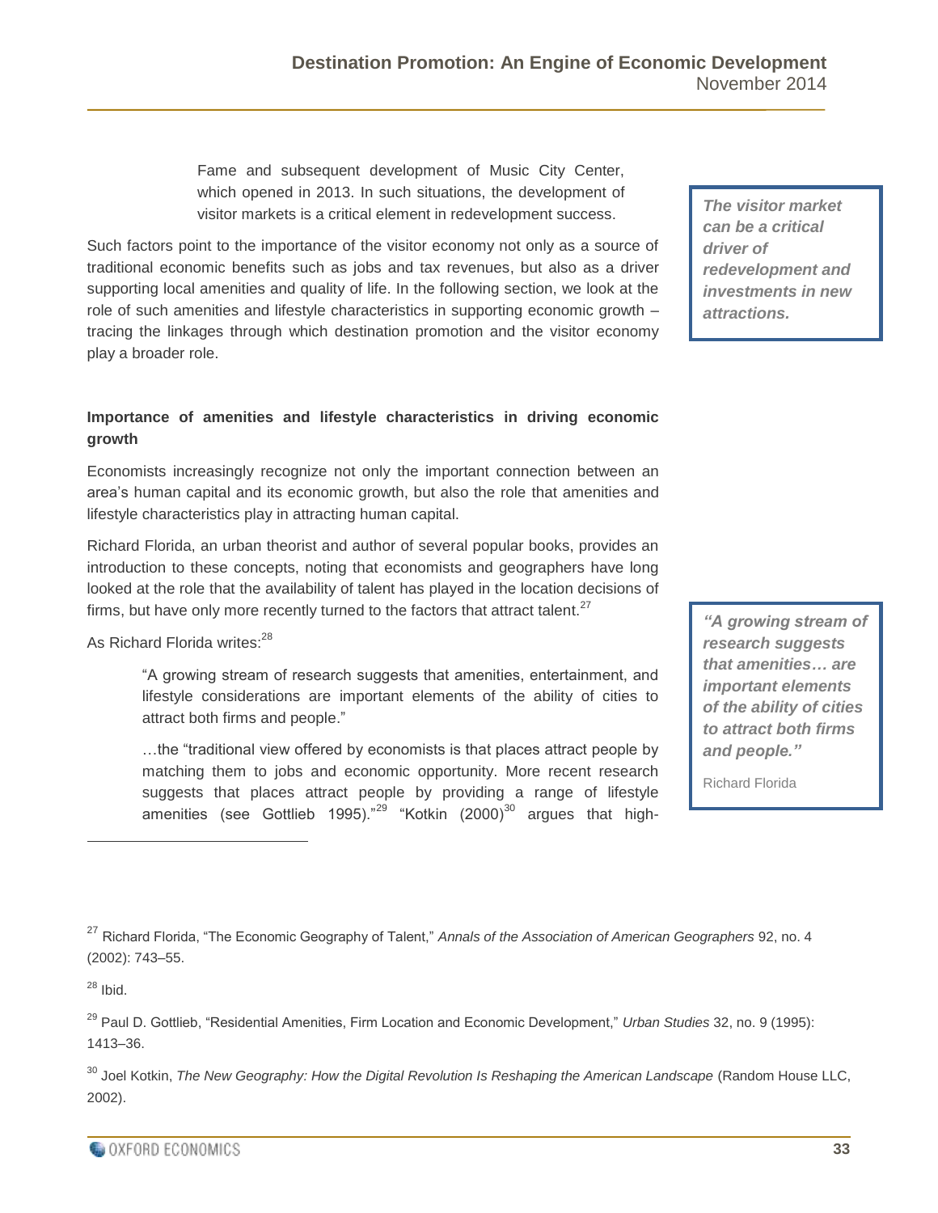> Fame and subsequent development of Music City Center, which opened in 2013. In such situations, the development of visitor markets is a critical element in redevelopment success.

Such factors point to the importance of the visitor economy not only as a source of traditional economic benefits such as jobs and tax revenues, but also as a driver supporting local amenities and quality of life. In the following section, we look at the role of such amenities and lifestyle characteristics in supporting economic growth – tracing the linkages through which destination promotion and the visitor economy play a broader role.

> ***The visitor market can be a critical driver of redevelopment and investments in new attractions.***

**Importance of amenities and lifestyle characteristics in driving economic growth**

Economists increasingly recognize not only the important connection between an area's human capital and its economic growth, but also the role that amenities and lifestyle characteristics play in attracting human capital.

Richard Florida, an urban theorist and author of several popular books, provides an introduction to these concepts, noting that economists and geographers have long looked at the role that the availability of talent has played in the location decisions of firms, but have only more recently turned to the factors that attract talent.[27]

As Richard Florida writes:[28]

> "A growing stream of research suggests that amenities, entertainment, and lifestyle considerations are important elements of the ability of cities to attract both firms and people."
>
> …the "traditional view offered by economists is that places attract people by matching them to jobs and economic opportunity. More recent research suggests that places attract people by providing a range of lifestyle amenities (see Gottlieb 1995)."[29] "Kotkin (2000)[30] argues that high-

> ***"A growing stream of research suggests that amenities… are important elements of the ability of cities to attract both firms and people."***
>
> Richard Florida

[27] Richard Florida, "The Economic Geography of Talent," *Annals of the Association of American Geographers* 92, no. 4 (2002): 743–55.

[28] Ibid.

[29] Paul D. Gottlieb, "Residential Amenities, Firm Location and Economic Development," *Urban Studies* 32, no. 9 (1995): 1413–36.

[30] Joel Kotkin, *The New Geography: How the Digital Revolution Is Reshaping the American Landscape* (Random House LLC, 2002).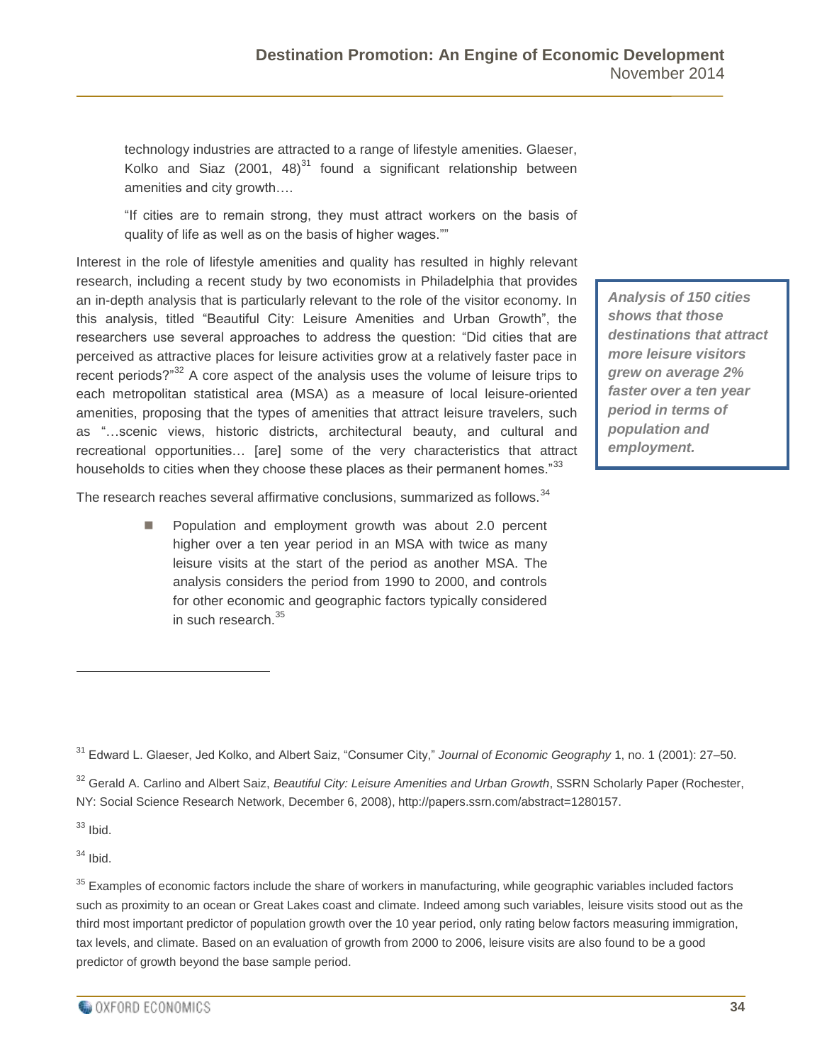> technology industries are attracted to a range of lifestyle amenities. Glaeser, Kolko and Siaz (2001, 48)[31] found a significant relationship between amenities and city growth….
>
> "If cities are to remain strong, they must attract workers on the basis of quality of life as well as on the basis of higher wages.""

Interest in the role of lifestyle amenities and quality has resulted in highly relevant research, including a recent study by two economists in Philadelphia that provides an in-depth analysis that is particularly relevant to the role of the visitor economy. In this analysis, titled "Beautiful City: Leisure Amenities and Urban Growth", the researchers use several approaches to address the question: "Did cities that are perceived as attractive places for leisure activities grow at a relatively faster pace in recent periods?"[32] A core aspect of the analysis uses the volume of leisure trips to each metropolitan statistical area (MSA) as a measure of local leisure-oriented amenities, proposing that the types of amenities that attract leisure travelers, such as "…scenic views, historic districts, architectural beauty, and cultural and recreational opportunities… [are] some of the very characteristics that attract households to cities when they choose these places as their permanent homes."[33]

***Analysis of 150 cities shows that those destinations that attract more leisure visitors grew on average 2% faster over a ten year period in terms of population and employment.***

The research reaches several affirmative conclusions, summarized as follows.[34]

- Population and employment growth was about 2.0 percent higher over a ten year period in an MSA with twice as many leisure visits at the start of the period as another MSA. The analysis considers the period from 1990 to 2000, and controls for other economic and geographic factors typically considered in such research.[35]

---

[31] Edward L. Glaeser, Jed Kolko, and Albert Saiz, "Consumer City," *Journal of Economic Geography* 1, no. 1 (2001): 27–50.

[32] Gerald A. Carlino and Albert Saiz, *Beautiful City: Leisure Amenities and Urban Growth*, SSRN Scholarly Paper (Rochester, NY: Social Science Research Network, December 6, 2008), http://papers.ssrn.com/abstract=1280157.

[33] Ibid.

[34] Ibid.

[35] Examples of economic factors include the share of workers in manufacturing, while geographic variables included factors such as proximity to an ocean or Great Lakes coast and climate. Indeed among such variables, leisure visits stood out as the third most important predictor of population growth over the 10 year period, only rating below factors measuring immigration, tax levels, and climate. Based on an evaluation of growth from 2000 to 2006, leisure visits are also found to be a good predictor of growth beyond the base sample period.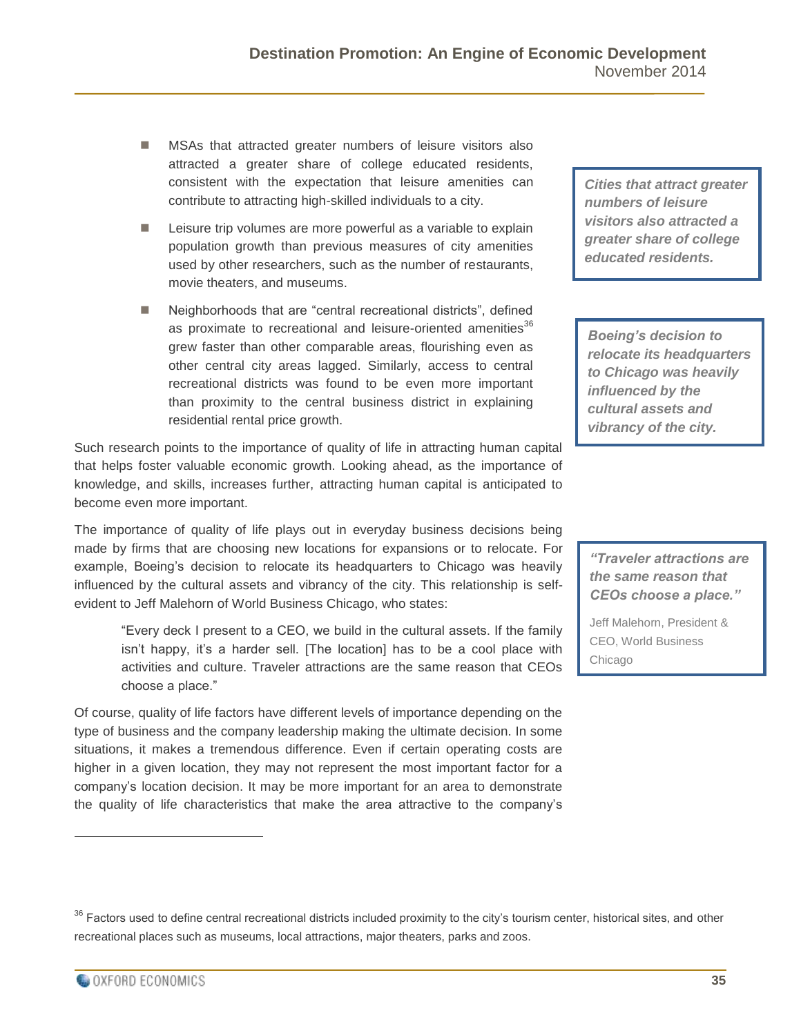- MSAs that attracted greater numbers of leisure visitors also attracted a greater share of college educated residents, consistent with the expectation that leisure amenities can contribute to attracting high-skilled individuals to a city.
- Leisure trip volumes are more powerful as a variable to explain population growth than previous measures of city amenities used by other researchers, such as the number of restaurants, movie theaters, and museums.
- Neighborhoods that are "central recreational districts", defined as proximate to recreational and leisure-oriented amenities[36] grew faster than other comparable areas, flourishing even as other central city areas lagged. Similarly, access to central recreational districts was found to be even more important than proximity to the central business district in explaining residential rental price growth.

***Cities that attract greater numbers of leisure visitors also attracted a greater share of college educated residents.***

Such research points to the importance of quality of life in attracting human capital that helps foster valuable economic growth. Looking ahead, as the importance of knowledge, and skills, increases further, attracting human capital is anticipated to become even more important.

***Boeing's decision to relocate its headquarters to Chicago was heavily influenced by the cultural assets and vibrancy of the city.***

The importance of quality of life plays out in everyday business decisions being made by firms that are choosing new locations for expansions or to relocate. For example, Boeing's decision to relocate its headquarters to Chicago was heavily influenced by the cultural assets and vibrancy of the city. This relationship is self-evident to Jeff Malehorn of World Business Chicago, who states:

> "Every deck I present to a CEO, we build in the cultural assets. If the family isn't happy, it's a harder sell. [The location] has to be a cool place with activities and culture. Traveler attractions are the same reason that CEOs choose a place."

***"Traveler attractions are the same reason that CEOs choose a place."***

Jeff Malehorn, President & CEO, World Business Chicago

Of course, quality of life factors have different levels of importance depending on the type of business and the company leadership making the ultimate decision. In some situations, it makes a tremendous difference. Even if certain operating costs are higher in a given location, they may not represent the most important factor for a company's location decision. It may be more important for an area to demonstrate the quality of life characteristics that make the area attractive to the company's

[36] Factors used to define central recreational districts included proximity to the city's tourism center, historical sites, and other recreational places such as museums, local attractions, major theaters, parks and zoos.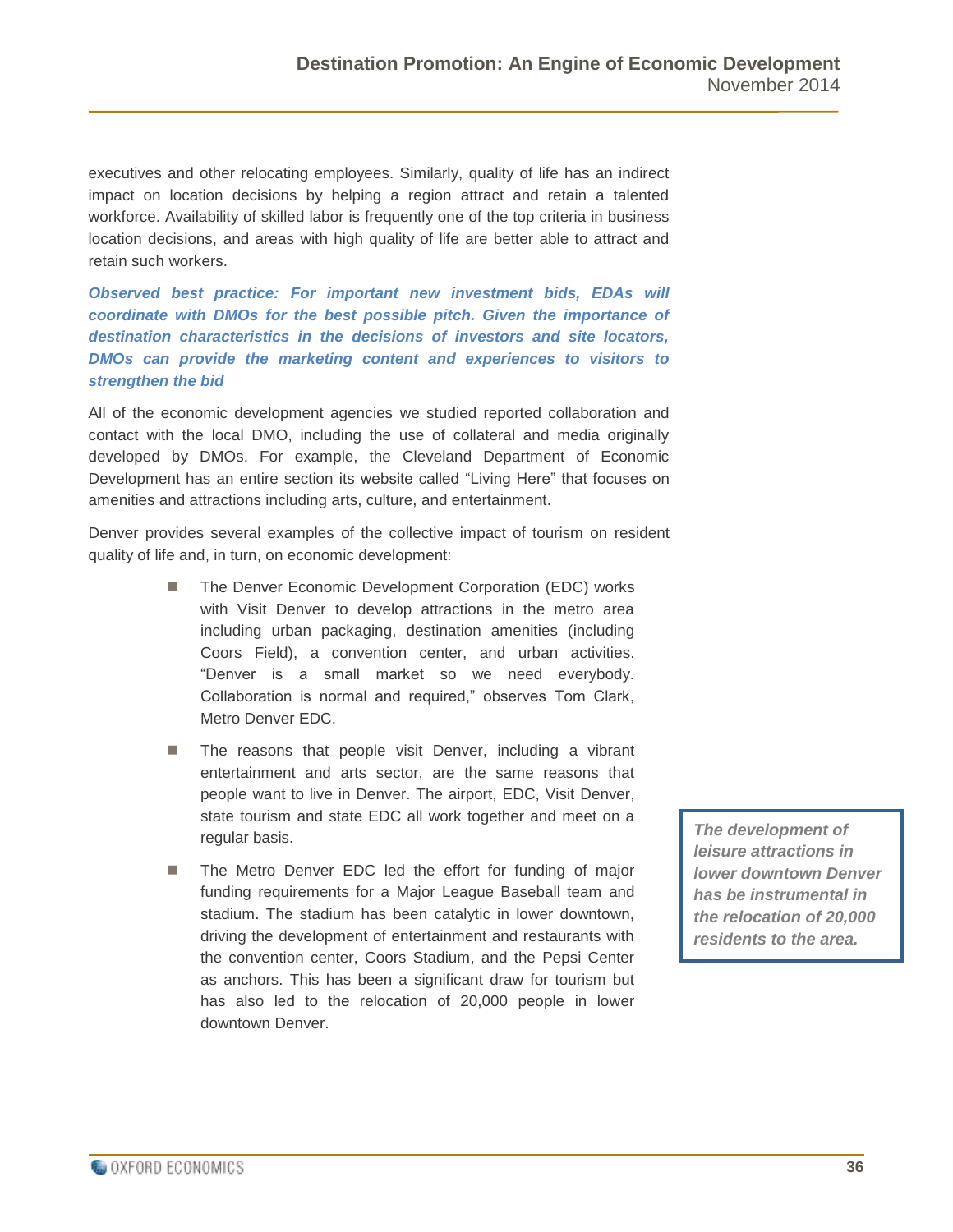executives and other relocating employees. Similarly, quality of life has an indirect impact on location decisions by helping a region attract and retain a talented workforce. Availability of skilled labor is frequently one of the top criteria in business location decisions, and areas with high quality of life are better able to attract and retain such workers.

***Observed best practice: For important new investment bids, EDAs will coordinate with DMOs for the best possible pitch. Given the importance of destination characteristics in the decisions of investors and site locators, DMOs can provide the marketing content and experiences to visitors to strengthen the bid***

All of the economic development agencies we studied reported collaboration and contact with the local DMO, including the use of collateral and media originally developed by DMOs. For example, the Cleveland Department of Economic Development has an entire section its website called "Living Here" that focuses on amenities and attractions including arts, culture, and entertainment.

Denver provides several examples of the collective impact of tourism on resident quality of life and, in turn, on economic development:

- The Denver Economic Development Corporation (EDC) works with Visit Denver to develop attractions in the metro area including urban packaging, destination amenities (including Coors Field), a convention center, and urban activities. "Denver is a small market so we need everybody. Collaboration is normal and required," observes Tom Clark, Metro Denver EDC.
- The reasons that people visit Denver, including a vibrant entertainment and arts sector, are the same reasons that people want to live in Denver. The airport, EDC, Visit Denver, state tourism and state EDC all work together and meet on a regular basis.
- The Metro Denver EDC led the effort for funding of major funding requirements for a Major League Baseball team and stadium. The stadium has been catalytic in lower downtown, driving the development of entertainment and restaurants with the convention center, Coors Stadium, and the Pepsi Center as anchors. This has been a significant draw for tourism but has also led to the relocation of 20,000 people in lower downtown Denver.

***The development of leisure attractions in lower downtown Denver has be instrumental in the relocation of 20,000 residents to the area.***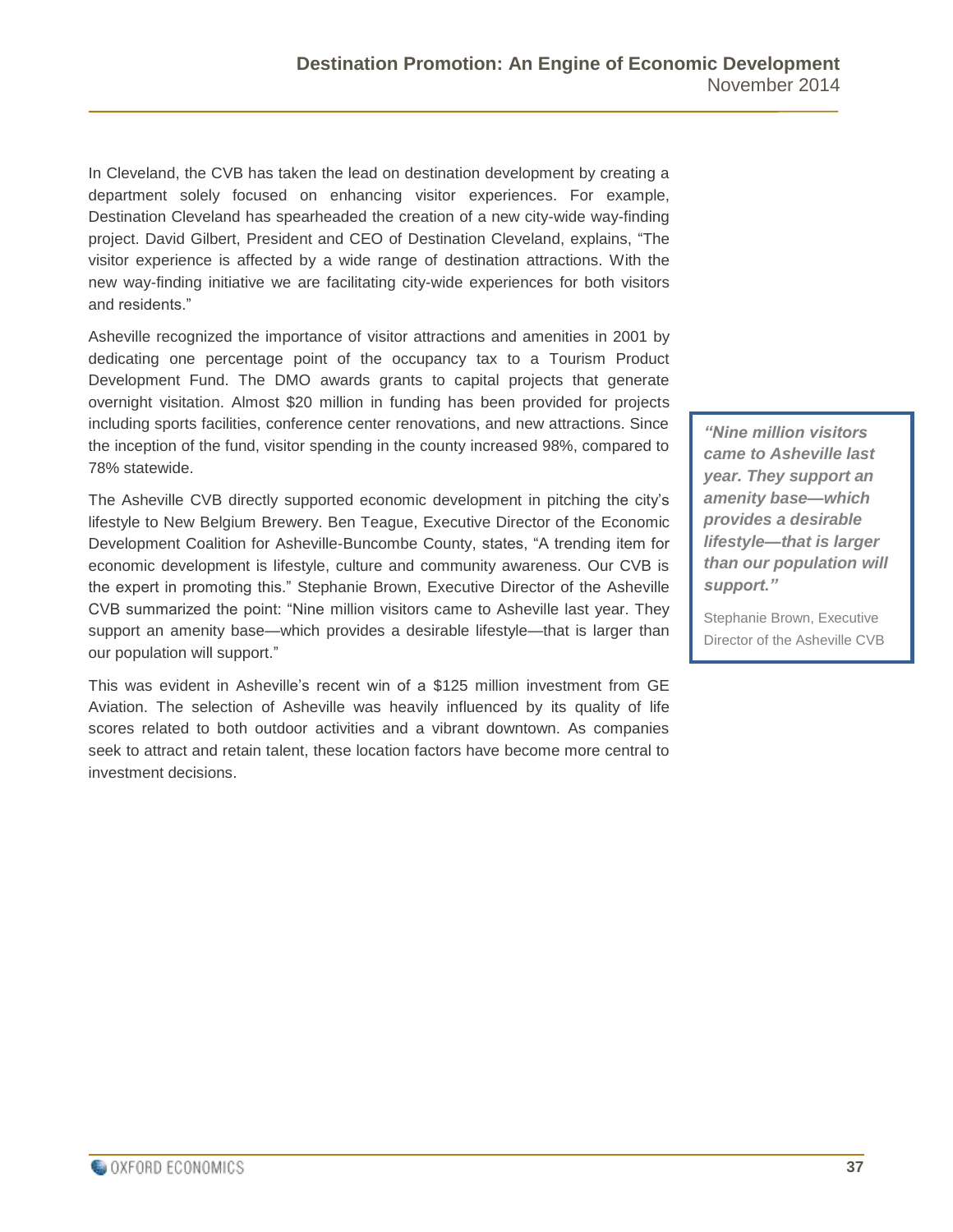In Cleveland, the CVB has taken the lead on destination development by creating a department solely focused on enhancing visitor experiences. For example, Destination Cleveland has spearheaded the creation of a new city-wide way-finding project. David Gilbert, President and CEO of Destination Cleveland, explains, "The visitor experience is affected by a wide range of destination attractions. With the new way-finding initiative we are facilitating city-wide experiences for both visitors and residents."

Asheville recognized the importance of visitor attractions and amenities in 2001 by dedicating one percentage point of the occupancy tax to a Tourism Product Development Fund. The DMO awards grants to capital projects that generate overnight visitation. Almost $20 million in funding has been provided for projects including sports facilities, conference center renovations, and new attractions. Since the inception of the fund, visitor spending in the county increased 98%, compared to 78% statewide.

The Asheville CVB directly supported economic development in pitching the city's lifestyle to New Belgium Brewery. Ben Teague, Executive Director of the Economic Development Coalition for Asheville-Buncombe County, states, "A trending item for economic development is lifestyle, culture and community awareness. Our CVB is the expert in promoting this." Stephanie Brown, Executive Director of the Asheville CVB summarized the point: "Nine million visitors came to Asheville last year. They support an amenity base—which provides a desirable lifestyle—that is larger than our population will support."

> ***"Nine million visitors came to Asheville last year. They support an amenity base—which provides a desirable lifestyle—that is larger than our population will support."***
>
> Stephanie Brown, Executive Director of the Asheville CVB

This was evident in Asheville's recent win of a $125 million investment from GE Aviation. The selection of Asheville was heavily influenced by its quality of life scores related to both outdoor activities and a vibrant downtown. As companies seek to attract and retain talent, these location factors have become more central to investment decisions.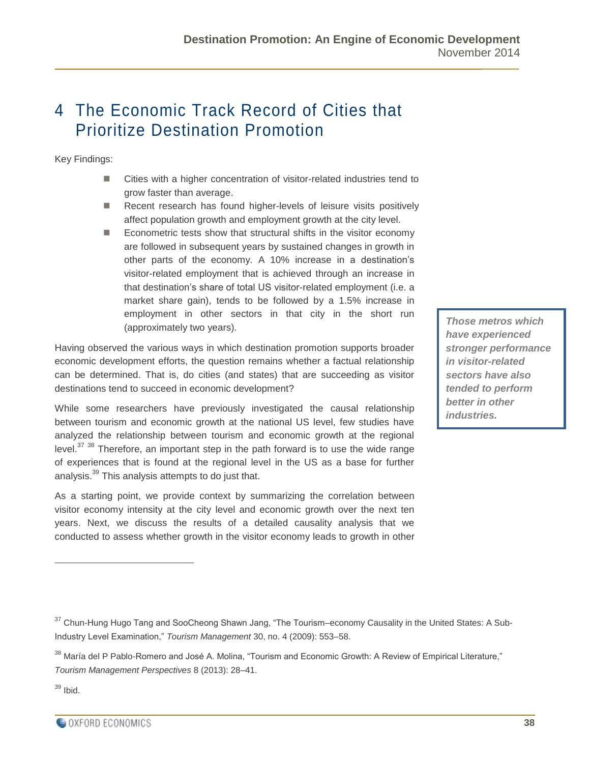# 4 The Economic Track Record of Cities that Prioritize Destination Promotion

Key Findings:

- Cities with a higher concentration of visitor-related industries tend to grow faster than average.
- Recent research has found higher-levels of leisure visits positively affect population growth and employment growth at the city level.
- Econometric tests show that structural shifts in the visitor economy are followed in subsequent years by sustained changes in growth in other parts of the economy. A 10% increase in a destination's visitor-related employment that is achieved through an increase in that destination's share of total US visitor-related employment (i.e. a market share gain), tends to be followed by a 1.5% increase in employment in other sectors in that city in the short run (approximately two years).

***Those metros which have experienced stronger performance in visitor-related sectors have also tended to perform better in other industries.***

Having observed the various ways in which destination promotion supports broader economic development efforts, the question remains whether a factual relationship can be determined. That is, do cities (and states) that are succeeding as visitor destinations tend to succeed in economic development?

While some researchers have previously investigated the causal relationship between tourism and economic growth at the national US level, few studies have analyzed the relationship between tourism and economic growth at the regional level.[37] [38] Therefore, an important step in the path forward is to use the wide range of experiences that is found at the regional level in the US as a base for further analysis.[39] This analysis attempts to do just that.

As a starting point, we provide context by summarizing the correlation between visitor economy intensity at the city level and economic growth over the next ten years. Next, we discuss the results of a detailed causality analysis that we conducted to assess whether growth in the visitor economy leads to growth in other

---

[37] Chun-Hung Hugo Tang and SooCheong Shawn Jang, "The Tourism–economy Causality in the United States: A Sub-Industry Level Examination," *Tourism Management* 30, no. 4 (2009): 553–58.

[38] María del P Pablo-Romero and José A. Molina, "Tourism and Economic Growth: A Review of Empirical Literature," *Tourism Management Perspectives* 8 (2013): 28–41.

[39] Ibid.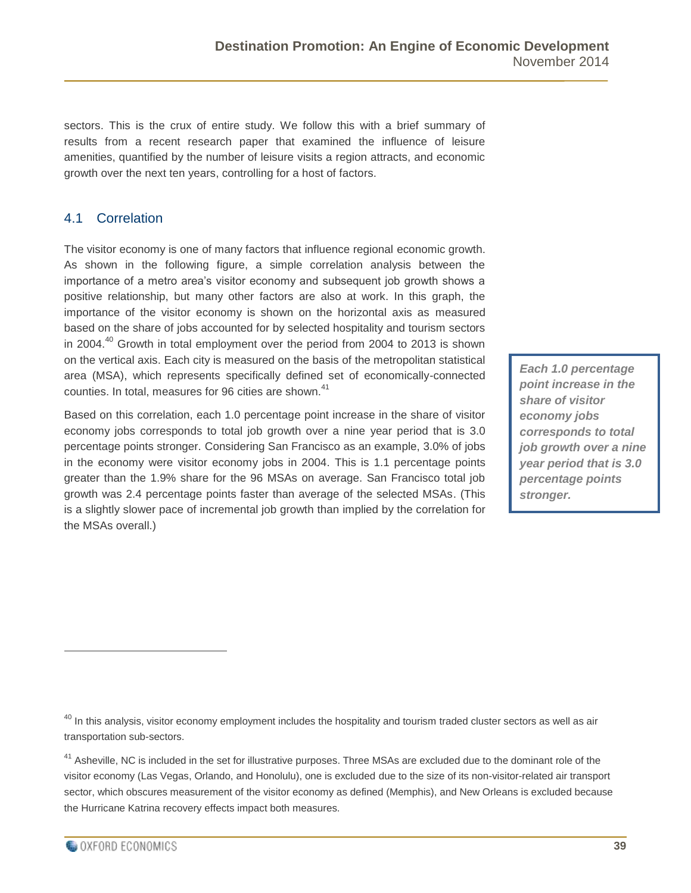sectors. This is the crux of entire study. We follow this with a brief summary of results from a recent research paper that examined the influence of leisure amenities, quantified by the number of leisure visits a region attracts, and economic growth over the next ten years, controlling for a host of factors.

## 4.1 Correlation

The visitor economy is one of many factors that influence regional economic growth. As shown in the following figure, a simple correlation analysis between the importance of a metro area's visitor economy and subsequent job growth shows a positive relationship, but many other factors are also at work. In this graph, the importance of the visitor economy is shown on the horizontal axis as measured based on the share of jobs accounted for by selected hospitality and tourism sectors in 2004.[40] Growth in total employment over the period from 2004 to 2013 is shown on the vertical axis. Each city is measured on the basis of the metropolitan statistical area (MSA), which represents specifically defined set of economically-connected counties. In total, measures for 96 cities are shown.[41]

Based on this correlation, each 1.0 percentage point increase in the share of visitor economy jobs corresponds to total job growth over a nine year period that is 3.0 percentage points stronger. Considering San Francisco as an example, 3.0% of jobs in the economy were visitor economy jobs in 2004. This is 1.1 percentage points greater than the 1.9% share for the 96 MSAs on average. San Francisco total job growth was 2.4 percentage points faster than average of the selected MSAs. (This is a slightly slower pace of incremental job growth than implied by the correlation for the MSAs overall.)

***Each 1.0 percentage point increase in the share of visitor economy jobs corresponds to total job growth over a nine year period that is 3.0 percentage points stronger.***

[40] In this analysis, visitor economy employment includes the hospitality and tourism traded cluster sectors as well as air transportation sub-sectors.

[41] Asheville, NC is included in the set for illustrative purposes. Three MSAs are excluded due to the dominant role of the visitor economy (Las Vegas, Orlando, and Honolulu), one is excluded due to the size of its non-visitor-related air transport sector, which obscures measurement of the visitor economy as defined (Memphis), and New Orleans is excluded because the Hurricane Katrina recovery effects impact both measures.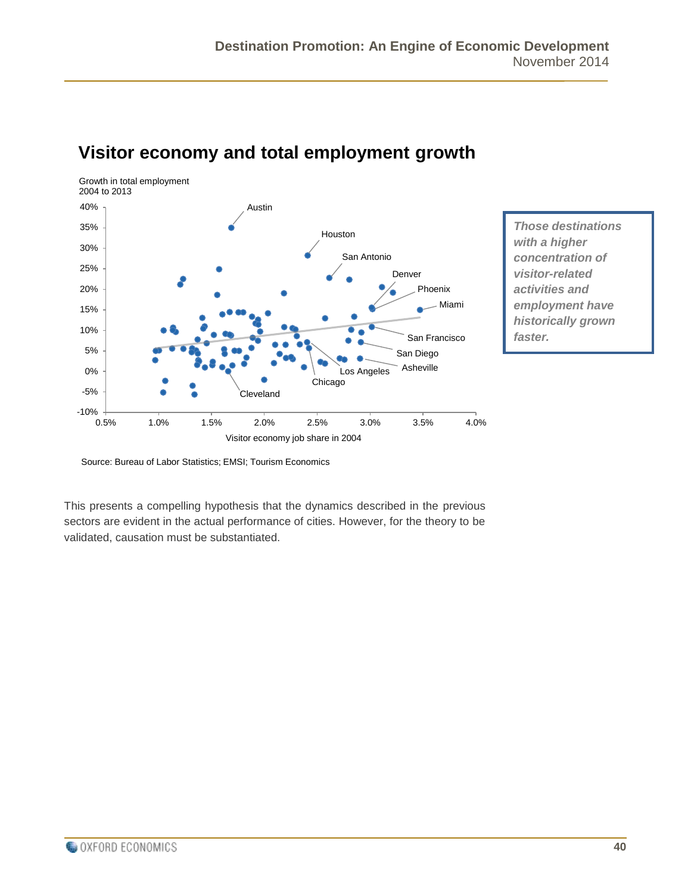## Visitor economy and total employment growth

Growth in total employment
2004 to 2013

Visitor economy job share in 2004

Austin, Houston, San Antonio, Denver, Phoenix, Miami, San Francisco, San Diego, Asheville, Los Angeles, Chicago, Cleveland

Source: Bureau of Labor Statistics; EMSI; Tourism Economics

***Those destinations with a higher concentration of visitor-related activities and employment have historically grown faster.***

This presents a compelling hypothesis that the dynamics described in the previous sectors are evident in the actual performance of cities. However, for the theory to be validated, causation must be substantiated.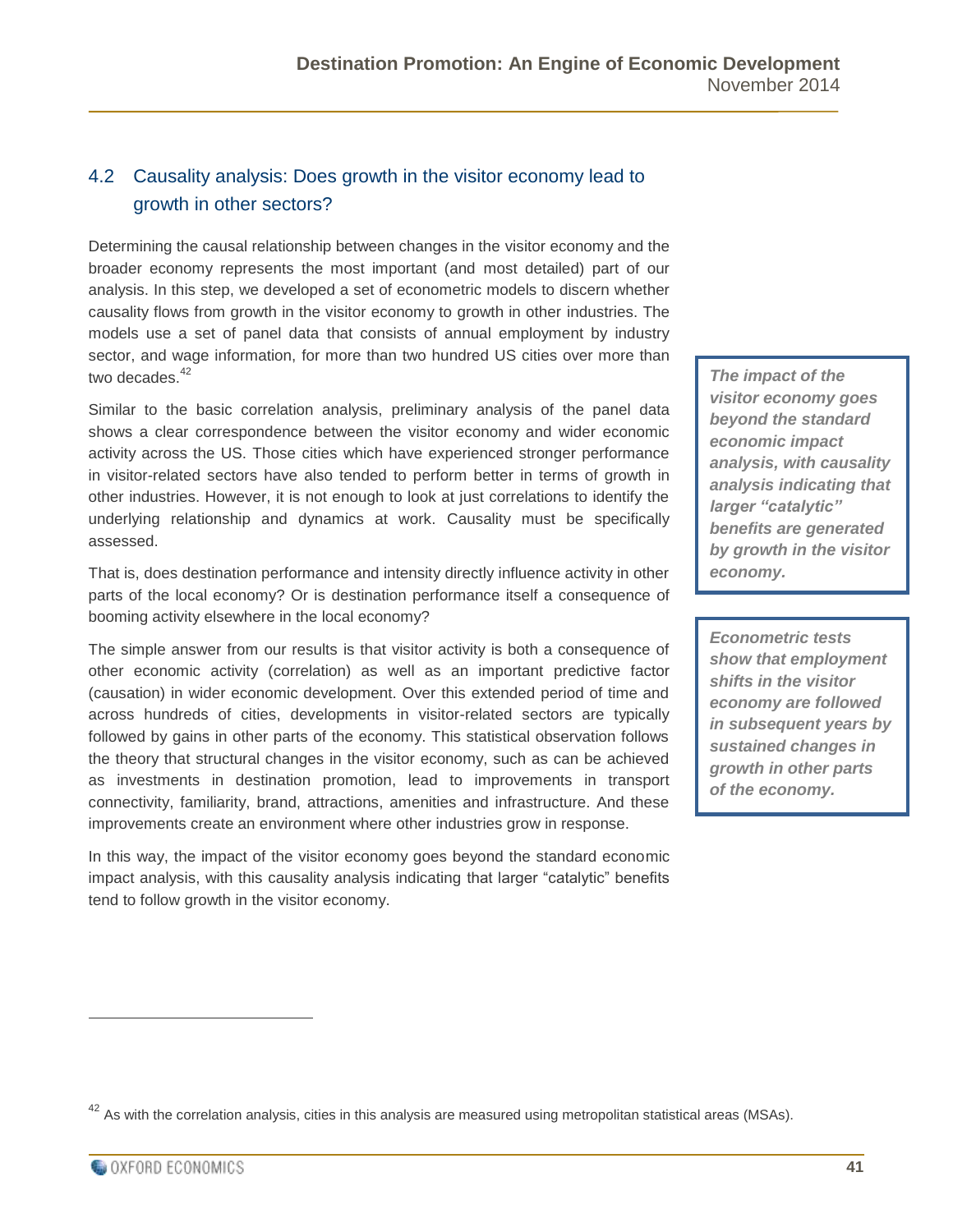## 4.2 Causality analysis: Does growth in the visitor economy lead to growth in other sectors?

Determining the causal relationship between changes in the visitor economy and the broader economy represents the most important (and most detailed) part of our analysis. In this step, we developed a set of econometric models to discern whether causality flows from growth in the visitor economy to growth in other industries. The models use a set of panel data that consists of annual employment by industry sector, and wage information, for more than two hundred US cities over more than two decades.[42]

Similar to the basic correlation analysis, preliminary analysis of the panel data shows a clear correspondence between the visitor economy and wider economic activity across the US. Those cities which have experienced stronger performance in visitor-related sectors have also tended to perform better in terms of growth in other industries. However, it is not enough to look at just correlations to identify the underlying relationship and dynamics at work. Causality must be specifically assessed.

That is, does destination performance and intensity directly influence activity in other parts of the local economy? Or is destination performance itself a consequence of booming activity elsewhere in the local economy?

The simple answer from our results is that visitor activity is both a consequence of other economic activity (correlation) as well as an important predictive factor (causation) in wider economic development. Over this extended period of time and across hundreds of cities, developments in visitor-related sectors are typically followed by gains in other parts of the economy. This statistical observation follows the theory that structural changes in the visitor economy, such as can be achieved as investments in destination promotion, lead to improvements in transport connectivity, familiarity, brand, attractions, amenities and infrastructure. And these improvements create an environment where other industries grow in response.

In this way, the impact of the visitor economy goes beyond the standard economic impact analysis, with this causality analysis indicating that larger "catalytic" benefits tend to follow growth in the visitor economy.

***The impact of the visitor economy goes beyond the standard economic impact analysis, with causality analysis indicating that larger "catalytic" benefits are generated by growth in the visitor economy.***

***Econometric tests show that employment shifts in the visitor economy are followed in subsequent years by sustained changes in growth in other parts of the economy.***

[42] As with the correlation analysis, cities in this analysis are measured using metropolitan statistical areas (MSAs).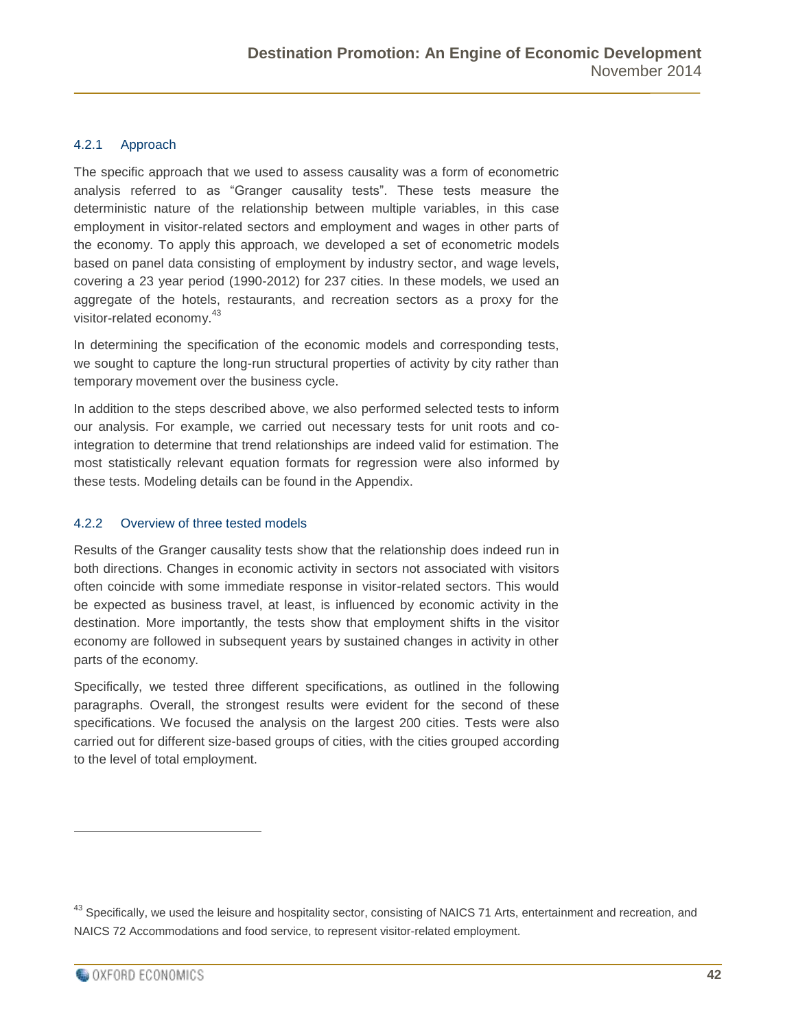### 4.2.1 Approach

The specific approach that we used to assess causality was a form of econometric analysis referred to as "Granger causality tests". These tests measure the deterministic nature of the relationship between multiple variables, in this case employment in visitor-related sectors and employment and wages in other parts of the economy. To apply this approach, we developed a set of econometric models based on panel data consisting of employment by industry sector, and wage levels, covering a 23 year period (1990-2012) for 237 cities. In these models, we used an aggregate of the hotels, restaurants, and recreation sectors as a proxy for the visitor-related economy.[43]

In determining the specification of the economic models and corresponding tests, we sought to capture the long-run structural properties of activity by city rather than temporary movement over the business cycle.

In addition to the steps described above, we also performed selected tests to inform our analysis. For example, we carried out necessary tests for unit roots and co-integration to determine that trend relationships are indeed valid for estimation. The most statistically relevant equation formats for regression were also informed by these tests. Modeling details can be found in the Appendix.

### 4.2.2 Overview of three tested models

Results of the Granger causality tests show that the relationship does indeed run in both directions. Changes in economic activity in sectors not associated with visitors often coincide with some immediate response in visitor-related sectors. This would be expected as business travel, at least, is influenced by economic activity in the destination. More importantly, the tests show that employment shifts in the visitor economy are followed in subsequent years by sustained changes in activity in other parts of the economy.

Specifically, we tested three different specifications, as outlined in the following paragraphs. Overall, the strongest results were evident for the second of these specifications. We focused the analysis on the largest 200 cities. Tests were also carried out for different size-based groups of cities, with the cities grouped according to the level of total employment.

---

[43] Specifically, we used the leisure and hospitality sector, consisting of NAICS 71 Arts, entertainment and recreation, and NAICS 72 Accommodations and food service, to represent visitor-related employment.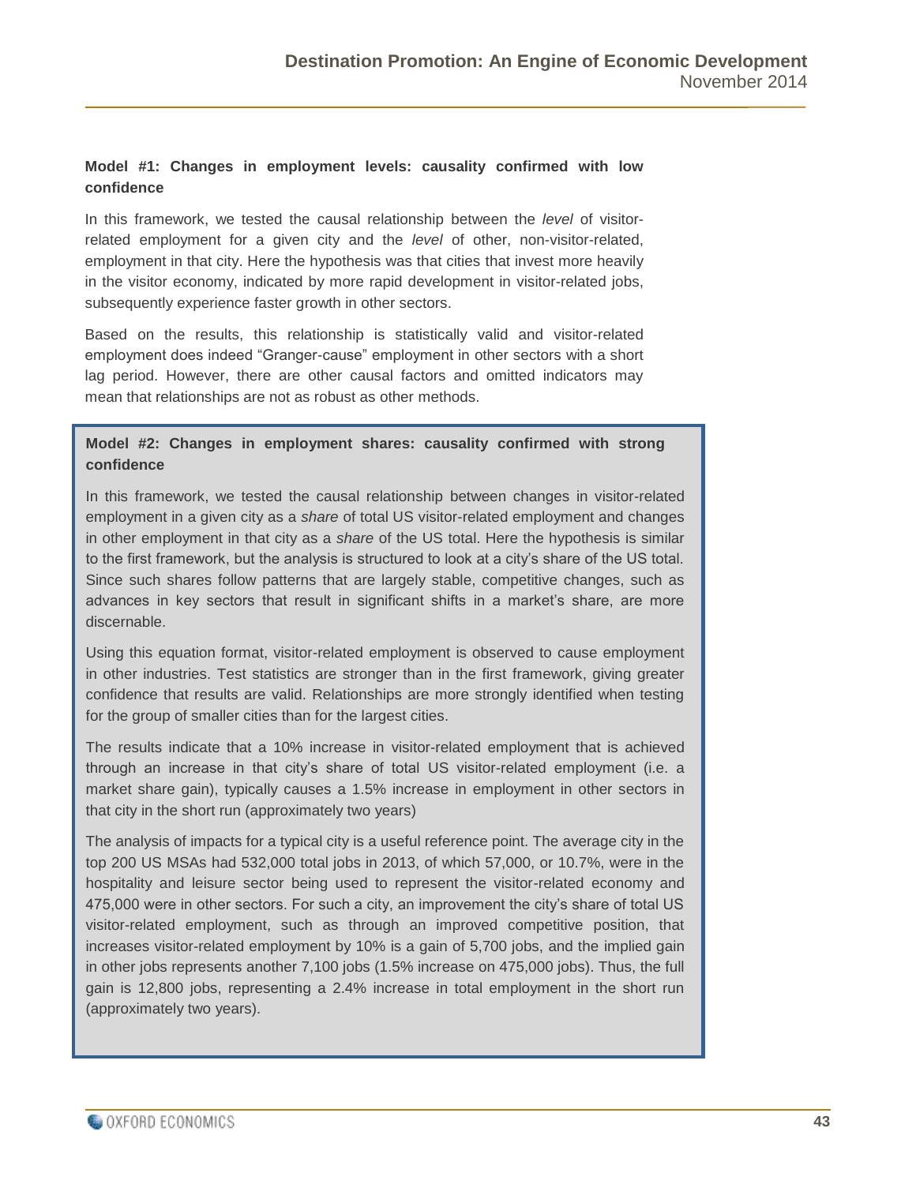**Model #1: Changes in employment levels: causality confirmed with low confidence**

In this framework, we tested the causal relationship between the *level* of visitor-related employment for a given city and the *level* of other, non-visitor-related, employment in that city. Here the hypothesis was that cities that invest more heavily in the visitor economy, indicated by more rapid development in visitor-related jobs, subsequently experience faster growth in other sectors.

Based on the results, this relationship is statistically valid and visitor-related employment does indeed "Granger-cause" employment in other sectors with a short lag period. However, there are other causal factors and omitted indicators may mean that relationships are not as robust as other methods.

**Model #2: Changes in employment shares: causality confirmed with strong confidence**

In this framework, we tested the causal relationship between changes in visitor-related employment in a given city as a *share* of total US visitor-related employment and changes in other employment in that city as a *share* of the US total. Here the hypothesis is similar to the first framework, but the analysis is structured to look at a city's share of the US total. Since such shares follow patterns that are largely stable, competitive changes, such as advances in key sectors that result in significant shifts in a market's share, are more discernable.

Using this equation format, visitor-related employment is observed to cause employment in other industries. Test statistics are stronger than in the first framework, giving greater confidence that results are valid. Relationships are more strongly identified when testing for the group of smaller cities than for the largest cities.

The results indicate that a 10% increase in visitor-related employment that is achieved through an increase in that city's share of total US visitor-related employment (i.e. a market share gain), typically causes a 1.5% increase in employment in other sectors in that city in the short run (approximately two years)

The analysis of impacts for a typical city is a useful reference point. The average city in the top 200 US MSAs had 532,000 total jobs in 2013, of which 57,000, or 10.7%, were in the hospitality and leisure sector being used to represent the visitor-related economy and 475,000 were in other sectors. For such a city, an improvement the city's share of total US visitor-related employment, such as through an improved competitive position, that increases visitor-related employment by 10% is a gain of 5,700 jobs, and the implied gain in other jobs represents another 7,100 jobs (1.5% increase on 475,000 jobs). Thus, the full gain is 12,800 jobs, representing a 2.4% increase in total employment in the short run (approximately two years).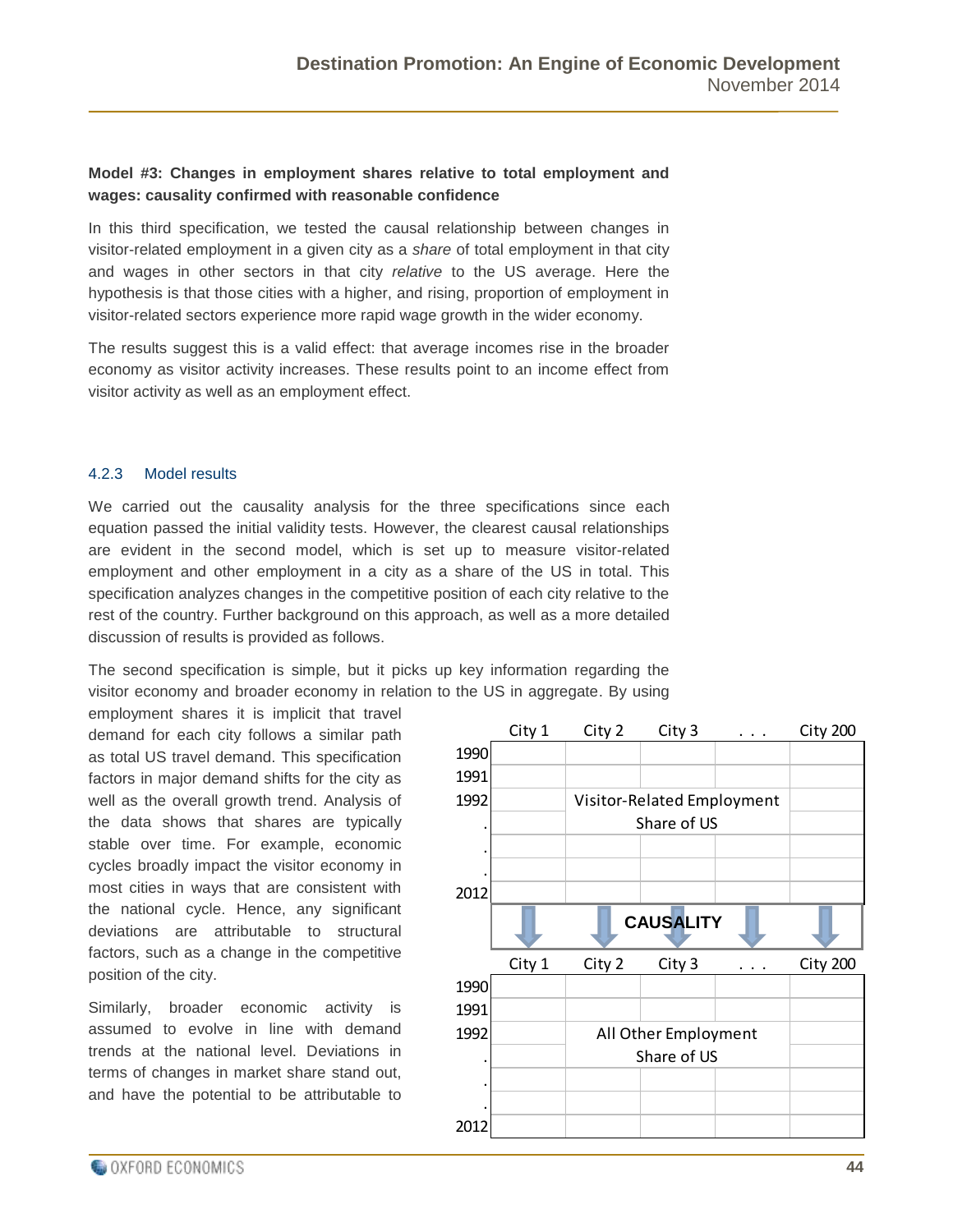**Model #3: Changes in employment shares relative to total employment and wages: causality confirmed with reasonable confidence**

In this third specification, we tested the causal relationship between changes in visitor-related employment in a given city as a *share* of total employment in that city and wages in other sectors in that city *relative* to the US average. Here the hypothesis is that those cities with a higher, and rising, proportion of employment in visitor-related sectors experience more rapid wage growth in the wider economy.

The results suggest this is a valid effect: that average incomes rise in the broader economy as visitor activity increases. These results point to an income effect from visitor activity as well as an employment effect.

### 4.2.3 Model results

We carried out the causality analysis for the three specifications since each equation passed the initial validity tests. However, the clearest causal relationships are evident in the second model, which is set up to measure visitor-related employment and other employment in a city as a share of the US in total. This specification analyzes changes in the competitive position of each city relative to the rest of the country. Further background on this approach, as well as a more detailed discussion of results is provided as follows.

The second specification is simple, but it picks up key information regarding the visitor economy and broader economy in relation to the US in aggregate. By using employment shares it is implicit that travel demand for each city follows a similar path as total US travel demand. This specification factors in major demand shifts for the city as well as the overall growth trend. Analysis of the data shows that shares are typically stable over time. For example, economic cycles broadly impact the visitor economy in most cities in ways that are consistent with the national cycle. Hence, any significant deviations are attributable to structural factors, such as a change in the competitive position of the city.

|  | City 1 | City 2 | City 3 | . . . | City 200 |
|---|---|---|---|---|---|
| 1990 | | | | | |
| 1991 | | | | | |
| 1992 | | Visitor-Related Employment Share of US | | | |
| . | | | | | |
| . | | | | | |
| . | | | | | |
| 2012 | | | | | |

**CAUSALITY** ↓

|  | City 1 | City 2 | City 3 | . . . | City 200 |
|---|---|---|---|---|---|
| 1990 | | | | | |
| 1991 | | | | | |
| 1992 | | All Other Employment Share of US | | | |
| . | | | | | |
| . | | | | | |
| . | | | | | |
| 2012 | | | | | |

Similarly, broader economic activity is assumed to evolve in line with demand trends at the national level. Deviations in terms of changes in market share stand out, and have the potential to be attributable to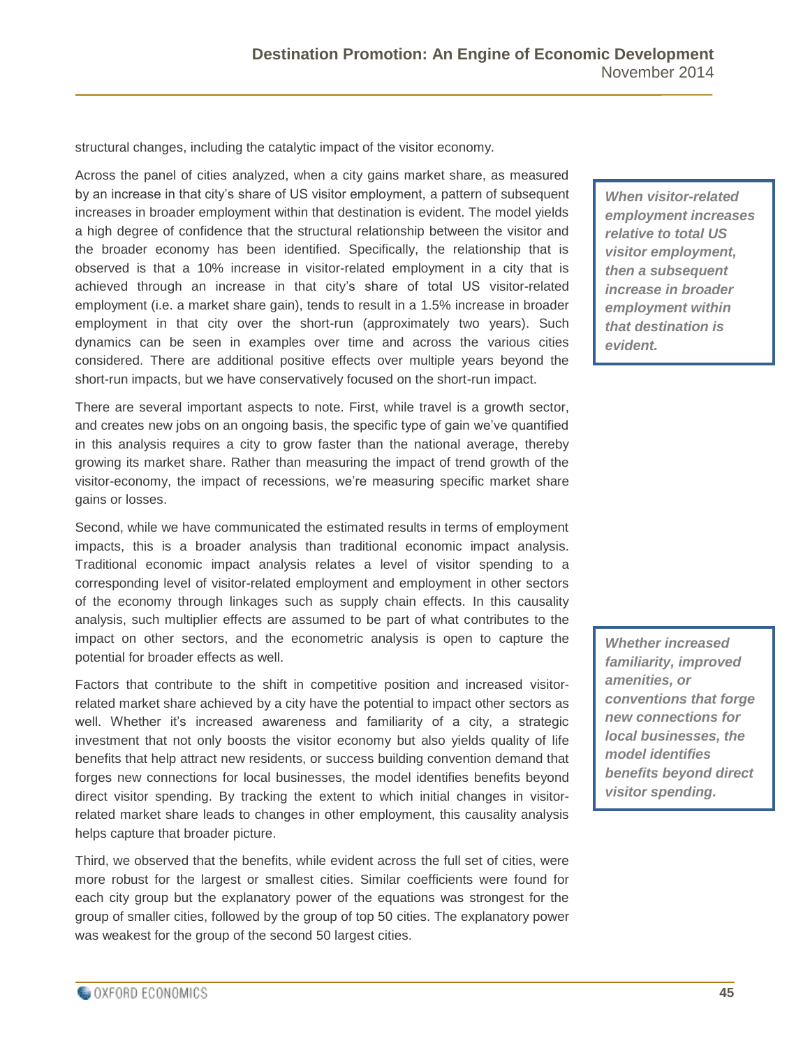structural changes, including the catalytic impact of the visitor economy.

Across the panel of cities analyzed, when a city gains market share, as measured by an increase in that city's share of US visitor employment, a pattern of subsequent increases in broader employment within that destination is evident. The model yields a high degree of confidence that the structural relationship between the visitor and the broader economy has been identified. Specifically, the relationship that is observed is that a 10% increase in visitor-related employment in a city that is achieved through an increase in that city's share of total US visitor-related employment (i.e. a market share gain), tends to result in a 1.5% increase in broader employment in that city over the short-run (approximately two years). Such dynamics can be seen in examples over time and across the various cities considered. There are additional positive effects over multiple years beyond the short-run impacts, but we have conservatively focused on the short-run impact.

> ***When visitor-related employment increases relative to total US visitor employment, then a subsequent increase in broader employment within that destination is evident.***

There are several important aspects to note. First, while travel is a growth sector, and creates new jobs on an ongoing basis, the specific type of gain we've quantified in this analysis requires a city to grow faster than the national average, thereby growing its market share. Rather than measuring the impact of trend growth of the visitor-economy, the impact of recessions, we're measuring specific market share gains or losses.

Second, while we have communicated the estimated results in terms of employment impacts, this is a broader analysis than traditional economic impact analysis. Traditional economic impact analysis relates a level of visitor spending to a corresponding level of visitor-related employment and employment in other sectors of the economy through linkages such as supply chain effects. In this causality analysis, such multiplier effects are assumed to be part of what contributes to the impact on other sectors, and the econometric analysis is open to capture the potential for broader effects as well.

Factors that contribute to the shift in competitive position and increased visitor-related market share achieved by a city have the potential to impact other sectors as well. Whether it's increased awareness and familiarity of a city, a strategic investment that not only boosts the visitor economy but also yields quality of life benefits that help attract new residents, or success building convention demand that forges new connections for local businesses, the model identifies benefits beyond direct visitor spending. By tracking the extent to which initial changes in visitor-related market share leads to changes in other employment, this causality analysis helps capture that broader picture.

> ***Whether increased familiarity, improved amenities, or conventions that forge new connections for local businesses, the model identifies benefits beyond direct visitor spending.***

Third, we observed that the benefits, while evident across the full set of cities, were more robust for the largest or smallest cities. Similar coefficients were found for each city group but the explanatory power of the equations was strongest for the group of smaller cities, followed by the group of top 50 cities. The explanatory power was weakest for the group of the second 50 largest cities.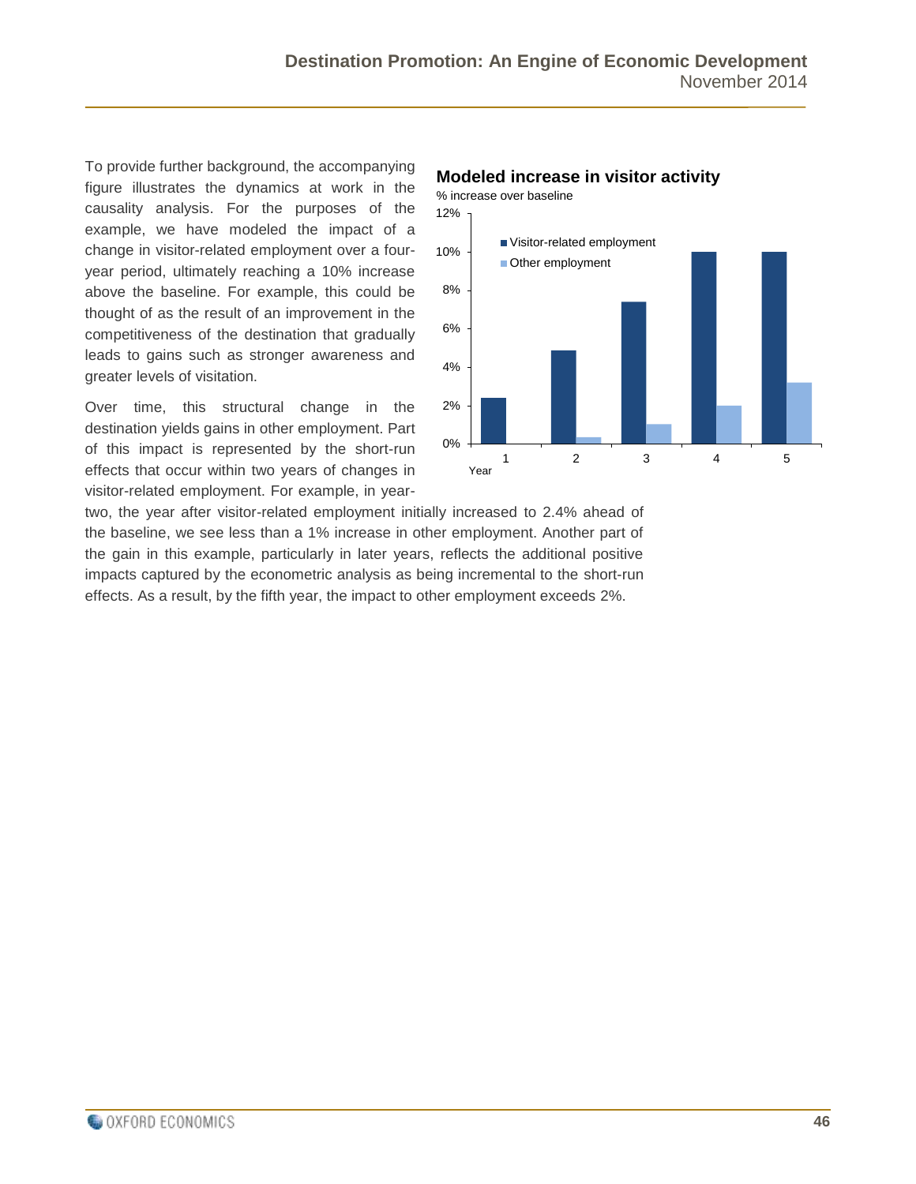To provide further background, the accompanying figure illustrates the dynamics at work in the causality analysis. For the purposes of the example, we have modeled the impact of a change in visitor-related employment over a four-year period, ultimately reaching a 10% increase above the baseline. For example, this could be thought of as the result of an improvement in the competitiveness of the destination that gradually leads to gains such as stronger awareness and greater levels of visitation.

**Modeled increase in visitor activity**

% increase over baseline

Over time, this structural change in the destination yields gains in other employment. Part of this impact is represented by the short-run effects that occur within two years of changes in visitor-related employment. For example, in year-two, the year after visitor-related employment initially increased to 2.4% ahead of the baseline, we see less than a 1% increase in other employment. Another part of the gain in this example, particularly in later years, reflects the additional positive impacts captured by the econometric analysis as being incremental to the short-run effects. As a result, by the fifth year, the impact to other employment exceeds 2%.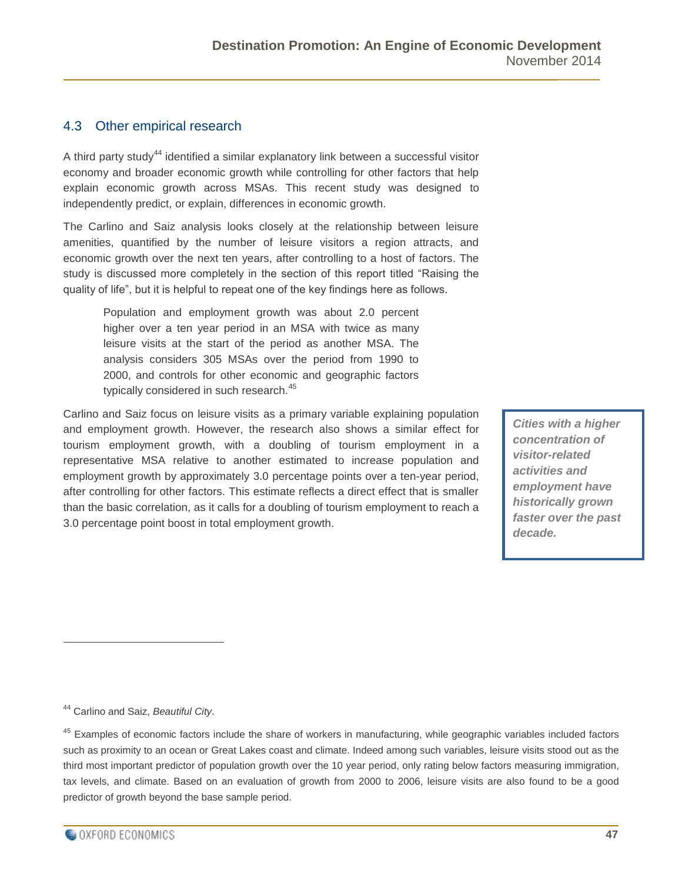## 4.3 Other empirical research

A third party study[44] identified a similar explanatory link between a successful visitor economy and broader economic growth while controlling for other factors that help explain economic growth across MSAs. This recent study was designed to independently predict, or explain, differences in economic growth.

The Carlino and Saiz analysis looks closely at the relationship between leisure amenities, quantified by the number of leisure visitors a region attracts, and economic growth over the next ten years, after controlling to a host of factors. The study is discussed more completely in the section of this report titled "Raising the quality of life", but it is helpful to repeat one of the key findings here as follows.

> Population and employment growth was about 2.0 percent higher over a ten year period in an MSA with twice as many leisure visits at the start of the period as another MSA. The analysis considers 305 MSAs over the period from 1990 to 2000, and controls for other economic and geographic factors typically considered in such research.[45]

Carlino and Saiz focus on leisure visits as a primary variable explaining population and employment growth. However, the research also shows a similar effect for tourism employment growth, with a doubling of tourism employment in a representative MSA relative to another estimated to increase population and employment growth by approximately 3.0 percentage points over a ten-year period, after controlling for other factors. This estimate reflects a direct effect that is smaller than the basic correlation, as it calls for a doubling of tourism employment to reach a 3.0 percentage point boost in total employment growth.

***Cities with a higher concentration of visitor-related activities and employment have historically grown faster over the past decade.***

[44] Carlino and Saiz, *Beautiful City*.

[45] Examples of economic factors include the share of workers in manufacturing, while geographic variables included factors such as proximity to an ocean or Great Lakes coast and climate. Indeed among such variables, leisure visits stood out as the third most important predictor of population growth over the 10 year period, only rating below factors measuring immigration, tax levels, and climate. Based on an evaluation of growth from 2000 to 2006, leisure visits are also found to be a good predictor of growth beyond the base sample period.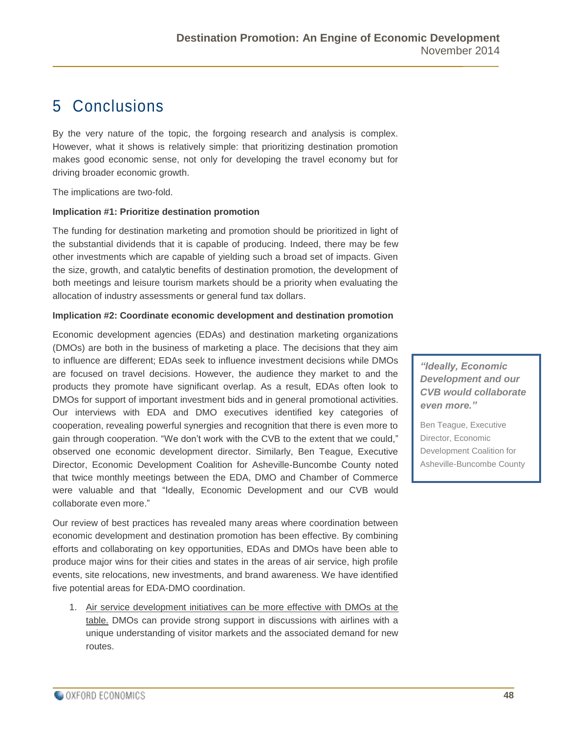# 5 Conclusions

By the very nature of the topic, the forgoing research and analysis is complex. However, what it shows is relatively simple: that prioritizing destination promotion makes good economic sense, not only for developing the travel economy but for driving broader economic growth.

The implications are two-fold.

**Implication #1: Prioritize destination promotion**

The funding for destination marketing and promotion should be prioritized in light of the substantial dividends that it is capable of producing. Indeed, there may be few other investments which are capable of yielding such a broad set of impacts. Given the size, growth, and catalytic benefits of destination promotion, the development of both meetings and leisure tourism markets should be a priority when evaluating the allocation of industry assessments or general fund tax dollars.

**Implication #2: Coordinate economic development and destination promotion**

Economic development agencies (EDAs) and destination marketing organizations (DMOs) are both in the business of marketing a place. The decisions that they aim to influence are different; EDAs seek to influence investment decisions while DMOs are focused on travel decisions. However, the audience they market to and the products they promote have significant overlap. As a result, EDAs often look to DMOs for support of important investment bids and in general promotional activities. Our interviews with EDA and DMO executives identified key categories of cooperation, revealing powerful synergies and recognition that there is even more to gain through cooperation. "We don't work with the CVB to the extent that we could," observed one economic development director. Similarly, Ben Teague, Executive Director, Economic Development Coalition for Asheville-Buncombe County noted that twice monthly meetings between the EDA, DMO and Chamber of Commerce were valuable and that "Ideally, Economic Development and our CVB would collaborate even more."

> ***"Ideally, Economic Development and our CVB would collaborate even more."***
>
> Ben Teague, Executive Director, Economic Development Coalition for Asheville-Buncombe County

Our review of best practices has revealed many areas where coordination between economic development and destination promotion has been effective. By combining efforts and collaborating on key opportunities, EDAs and DMOs have been able to produce major wins for their cities and states in the areas of air service, high profile events, site relocations, new investments, and brand awareness. We have identified five potential areas for EDA-DMO coordination.

1. <u>Air service development initiatives can be more effective with DMOs at the table.</u> DMOs can provide strong support in discussions with airlines with a unique understanding of visitor markets and the associated demand for new routes.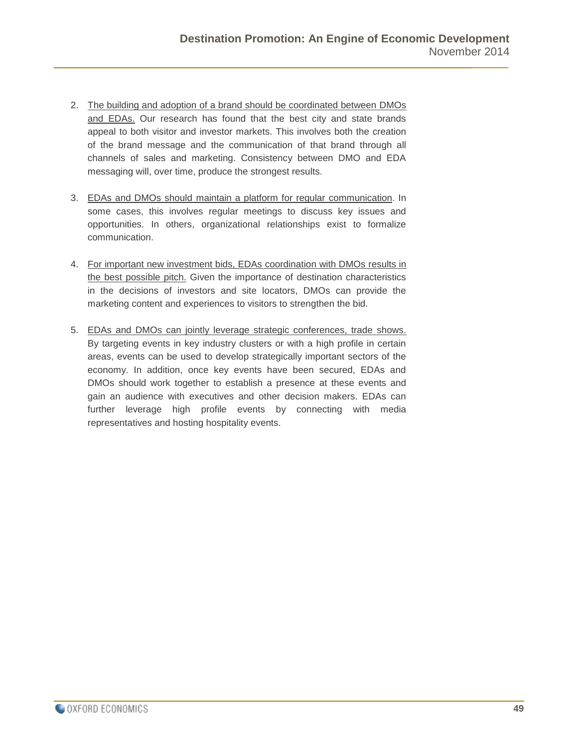2. <u>The building and adoption of a brand should be coordinated between DMOs and EDAs.</u> Our research has found that the best city and state brands appeal to both visitor and investor markets. This involves both the creation of the brand message and the communication of that brand through all channels of sales and marketing. Consistency between DMO and EDA messaging will, over time, produce the strongest results.

3. <u>EDAs and DMOs should maintain a platform for regular communication</u>. In some cases, this involves regular meetings to discuss key issues and opportunities. In others, organizational relationships exist to formalize communication.

4. <u>For important new investment bids, EDAs coordination with DMOs results in the best possible pitch.</u> Given the importance of destination characteristics in the decisions of investors and site locators, DMOs can provide the marketing content and experiences to visitors to strengthen the bid.

5. <u>EDAs and DMOs can jointly leverage strategic conferences, trade shows.</u> By targeting events in key industry clusters or with a high profile in certain areas, events can be used to develop strategically important sectors of the economy. In addition, once key events have been secured, EDAs and DMOs should work together to establish a presence at these events and gain an audience with executives and other decision makers. EDAs can further leverage high profile events by connecting with media representatives and hosting hospitality events.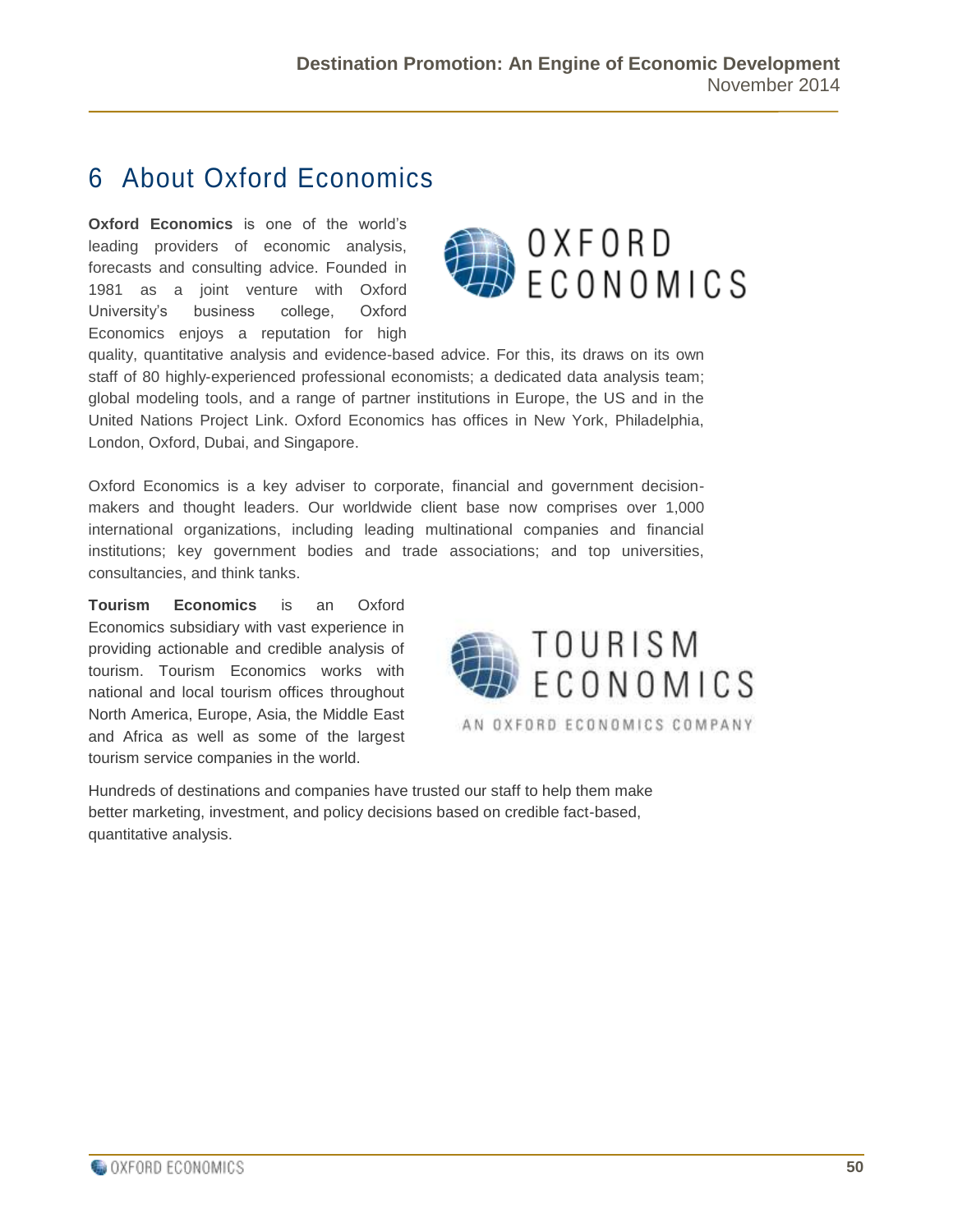# 6 About Oxford Economics

**Oxford Economics** is one of the world's leading providers of economic analysis, forecasts and consulting advice. Founded in 1981 as a joint venture with Oxford University's business college, Oxford Economics enjoys a reputation for high quality, quantitative analysis and evidence-based advice. For this, its draws on its own staff of 80 highly-experienced professional economists; a dedicated data analysis team; global modeling tools, and a range of partner institutions in Europe, the US and in the United Nations Project Link. Oxford Economics has offices in New York, Philadelphia, London, Oxford, Dubai, and Singapore.

Oxford Economics is a key adviser to corporate, financial and government decision-makers and thought leaders. Our worldwide client base now comprises over 1,000 international organizations, including leading multinational companies and financial institutions; key government bodies and trade associations; and top universities, consultancies, and think tanks.

**Tourism Economics** is an Oxford Economics subsidiary with vast experience in providing actionable and credible analysis of tourism. Tourism Economics works with national and local tourism offices throughout North America, Europe, Asia, the Middle East and Africa as well as some of the largest tourism service companies in the world.

Hundreds of destinations and companies have trusted our staff to help them make better marketing, investment, and policy decisions based on credible fact-based, quantitative analysis.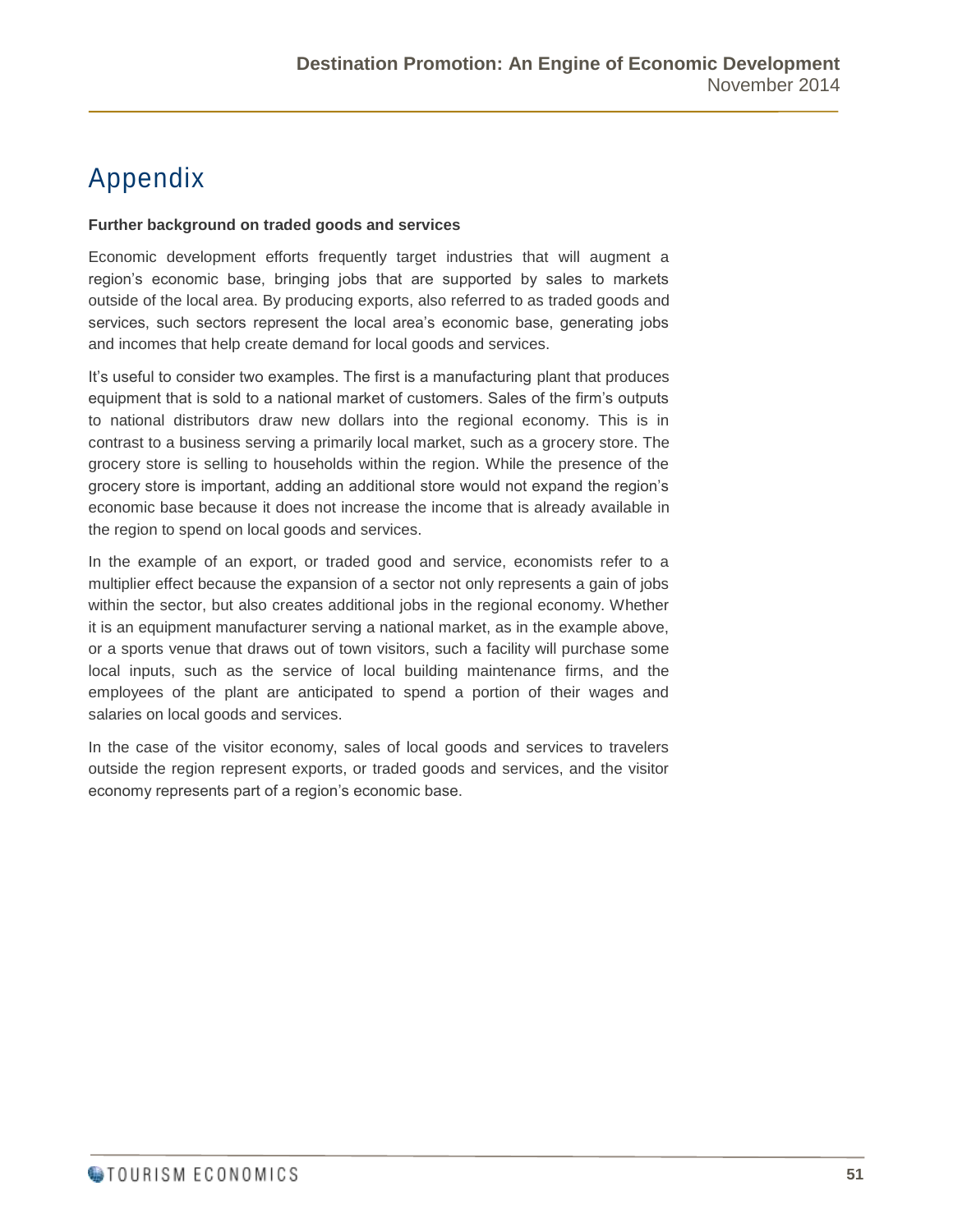# Appendix

**Further background on traded goods and services**

Economic development efforts frequently target industries that will augment a region's economic base, bringing jobs that are supported by sales to markets outside of the local area. By producing exports, also referred to as traded goods and services, such sectors represent the local area's economic base, generating jobs and incomes that help create demand for local goods and services.

It's useful to consider two examples. The first is a manufacturing plant that produces equipment that is sold to a national market of customers. Sales of the firm's outputs to national distributors draw new dollars into the regional economy. This is in contrast to a business serving a primarily local market, such as a grocery store. The grocery store is selling to households within the region. While the presence of the grocery store is important, adding an additional store would not expand the region's economic base because it does not increase the income that is already available in the region to spend on local goods and services.

In the example of an export, or traded good and service, economists refer to a multiplier effect because the expansion of a sector not only represents a gain of jobs within the sector, but also creates additional jobs in the regional economy. Whether it is an equipment manufacturer serving a national market, as in the example above, or a sports venue that draws out of town visitors, such a facility will purchase some local inputs, such as the service of local building maintenance firms, and the employees of the plant are anticipated to spend a portion of their wages and salaries on local goods and services.

In the case of the visitor economy, sales of local goods and services to travelers outside the region represent exports, or traded goods and services, and the visitor economy represents part of a region's economic base.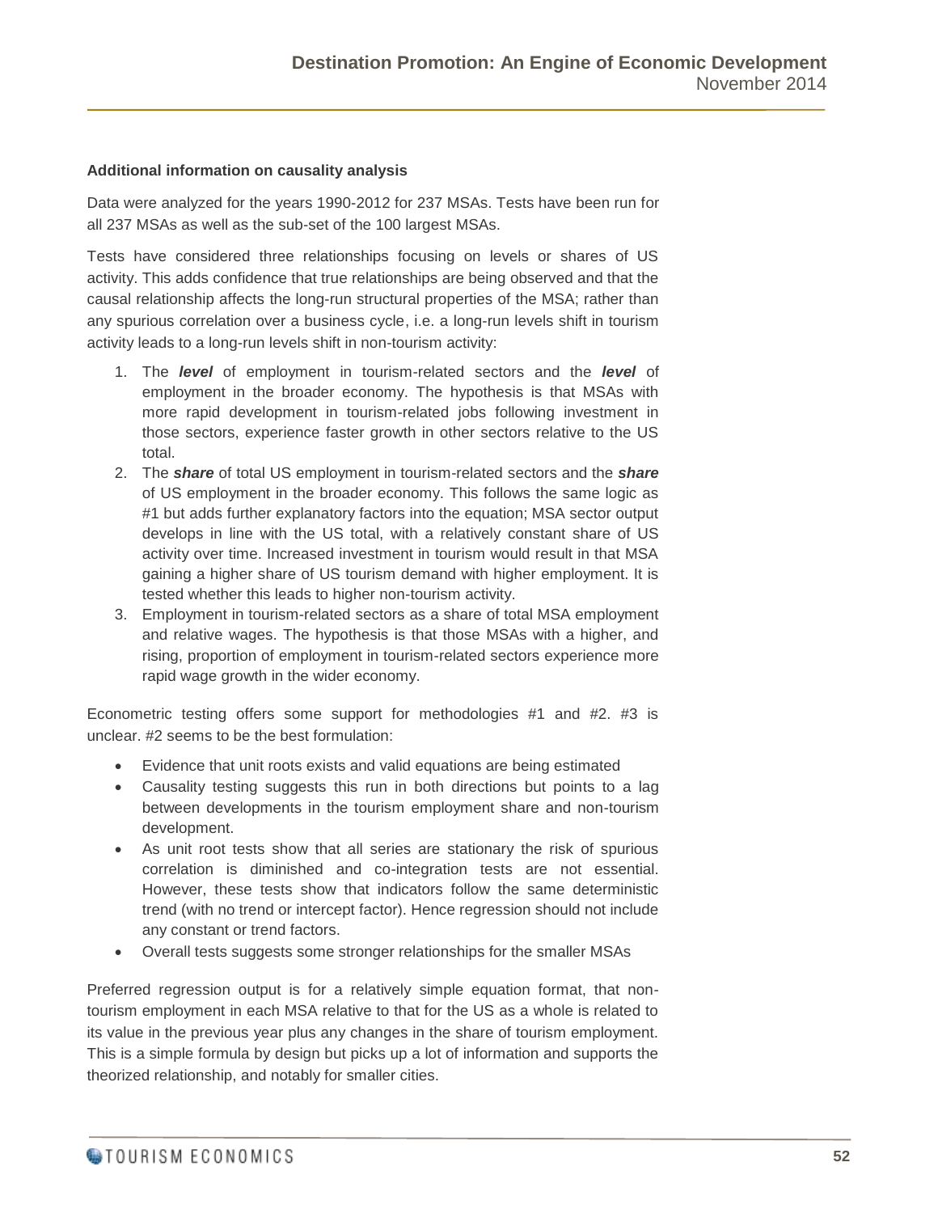**Additional information on causality analysis**

Data were analyzed for the years 1990-2012 for 237 MSAs. Tests have been run for all 237 MSAs as well as the sub-set of the 100 largest MSAs.

Tests have considered three relationships focusing on levels or shares of US activity. This adds confidence that true relationships are being observed and that the causal relationship affects the long-run structural properties of the MSA; rather than any spurious correlation over a business cycle, i.e. a long-run levels shift in tourism activity leads to a long-run levels shift in non-tourism activity:

1. The ***level*** of employment in tourism-related sectors and the ***level*** of employment in the broader economy. The hypothesis is that MSAs with more rapid development in tourism-related jobs following investment in those sectors, experience faster growth in other sectors relative to the US total.
2. The ***share*** of total US employment in tourism-related sectors and the ***share*** of US employment in the broader economy. This follows the same logic as #1 but adds further explanatory factors into the equation; MSA sector output develops in line with the US total, with a relatively constant share of US activity over time. Increased investment in tourism would result in that MSA gaining a higher share of US tourism demand with higher employment. It is tested whether this leads to higher non-tourism activity.
3. Employment in tourism-related sectors as a share of total MSA employment and relative wages. The hypothesis is that those MSAs with a higher, and rising, proportion of employment in tourism-related sectors experience more rapid wage growth in the wider economy.

Econometric testing offers some support for methodologies #1 and #2. #3 is unclear. #2 seems to be the best formulation:

- Evidence that unit roots exists and valid equations are being estimated
- Causality testing suggests this run in both directions but points to a lag between developments in the tourism employment share and non-tourism development.
- As unit root tests show that all series are stationary the risk of spurious correlation is diminished and co-integration tests are not essential. However, these tests show that indicators follow the same deterministic trend (with no trend or intercept factor). Hence regression should not include any constant or trend factors.
- Overall tests suggests some stronger relationships for the smaller MSAs

Preferred regression output is for a relatively simple equation format, that non-tourism employment in each MSA relative to that for the US as a whole is related to its value in the previous year plus any changes in the share of tourism employment. This is a simple formula by design but picks up a lot of information and supports the theorized relationship, and notably for smaller cities.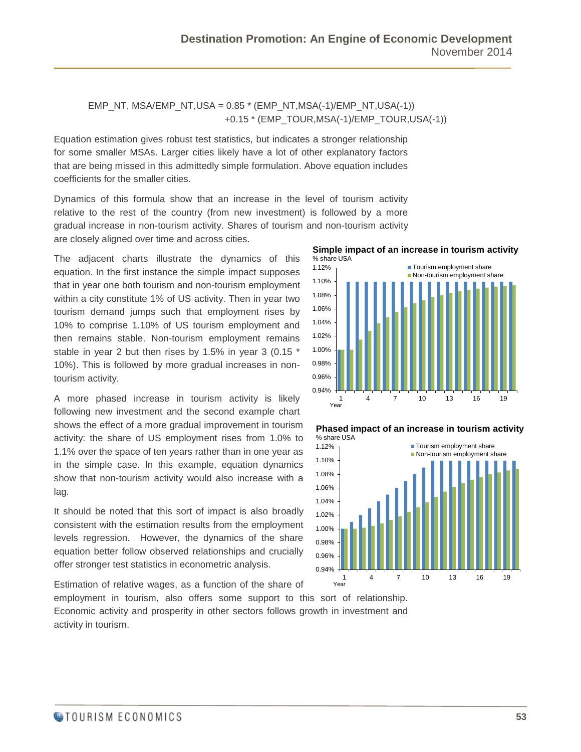$$EMP\_NT,MSA/EMP\_NT,USA = 0.85 * (EMP\_NT,MSA(-1)/EMP\_NT,USA(-1)) + 0.15 * (EMP\_TOUR,MSA(-1)/EMP\_TOUR,USA(-1))$$

Equation estimation gives robust test statistics, but indicates a stronger relationship for some smaller MSAs. Larger cities likely have a lot of other explanatory factors that are being missed in this admittedly simple formulation. Above equation includes coefficients for the smaller cities.

Dynamics of this formula show that an increase in the level of tourism activity relative to the rest of the country (from new investment) is followed by a more gradual increase in non-tourism activity. Shares of tourism and non-tourism activity are closely aligned over time and across cities.

The adjacent charts illustrate the dynamics of this equation. In the first instance the simple impact supposes that in year one both tourism and non-tourism employment within a city constitute 1% of US activity. Then in year two tourism demand jumps such that employment rises by 10% to comprise 1.10% of US tourism employment and then remains stable. Non-tourism employment remains stable in year 2 but then rises by 1.5% in year 3 (0.15 * 10%). This is followed by more gradual increases in non-tourism activity.

**Simple impact of an increase in tourism activity**

**Phased impact of an increase in tourism activity**

A more phased increase in tourism activity is likely following new investment and the second example chart shows the effect of a more gradual improvement in tourism activity: the share of US employment rises from 1.0% to 1.1% over the space of ten years rather than in one year as in the simple case. In this example, equation dynamics show that non-tourism activity would also increase with a lag.

It should be noted that this sort of impact is also broadly consistent with the estimation results from the employment levels regression. However, the dynamics of the share equation better follow observed relationships and crucially offer stronger test statistics in econometric analysis.

Estimation of relative wages, as a function of the share of employment in tourism, also offers some support to this sort of relationship. Economic activity and prosperity in other sectors follows growth in investment and activity in tourism.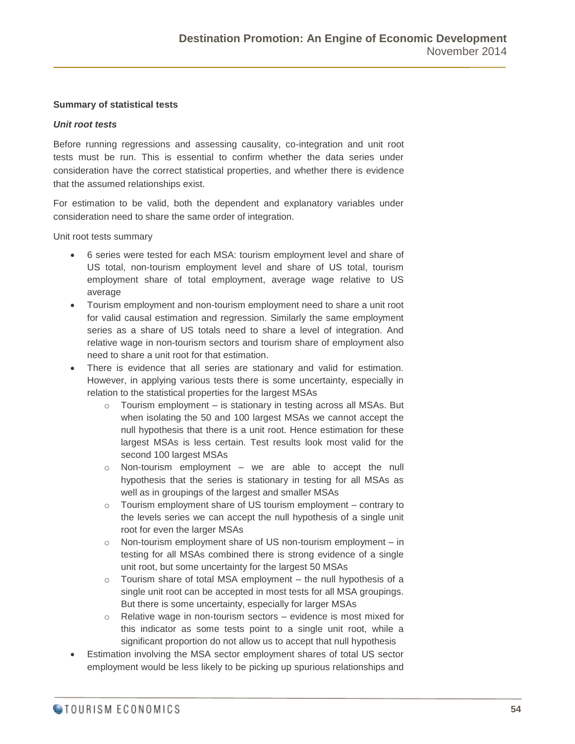**Summary of statistical tests**

***Unit root tests***

Before running regressions and assessing causality, co-integration and unit root tests must be run. This is essential to confirm whether the data series under consideration have the correct statistical properties, and whether there is evidence that the assumed relationships exist.

For estimation to be valid, both the dependent and explanatory variables under consideration need to share the same order of integration.

Unit root tests summary

- 6 series were tested for each MSA: tourism employment level and share of US total, non-tourism employment level and share of US total, tourism employment share of total employment, average wage relative to US average
- Tourism employment and non-tourism employment need to share a unit root for valid causal estimation and regression. Similarly the same employment series as a share of US totals need to share a level of integration. And relative wage in non-tourism sectors and tourism share of employment also need to share a unit root for that estimation.
- There is evidence that all series are stationary and valid for estimation. However, in applying various tests there is some uncertainty, especially in relation to the statistical properties for the largest MSAs
    - Tourism employment – is stationary in testing across all MSAs. But when isolating the 50 and 100 largest MSAs we cannot accept the null hypothesis that there is a unit root. Hence estimation for these largest MSAs is less certain. Test results look most valid for the second 100 largest MSAs
    - Non-tourism employment – we are able to accept the null hypothesis that the series is stationary in testing for all MSAs as well as in groupings of the largest and smaller MSAs
    - Tourism employment share of US tourism employment – contrary to the levels series we can accept the null hypothesis of a single unit root for even the larger MSAs
    - Non-tourism employment share of US non-tourism employment – in testing for all MSAs combined there is strong evidence of a single unit root, but some uncertainty for the largest 50 MSAs
    - Tourism share of total MSA employment – the null hypothesis of a single unit root can be accepted in most tests for all MSA groupings. But there is some uncertainty, especially for larger MSAs
    - Relative wage in non-tourism sectors – evidence is most mixed for this indicator as some tests point to a single unit root, while a significant proportion do not allow us to accept that null hypothesis
- Estimation involving the MSA sector employment shares of total US sector employment would be less likely to be picking up spurious relationships and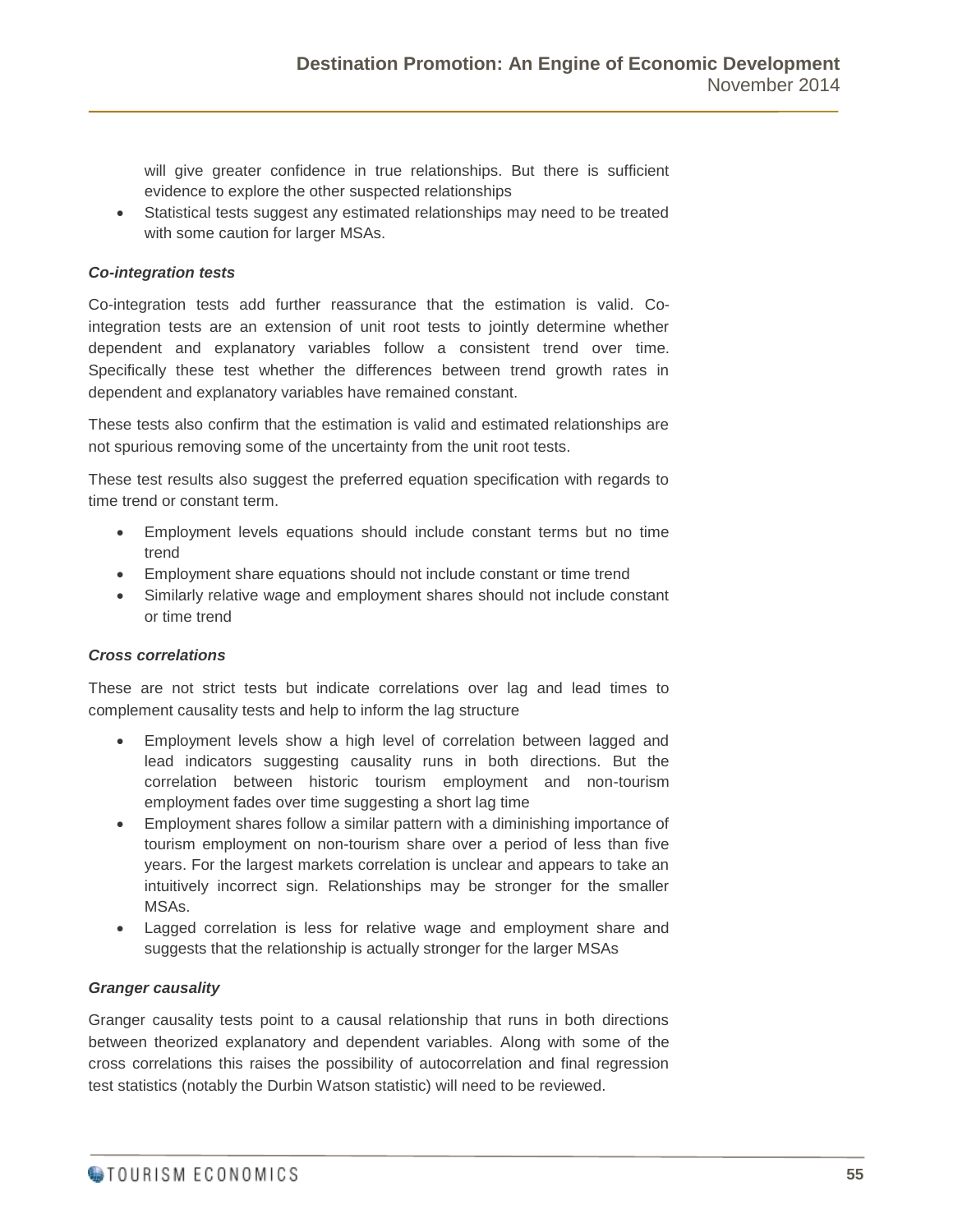will give greater confidence in true relationships. But there is sufficient evidence to explore the other suspected relationships

- Statistical tests suggest any estimated relationships may need to be treated with some caution for larger MSAs.

### *Co-integration tests*

Co-integration tests add further reassurance that the estimation is valid. Co-integration tests are an extension of unit root tests to jointly determine whether dependent and explanatory variables follow a consistent trend over time. Specifically these test whether the differences between trend growth rates in dependent and explanatory variables have remained constant.

These tests also confirm that the estimation is valid and estimated relationships are not spurious removing some of the uncertainty from the unit root tests.

These test results also suggest the preferred equation specification with regards to time trend or constant term.

- Employment levels equations should include constant terms but no time trend
- Employment share equations should not include constant or time trend
- Similarly relative wage and employment shares should not include constant or time trend

### *Cross correlations*

These are not strict tests but indicate correlations over lag and lead times to complement causality tests and help to inform the lag structure

- Employment levels show a high level of correlation between lagged and lead indicators suggesting causality runs in both directions. But the correlation between historic tourism employment and non-tourism employment fades over time suggesting a short lag time
- Employment shares follow a similar pattern with a diminishing importance of tourism employment on non-tourism share over a period of less than five years. For the largest markets correlation is unclear and appears to take an intuitively incorrect sign. Relationships may be stronger for the smaller MSAs.
- Lagged correlation is less for relative wage and employment share and suggests that the relationship is actually stronger for the larger MSAs

### *Granger causality*

Granger causality tests point to a causal relationship that runs in both directions between theorized explanatory and dependent variables. Along with some of the cross correlations this raises the possibility of autocorrelation and final regression test statistics (notably the Durbin Watson statistic) will need to be reviewed.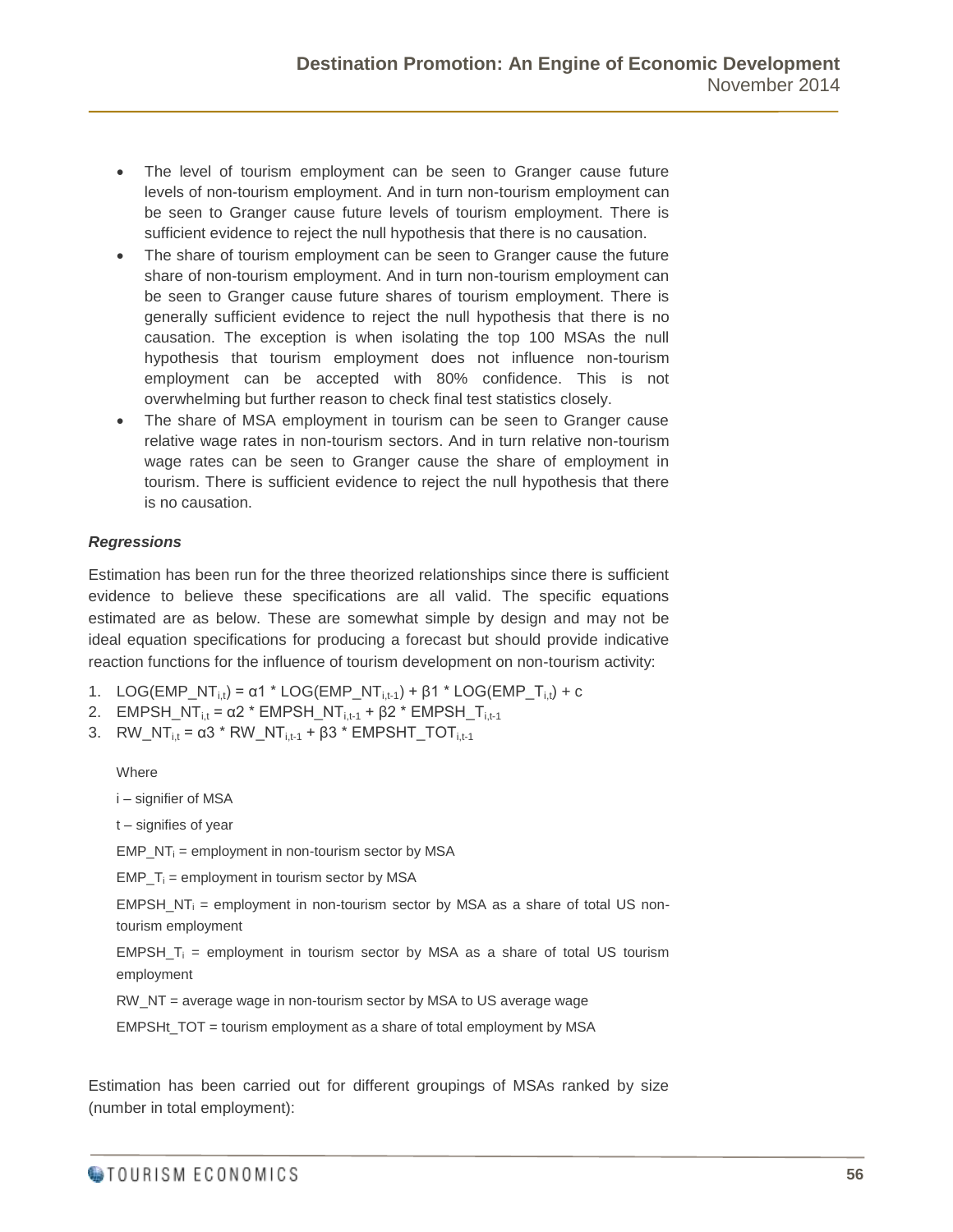- The level of tourism employment can be seen to Granger cause future levels of non-tourism employment. And in turn non-tourism employment can be seen to Granger cause future levels of tourism employment. There is sufficient evidence to reject the null hypothesis that there is no causation.
- The share of tourism employment can be seen to Granger cause the future share of non-tourism employment. And in turn non-tourism employment can be seen to Granger cause future shares of tourism employment. There is generally sufficient evidence to reject the null hypothesis that there is no causation. The exception is when isolating the top 100 MSAs the null hypothesis that tourism employment does not influence non-tourism employment can be accepted with 80% confidence. This is not overwhelming but further reason to check final test statistics closely.
- The share of MSA employment in tourism can be seen to Granger cause relative wage rates in non-tourism sectors. And in turn relative non-tourism wage rates can be seen to Granger cause the share of employment in tourism. There is sufficient evidence to reject the null hypothesis that there is no causation.

### *Regressions*

Estimation has been run for the three theorized relationships since there is sufficient evidence to believe these specifications are all valid. The specific equations estimated are as below. These are somewhat simple by design and may not be ideal equation specifications for producing a forecast but should provide indicative reaction functions for the influence of tourism development on non-tourism activity:

1. $LOG(EMP\_NT_{i,t}) = \alpha 1 * LOG(EMP\_NT_{i,t-1}) + \beta 1 * LOG(EMP\_T_{i,t}) + c$
2. $EMPSH\_NT_{i,t} = \alpha 2 * EMPSH\_NT_{i,t-1} + \beta 2 * EMPSH\_T_{i,t-1}$
3. $RW\_NT_{i,t} = \alpha 3 * RW\_NT_{i,t-1} + \beta 3 * EMPSHT\_TOT_{i,t-1}$

Where

i – signifier of MSA

t – signifies of year

$EMP\_NT_i$ = employment in non-tourism sector by MSA

$EMP\_T_i$ = employment in tourism sector by MSA

$EMPSH\_NT_i$ = employment in non-tourism sector by MSA as a share of total US non-tourism employment

$EMPSH\_T_i$ = employment in tourism sector by MSA as a share of total US tourism employment

RW_NT = average wage in non-tourism sector by MSA to US average wage

EMPSHt_TOT = tourism employment as a share of total employment by MSA

Estimation has been carried out for different groupings of MSAs ranked by size (number in total employment):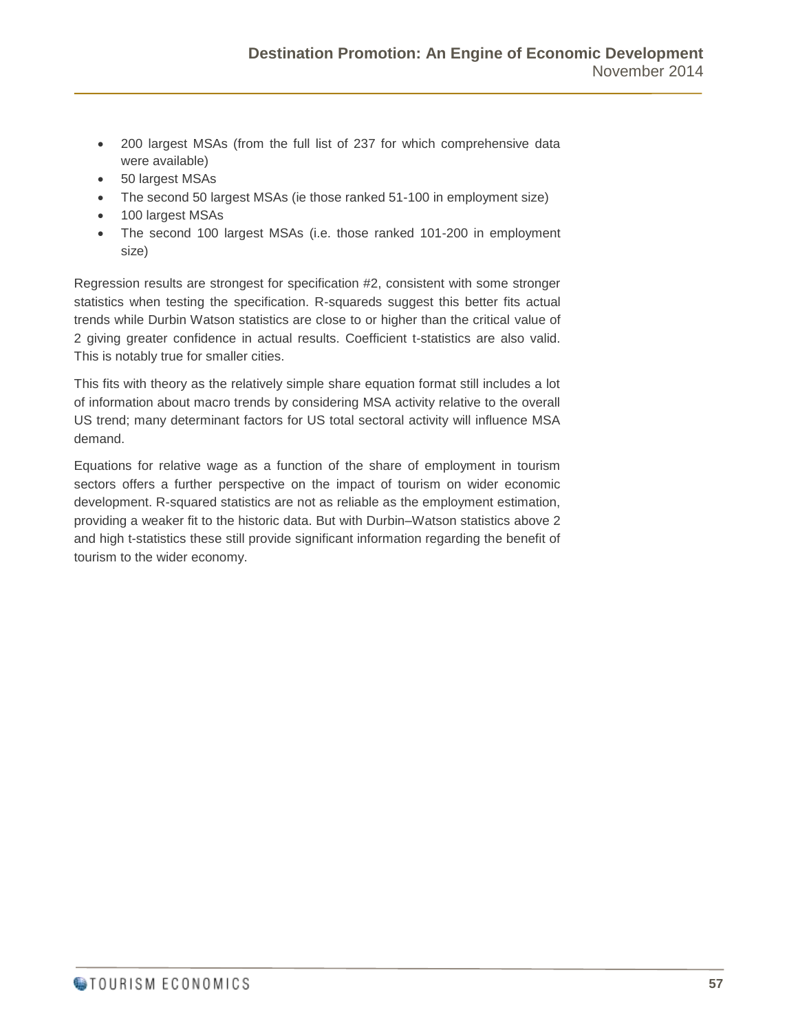- 200 largest MSAs (from the full list of 237 for which comprehensive data were available)
- 50 largest MSAs
- The second 50 largest MSAs (ie those ranked 51-100 in employment size)
- 100 largest MSAs
- The second 100 largest MSAs (i.e. those ranked 101-200 in employment size)

Regression results are strongest for specification #2, consistent with some stronger statistics when testing the specification. R-squareds suggest this better fits actual trends while Durbin Watson statistics are close to or higher than the critical value of 2 giving greater confidence in actual results. Coefficient t-statistics are also valid. This is notably true for smaller cities.

This fits with theory as the relatively simple share equation format still includes a lot of information about macro trends by considering MSA activity relative to the overall US trend; many determinant factors for US total sectoral activity will influence MSA demand.

Equations for relative wage as a function of the share of employment in tourism sectors offers a further perspective on the impact of tourism on wider economic development. R-squared statistics are not as reliable as the employment estimation, providing a weaker fit to the historic data. But with Durbin–Watson statistics above 2 and high t-statistics these still provide significant information regarding the benefit of tourism to the wider economy.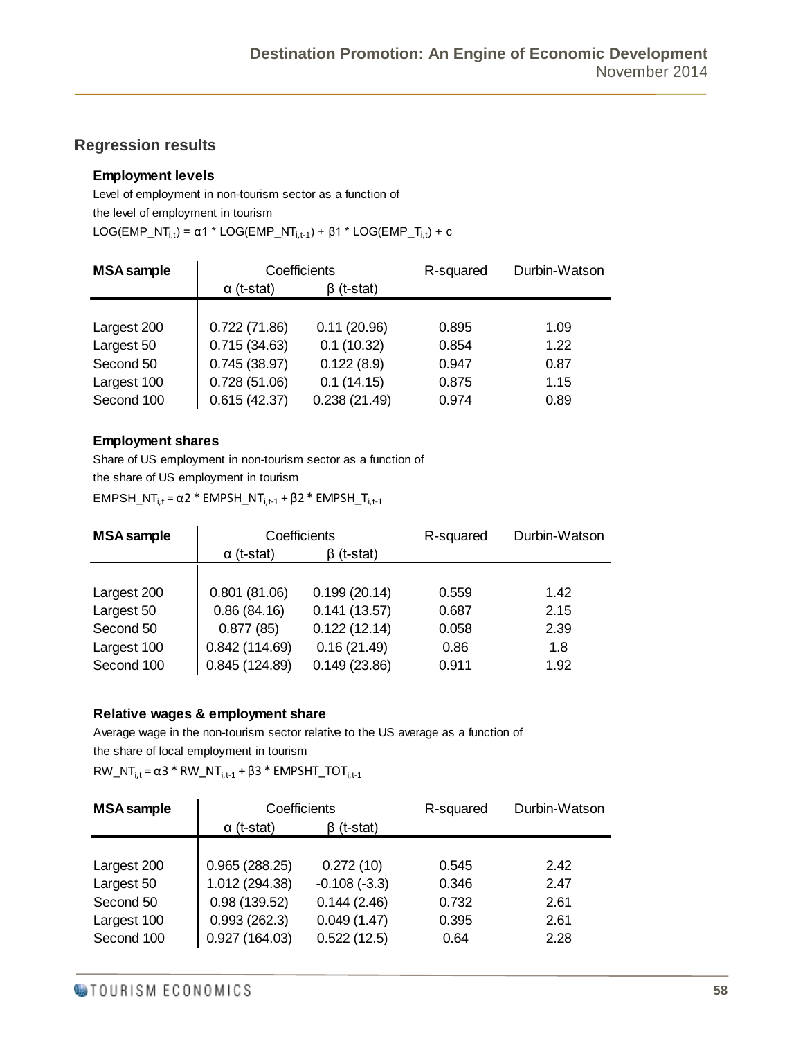## Regression results

### Employment levels

Level of employment in non-tourism sector as a function of the level of employment in tourism

$LOG(EMP\_NT_{i,t}) = \alpha 1 * LOG(EMP\_NT_{i,t-1}) + \beta 1 * LOG(EMP\_T_{i,t}) + c$

| MSA sample | Coefficients | | R-squared | Durbin-Watson |
|---|---|---|---|---|
| | α (t-stat) | β (t-stat) | | |
| Largest 200 | 0.722 (71.86) | 0.11 (20.96) | 0.895 | 1.09 |
| Largest 50 | 0.715 (34.63) | 0.1 (10.32) | 0.854 | 1.22 |
| Second 50 | 0.745 (38.97) | 0.122 (8.9) | 0.947 | 0.87 |
| Largest 100 | 0.728 (51.06) | 0.1 (14.15) | 0.875 | 1.15 |
| Second 100 | 0.615 (42.37) | 0.238 (21.49) | 0.974 | 0.89 |

### Employment shares

Share of US employment in non-tourism sector as a function of the share of US employment in tourism

$EMPSH\_NT_{i,t} = \alpha 2 * EMPSH\_NT_{i,t-1} + \beta 2 * EMPSH\_T_{i,t-1}$

| MSA sample | Coefficients | | R-squared | Durbin-Watson |
|---|---|---|---|---|
| | α (t-stat) | β (t-stat) | | |
| Largest 200 | 0.801 (81.06) | 0.199 (20.14) | 0.559 | 1.42 |
| Largest 50 | 0.86 (84.16) | 0.141 (13.57) | 0.687 | 2.15 |
| Second 50 | 0.877 (85) | 0.122 (12.14) | 0.058 | 2.39 |
| Largest 100 | 0.842 (114.69) | 0.16 (21.49) | 0.86 | 1.8 |
| Second 100 | 0.845 (124.89) | 0.149 (23.86) | 0.911 | 1.92 |

### Relative wages & employment share

Average wage in the non-tourism sector relative to the US average as a function of the share of local employment in tourism

$RW\_NT_{i,t} = \alpha 3 * RW\_NT_{i,t-1} + \beta 3 * EMPSHT\_TOT_{i,t-1}$

| MSA sample | Coefficients | | R-squared | Durbin-Watson |
|---|---|---|---|---|
| | α (t-stat) | β (t-stat) | | |
| Largest 200 | 0.965 (288.25) | 0.272 (10) | 0.545 | 2.42 |
| Largest 50 | 1.012 (294.38) | -0.108 (-3.3) | 0.346 | 2.47 |
| Second 50 | 0.98 (139.52) | 0.144 (2.46) | 0.732 | 2.61 |
| Largest 100 | 0.993 (262.3) | 0.049 (1.47) | 0.395 | 2.61 |
| Second 100 | 0.927 (164.03) | 0.522 (12.5) | 0.64 | 2.28 |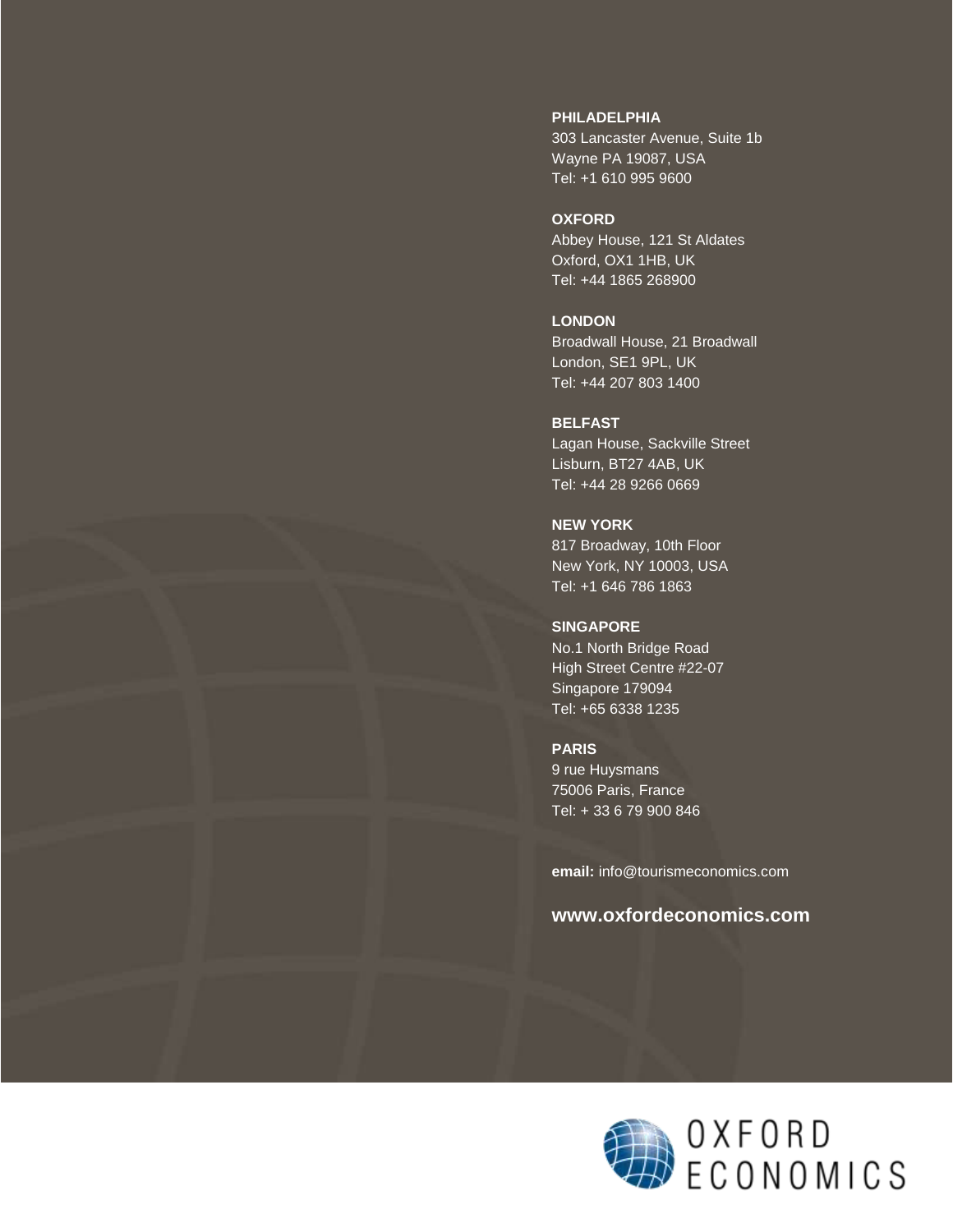**PHILADELPHIA**
303 Lancaster Avenue, Suite 1b
Wayne PA 19087, USA
Tel: +1 610 995 9600

**OXFORD**
Abbey House, 121 St Aldates
Oxford, OX1 1HB, UK
Tel: +44 1865 268900

**LONDON**
Broadwall House, 21 Broadwall
London, SE1 9PL, UK
Tel: +44 207 803 1400

**BELFAST**
Lagan House, Sackville Street
Lisburn, BT27 4AB, UK
Tel: +44 28 9266 0669

**NEW YORK**
817 Broadway, 10th Floor
New York, NY 10003, USA
Tel: +1 646 786 1863

**SINGAPORE**
No.1 North Bridge Road
High Street Centre #22-07
Singapore 179094
Tel: +65 6338 1235

**PARIS**
9 rue Huysmans
75006 Paris, France
Tel: + 33 6 79 900 846

**email:** info@tourismeconomics.com

**www.oxfordeconomics.com**

OXFORD ECONOMICS